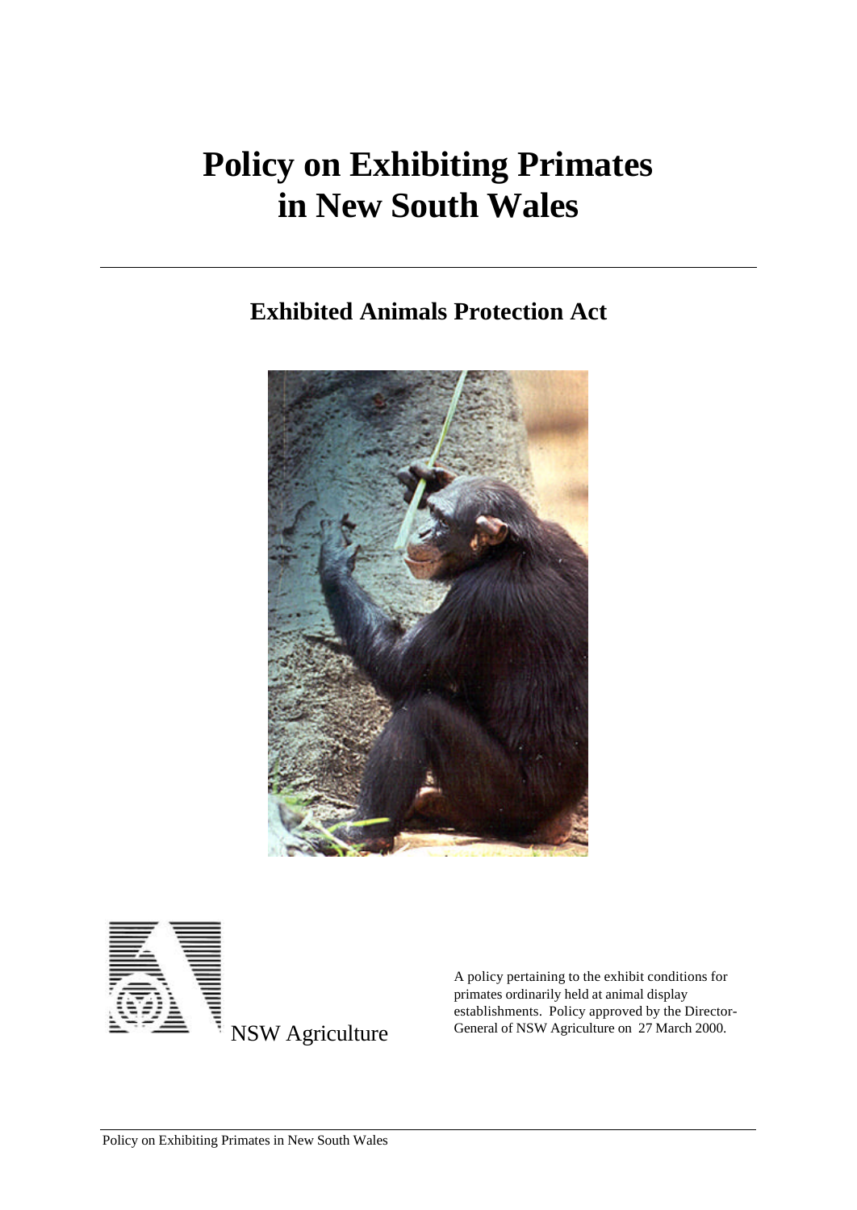# Policy on Exhibiting Primates in New South Wales

## Exhibited Animals Protection Act

NSW Agriculture

A policy pertaining to the exhibit conditions for primates ordinarily held at animal display establishments. Policy approved by the Director-General of NSW Agriculture on 27 March 2000.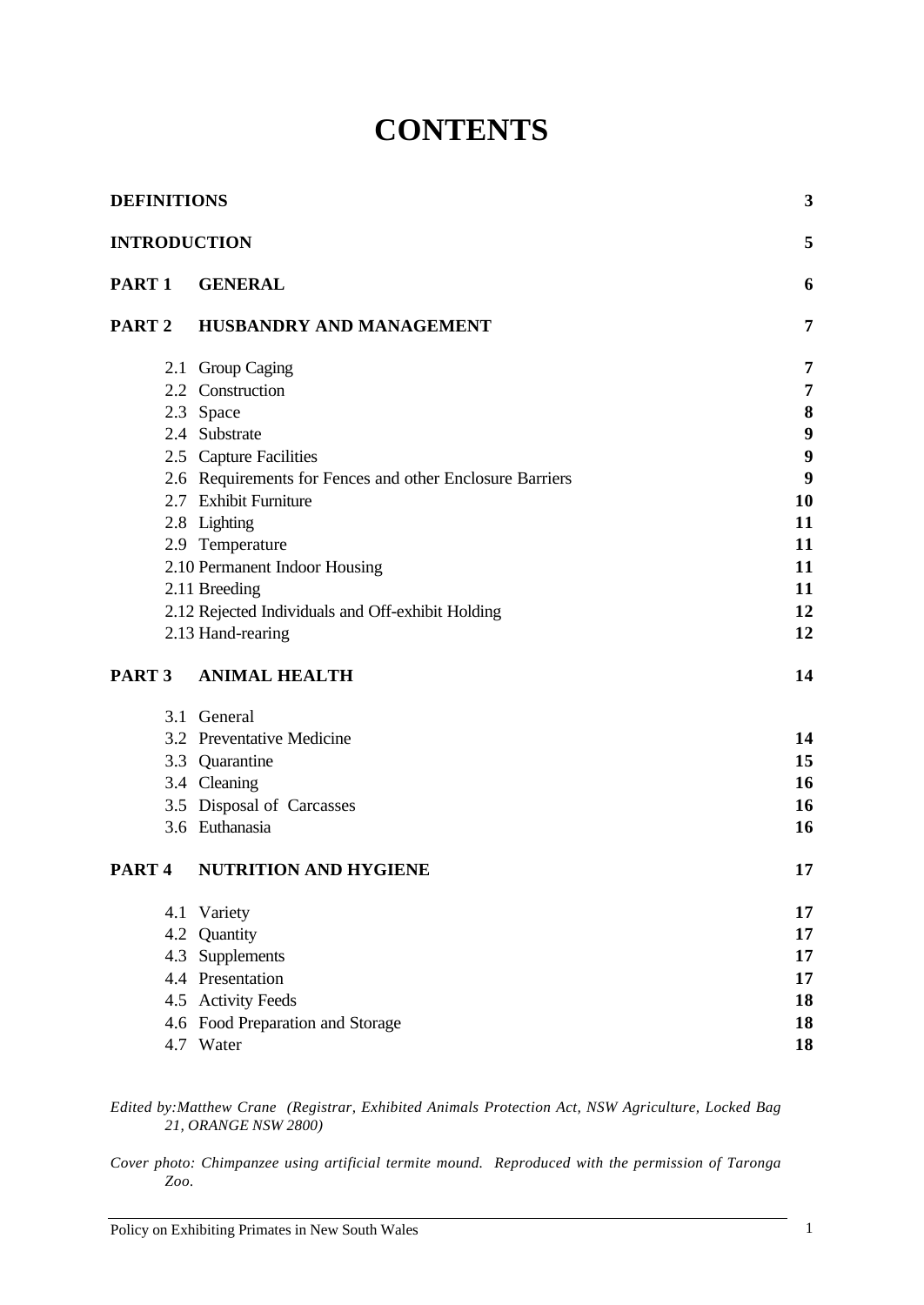# CONTENTS

| | | |
|---|---|---|
| **DEFINITIONS** | | **3** |
| **INTRODUCTION** | | **5** |
| **PART 1** | **GENERAL** | **6** |
| **PART 2** | **HUSBANDRY AND MANAGEMENT** | **7** |
| | 2.1 Group Caging | **7** |
| | 2.2 Construction | **7** |
| | 2.3 Space | **8** |
| | 2.4 Substrate | **9** |
| | 2.5 Capture Facilities | **9** |
| | 2.6 Requirements for Fences and other Enclosure Barriers | **9** |
| | 2.7 Exhibit Furniture | **10** |
| | 2.8 Lighting | **11** |
| | 2.9 Temperature | **11** |
| | 2.10 Permanent Indoor Housing | **11** |
| | 2.11 Breeding | **11** |
| | 2.12 Rejected Individuals and Off-exhibit Holding | **12** |
| | 2.13 Hand-rearing | **12** |
| **PART 3** | **ANIMAL HEALTH** | **14** |
| | 3.1 General | |
| | 3.2 Preventative Medicine | **14** |
| | 3.3 Quarantine | **15** |
| | 3.4 Cleaning | **16** |
| | 3.5 Disposal of Carcasses | **16** |
| | 3.6 Euthanasia | **16** |
| **PART 4** | **NUTRITION AND HYGIENE** | **17** |
| | 4.1 Variety | **17** |
| | 4.2 Quantity | **17** |
| | 4.3 Supplements | **17** |
| | 4.4 Presentation | **17** |
| | 4.5 Activity Feeds | **18** |
| | 4.6 Food Preparation and Storage | **18** |
| | 4.7 Water | **18** |

*Edited by: Matthew Crane (Registrar, Exhibited Animals Protection Act, NSW Agriculture, Locked Bag 21, ORANGE NSW 2800)*

*Cover photo: Chimpanzee using artificial termite mound. Reproduced with the permission of Taronga Zoo.*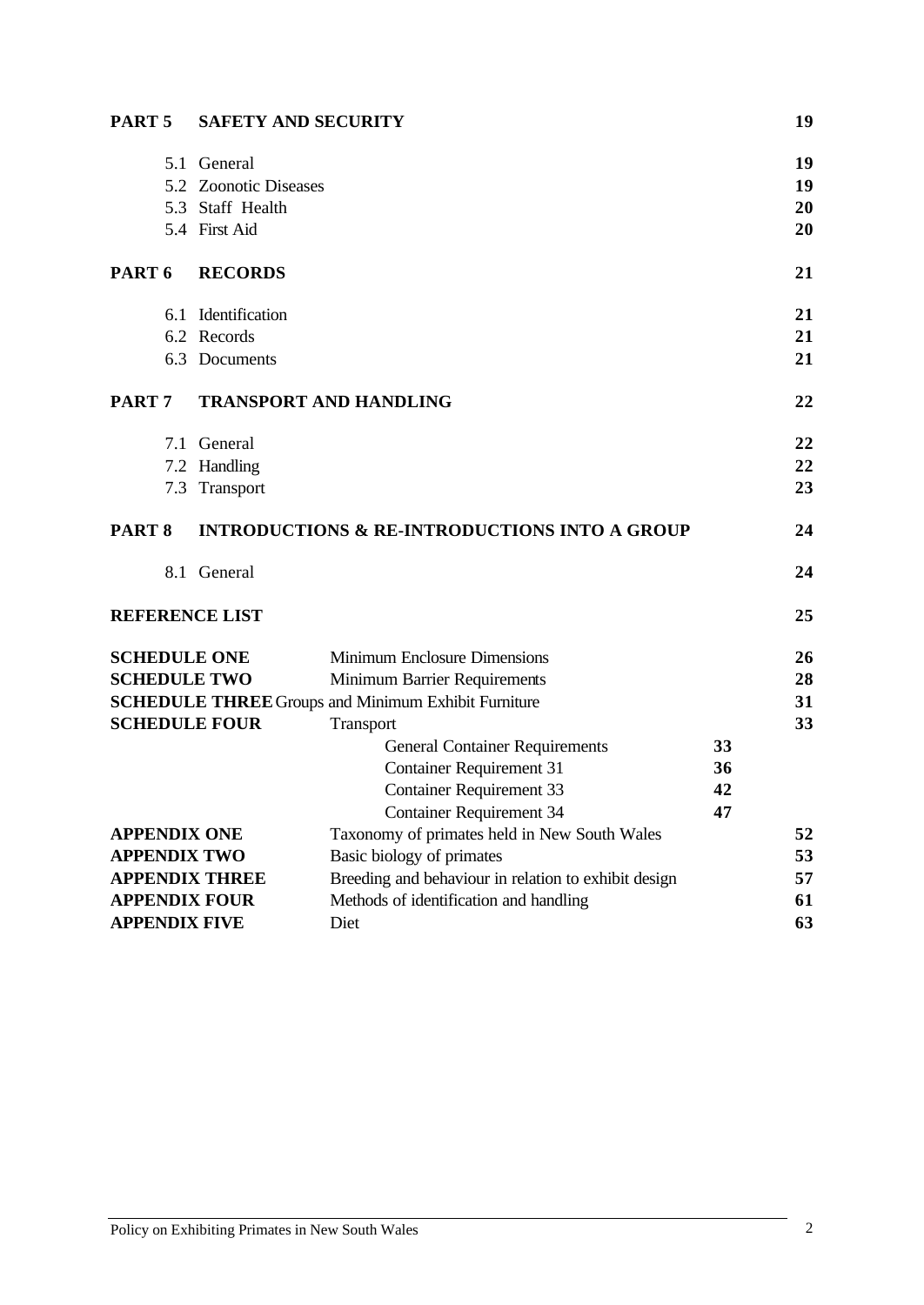**PART 5 SAFETY AND SECURITY** **19**

- 5.1 General **19**
- 5.2 Zoonotic Diseases **19**
- 5.3 Staff Health **20**
- 5.4 First Aid **20**

**PART 6 RECORDS** **21**

- 6.1 Identification **21**
- 6.2 Records **21**
- 6.3 Documents **21**

**PART 7 TRANSPORT AND HANDLING** **22**

- 7.1 General **22**
- 7.2 Handling **22**
- 7.3 Transport **23**

**PART 8 INTRODUCTIONS & RE-INTRODUCTIONS INTO A GROUP** **24**

- 8.1 General **24**

**REFERENCE LIST** **25**

| | | | |
|---|---|---|---|
| **SCHEDULE ONE** | Minimum Enclosure Dimensions | | **26** |
| **SCHEDULE TWO** | Minimum Barrier Requirements | | **28** |
| **SCHEDULE THREE** | Groups and Minimum Exhibit Furniture | | **31** |
| **SCHEDULE FOUR** | Transport | | **33** |
| | General Container Requirements | **33** | |
| | Container Requirement 31 | **36** | |
| | Container Requirement 33 | **42** | |
| | Container Requirement 34 | **47** | |
| **APPENDIX ONE** | Taxonomy of primates held in New South Wales | | **52** |
| **APPENDIX TWO** | Basic biology of primates | | **53** |
| **APPENDIX THREE** | Breeding and behaviour in relation to exhibit design | | **57** |
| **APPENDIX FOUR** | Methods of identification and handling | | **61** |
| **APPENDIX FIVE** | Diet | | **63** |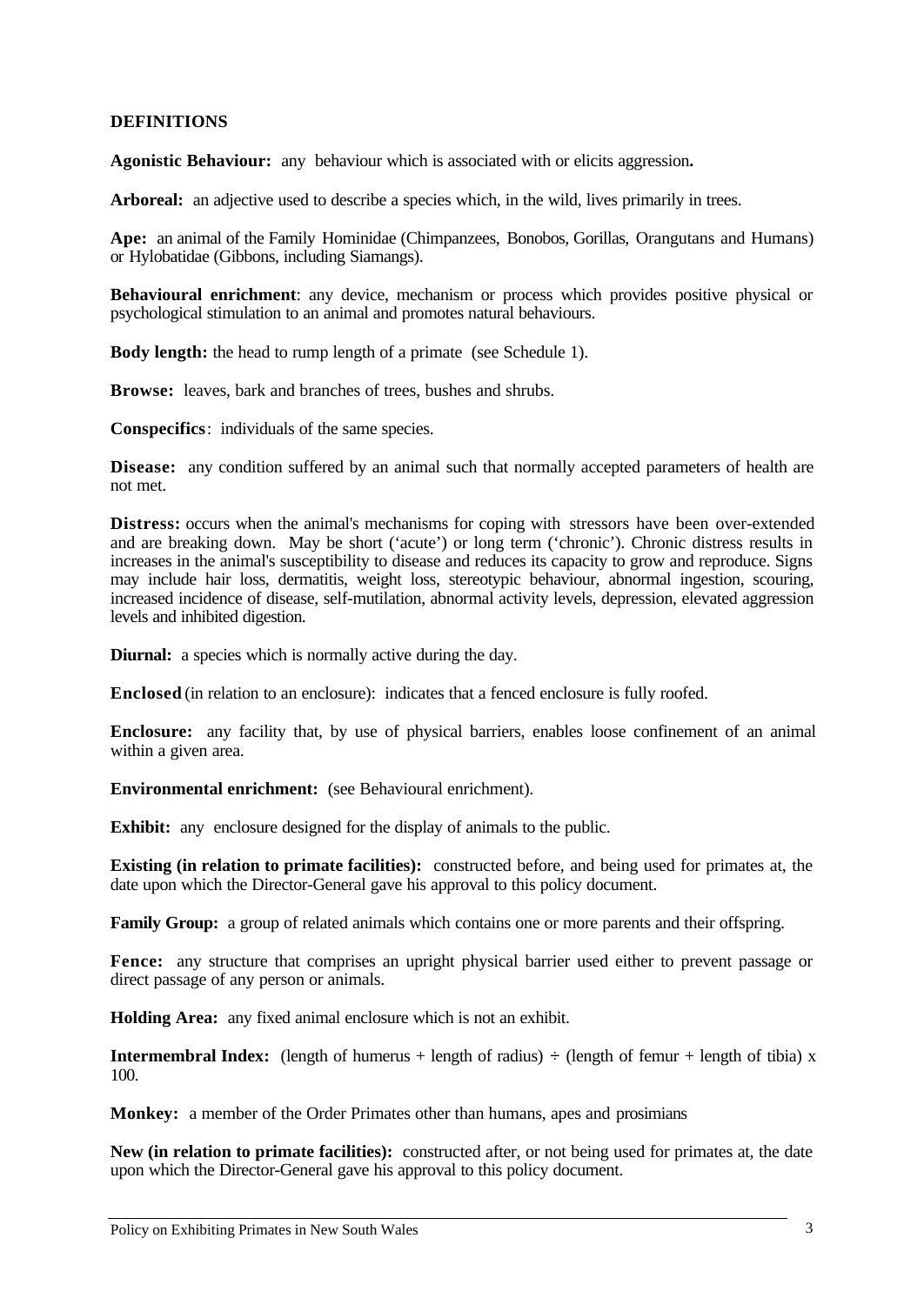## DEFINITIONS

**Agonistic Behaviour:** any behaviour which is associated with or elicits aggression**.**

**Arboreal:** an adjective used to describe a species which, in the wild, lives primarily in trees.

**Ape:** an animal of the Family Hominidae (Chimpanzees, Bonobos, Gorillas, Orangutans and Humans) or Hylobatidae (Gibbons, including Siamangs).

**Behavioural enrichment**: any device, mechanism or process which provides positive physical or psychological stimulation to an animal and promotes natural behaviours.

**Body length:** the head to rump length of a primate (see Schedule 1).

**Browse:** leaves, bark and branches of trees, bushes and shrubs.

**Conspecifics**: individuals of the same species.

**Disease:** any condition suffered by an animal such that normally accepted parameters of health are not met.

**Distress:** occurs when the animal's mechanisms for coping with stressors have been over-extended and are breaking down. May be short ('acute') or long term ('chronic'). Chronic distress results in increases in the animal's susceptibility to disease and reduces its capacity to grow and reproduce. Signs may include hair loss, dermatitis, weight loss, stereotypic behaviour, abnormal ingestion, scouring, increased incidence of disease, self-mutilation, abnormal activity levels, depression, elevated aggression levels and inhibited digestion.

**Diurnal:** a species which is normally active during the day.

**Enclosed** (in relation to an enclosure): indicates that a fenced enclosure is fully roofed.

**Enclosure:** any facility that, by use of physical barriers, enables loose confinement of an animal within a given area.

**Environmental enrichment:** (see Behavioural enrichment).

**Exhibit:** any enclosure designed for the display of animals to the public.

**Existing (in relation to primate facilities):** constructed before, and being used for primates at, the date upon which the Director-General gave his approval to this policy document.

**Family Group:** a group of related animals which contains one or more parents and their offspring.

**Fence:** any structure that comprises an upright physical barrier used either to prevent passage or direct passage of any person or animals.

**Holding Area:** any fixed animal enclosure which is not an exhibit.

**Intermembral Index:** (length of humerus + length of radius) ÷ (length of femur + length of tibia) x 100.

**Monkey:** a member of the Order Primates other than humans, apes and prosimians

**New (in relation to primate facilities):** constructed after, or not being used for primates at, the date upon which the Director-General gave his approval to this policy document.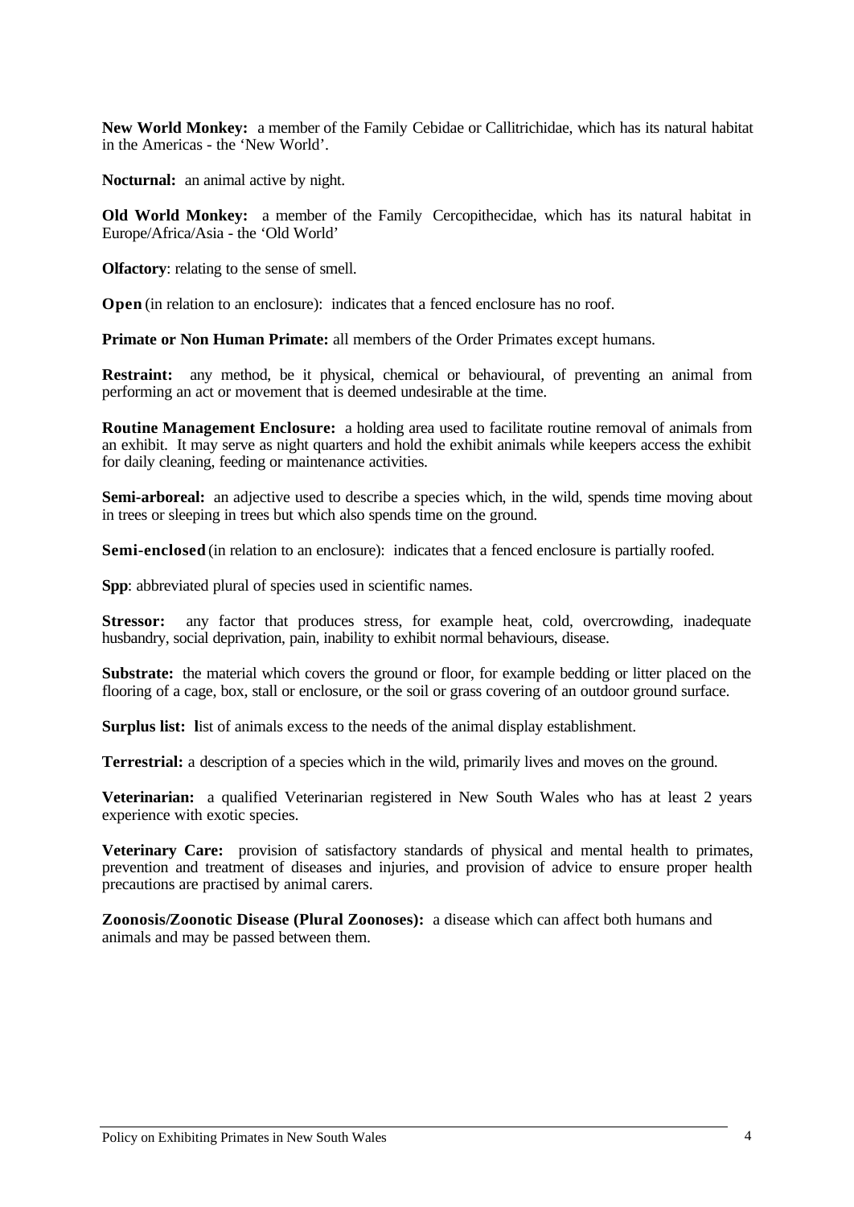**New World Monkey:** a member of the Family Cebidae or Callitrichidae, which has its natural habitat in the Americas - the 'New World'.

**Nocturnal:** an animal active by night.

**Old World Monkey:** a member of the Family Cercopithecidae, which has its natural habitat in Europe/Africa/Asia - the 'Old World'

**Olfactory**: relating to the sense of smell.

**Open** (in relation to an enclosure): indicates that a fenced enclosure has no roof.

**Primate or Non Human Primate:** all members of the Order Primates except humans.

**Restraint:** any method, be it physical, chemical or behavioural, of preventing an animal from performing an act or movement that is deemed undesirable at the time.

**Routine Management Enclosure:** a holding area used to facilitate routine removal of animals from an exhibit. It may serve as night quarters and hold the exhibit animals while keepers access the exhibit for daily cleaning, feeding or maintenance activities.

**Semi-arboreal:** an adjective used to describe a species which, in the wild, spends time moving about in trees or sleeping in trees but which also spends time on the ground.

**Semi-enclosed** (in relation to an enclosure): indicates that a fenced enclosure is partially roofed.

**Spp**: abbreviated plural of species used in scientific names.

**Stressor:** any factor that produces stress, for example heat, cold, overcrowding, inadequate husbandry, social deprivation, pain, inability to exhibit normal behaviours, disease.

**Substrate:** the material which covers the ground or floor, for example bedding or litter placed on the flooring of a cage, box, stall or enclosure, or the soil or grass covering of an outdoor ground surface.

**Surplus list:** **l**ist of animals excess to the needs of the animal display establishment.

**Terrestrial:** a description of a species which in the wild, primarily lives and moves on the ground.

**Veterinarian:** a qualified Veterinarian registered in New South Wales who has at least 2 years experience with exotic species.

**Veterinary Care:** provision of satisfactory standards of physical and mental health to primates, prevention and treatment of diseases and injuries, and provision of advice to ensure proper health precautions are practised by animal carers.

**Zoonosis/Zoonotic Disease (Plural Zoonoses):** a disease which can affect both humans and animals and may be passed between them.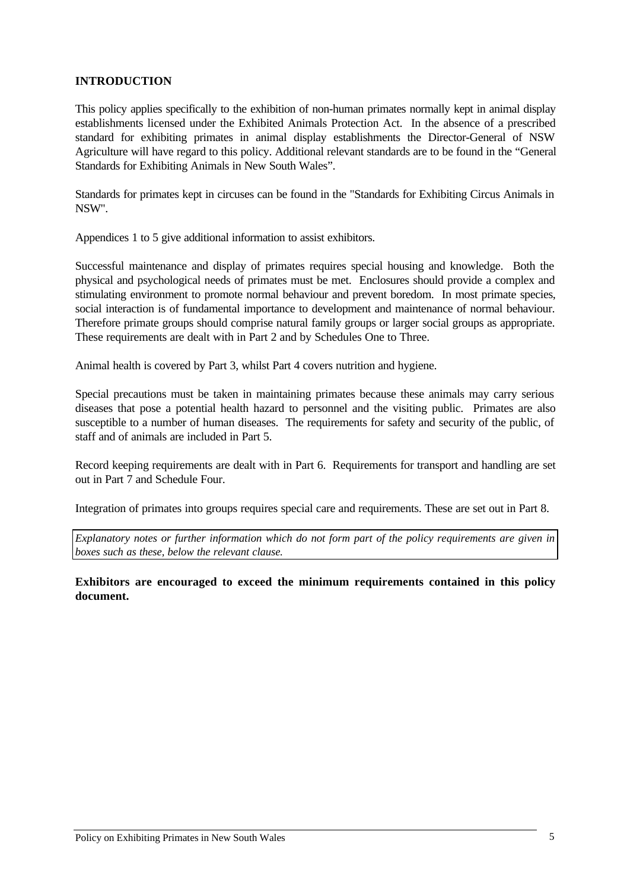## INTRODUCTION

This policy applies specifically to the exhibition of non-human primates normally kept in animal display establishments licensed under the Exhibited Animals Protection Act. In the absence of a prescribed standard for exhibiting primates in animal display establishments the Director-General of NSW Agriculture will have regard to this policy. Additional relevant standards are to be found in the "General Standards for Exhibiting Animals in New South Wales".

Standards for primates kept in circuses can be found in the "Standards for Exhibiting Circus Animals in NSW".

Appendices 1 to 5 give additional information to assist exhibitors.

Successful maintenance and display of primates requires special housing and knowledge. Both the physical and psychological needs of primates must be met. Enclosures should provide a complex and stimulating environment to promote normal behaviour and prevent boredom. In most primate species, social interaction is of fundamental importance to development and maintenance of normal behaviour. Therefore primate groups should comprise natural family groups or larger social groups as appropriate. These requirements are dealt with in Part 2 and by Schedules One to Three.

Animal health is covered by Part 3, whilst Part 4 covers nutrition and hygiene.

Special precautions must be taken in maintaining primates because these animals may carry serious diseases that pose a potential health hazard to personnel and the visiting public. Primates are also susceptible to a number of human diseases. The requirements for safety and security of the public, of staff and of animals are included in Part 5.

Record keeping requirements are dealt with in Part 6. Requirements for transport and handling are set out in Part 7 and Schedule Four.

Integration of primates into groups requires special care and requirements. These are set out in Part 8.

*Explanatory notes or further information which do not form part of the policy requirements are given in boxes such as these, below the relevant clause.*

**Exhibitors are encouraged to exceed the minimum requirements contained in this policy document.**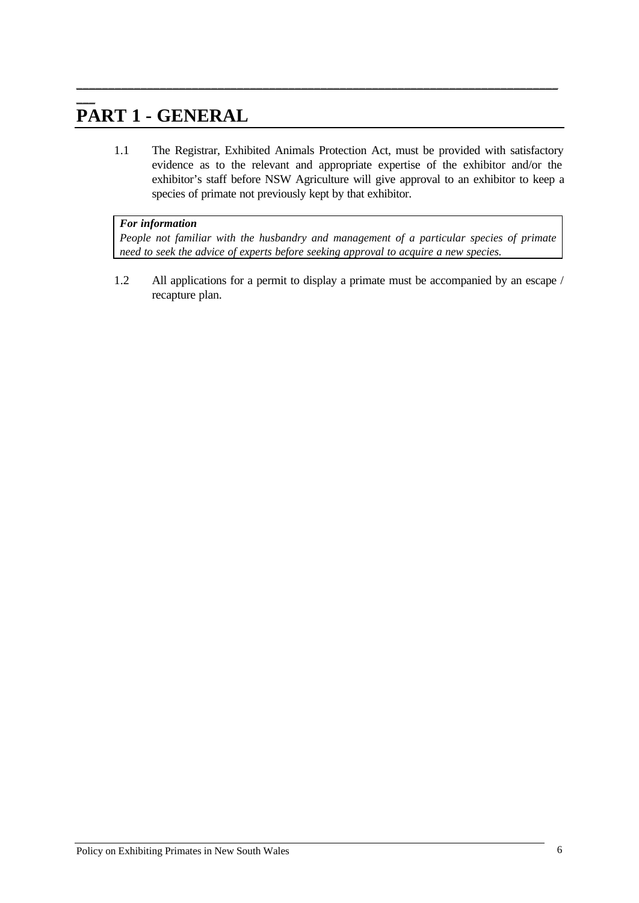# PART 1 - GENERAL

1.1 The Registrar, Exhibited Animals Protection Act, must be provided with satisfactory evidence as to the relevant and appropriate expertise of the exhibitor and/or the exhibitor's staff before NSW Agriculture will give approval to an exhibitor to keep a species of primate not previously kept by that exhibitor.

> ***For information***
> *People not familiar with the husbandry and management of a particular species of primate need to seek the advice of experts before seeking approval to acquire a new species.*

1.2 All applications for a permit to display a primate must be accompanied by an escape / recapture plan.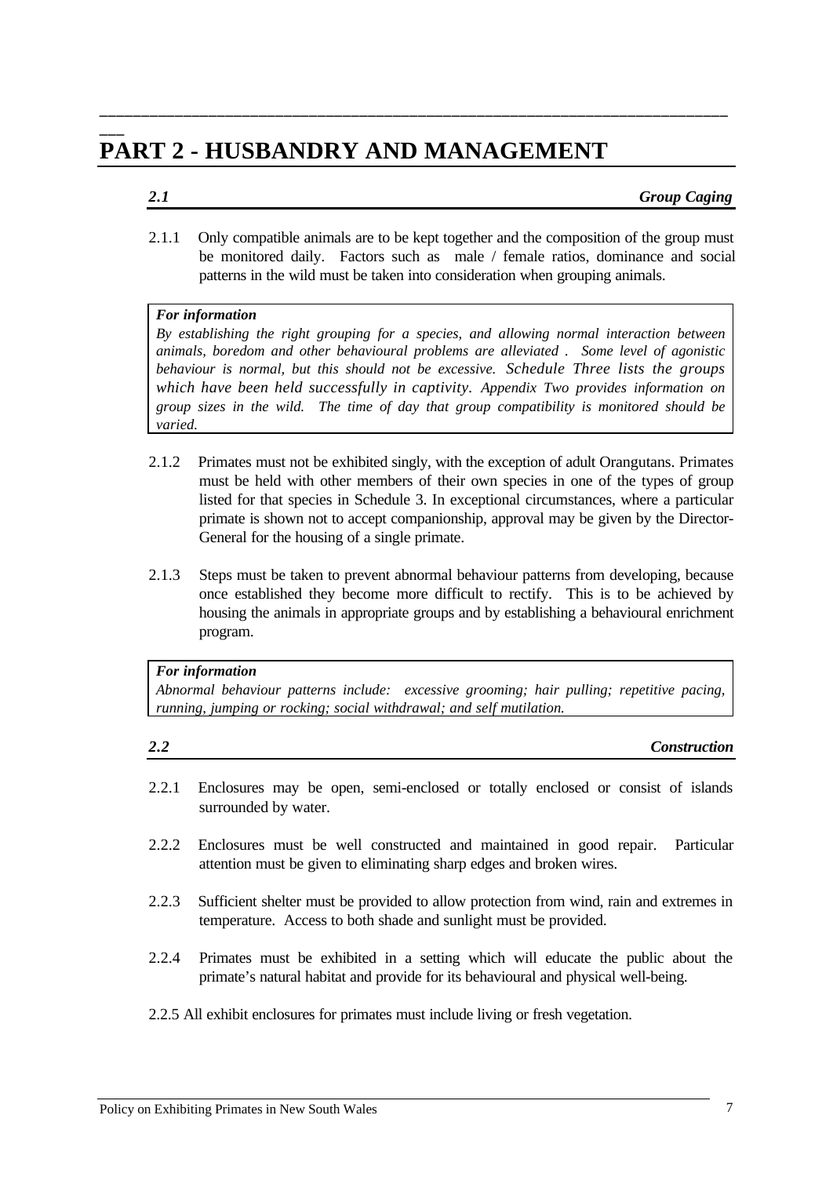# PART 2 - HUSBANDRY AND MANAGEMENT

## 2.1 Group Caging

2.1.1 Only compatible animals are to be kept together and the composition of the group must be monitored daily. Factors such as male / female ratios, dominance and social patterns in the wild must be taken into consideration when grouping animals.

> ***For information***
>
> *By establishing the right grouping for a species, and allowing normal interaction between animals, boredom and other behavioural problems are alleviated . Some level of agonistic behaviour is normal, but this should not be excessive. Schedule Three lists the groups which have been held successfully in captivity. Appendix Two provides information on group sizes in the wild. The time of day that group compatibility is monitored should be varied.*

2.1.2 Primates must not be exhibited singly, with the exception of adult Orangutans. Primates must be held with other members of their own species in one of the types of group listed for that species in Schedule 3. In exceptional circumstances, where a particular primate is shown not to accept companionship, approval may be given by the Director-General for the housing of a single primate.

2.1.3 Steps must be taken to prevent abnormal behaviour patterns from developing, because once established they become more difficult to rectify. This is to be achieved by housing the animals in appropriate groups and by establishing a behavioural enrichment program.

> ***For information***
>
> *Abnormal behaviour patterns include: excessive grooming; hair pulling; repetitive pacing, running, jumping or rocking; social withdrawal; and self mutilation.*

## 2.2 Construction

2.2.1 Enclosures may be open, semi-enclosed or totally enclosed or consist of islands surrounded by water.

2.2.2 Enclosures must be well constructed and maintained in good repair. Particular attention must be given to eliminating sharp edges and broken wires.

2.2.3 Sufficient shelter must be provided to allow protection from wind, rain and extremes in temperature. Access to both shade and sunlight must be provided.

2.2.4 Primates must be exhibited in a setting which will educate the public about the primate's natural habitat and provide for its behavioural and physical well-being.

2.2.5 All exhibit enclosures for primates must include living or fresh vegetation.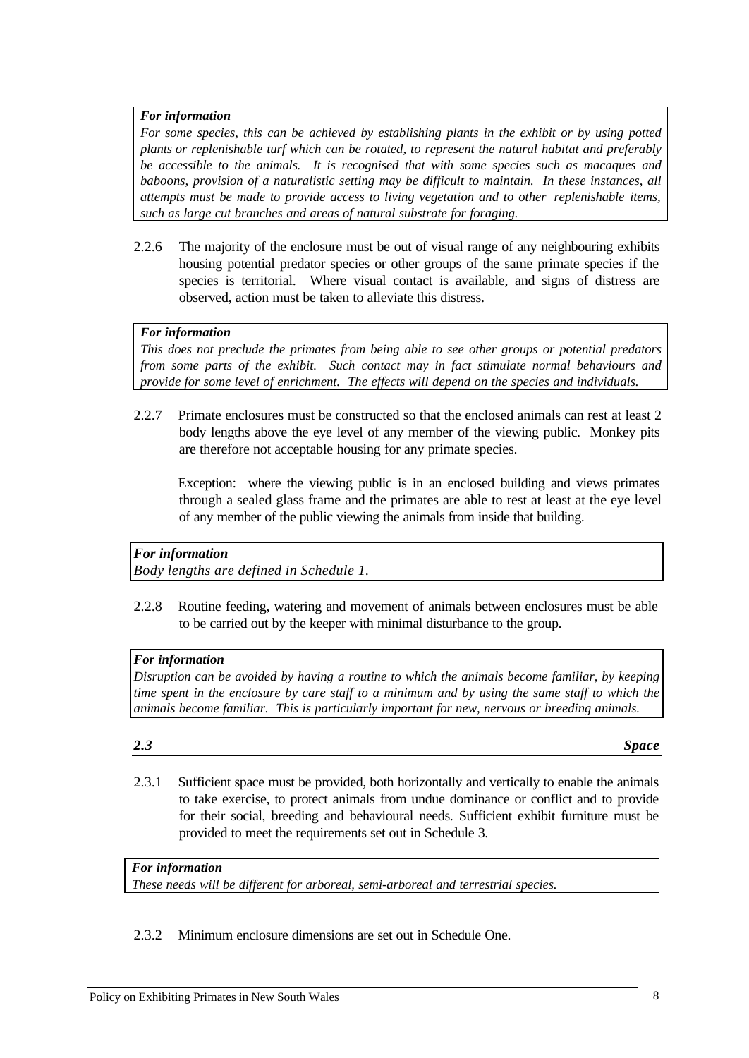> ***For information***
> *For some species, this can be achieved by establishing plants in the exhibit or by using potted plants or replenishable turf which can be rotated, to represent the natural habitat and preferably be accessible to the animals. It is recognised that with some species such as macaques and baboons, provision of a naturalistic setting may be difficult to maintain. In these instances, all attempts must be made to provide access to living vegetation and to other replenishable items, such as large cut branches and areas of natural substrate for foraging.*

2.2.6 The majority of the enclosure must be out of visual range of any neighbouring exhibits housing potential predator species or other groups of the same primate species if the species is territorial. Where visual contact is available, and signs of distress are observed, action must be taken to alleviate this distress.

> ***For information***
> *This does not preclude the primates from being able to see other groups or potential predators from some parts of the exhibit. Such contact may in fact stimulate normal behaviours and provide for some level of enrichment. The effects will depend on the species and individuals.*

2.2.7 Primate enclosures must be constructed so that the enclosed animals can rest at least 2 body lengths above the eye level of any member of the viewing public. Monkey pits are therefore not acceptable housing for any primate species.

Exception: where the viewing public is in an enclosed building and views primates through a sealed glass frame and the primates are able to rest at least at the eye level of any member of the public viewing the animals from inside that building.

> ***For information***
> *Body lengths are defined in Schedule 1.*

2.2.8 Routine feeding, watering and movement of animals between enclosures must be able to be carried out by the keeper with minimal disturbance to the group.

> ***For information***
> *Disruption can be avoided by having a routine to which the animals become familiar, by keeping time spent in the enclosure by care staff to a minimum and by using the same staff to which the animals become familiar. This is particularly important for new, nervous or breeding animals.*

## *2.3 Space*

2.3.1 Sufficient space must be provided, both horizontally and vertically to enable the animals to take exercise, to protect animals from undue dominance or conflict and to provide for their social, breeding and behavioural needs. Sufficient exhibit furniture must be provided to meet the requirements set out in Schedule 3.

> ***For information***
> *These needs will be different for arboreal, semi-arboreal and terrestrial species.*

2.3.2 Minimum enclosure dimensions are set out in Schedule One.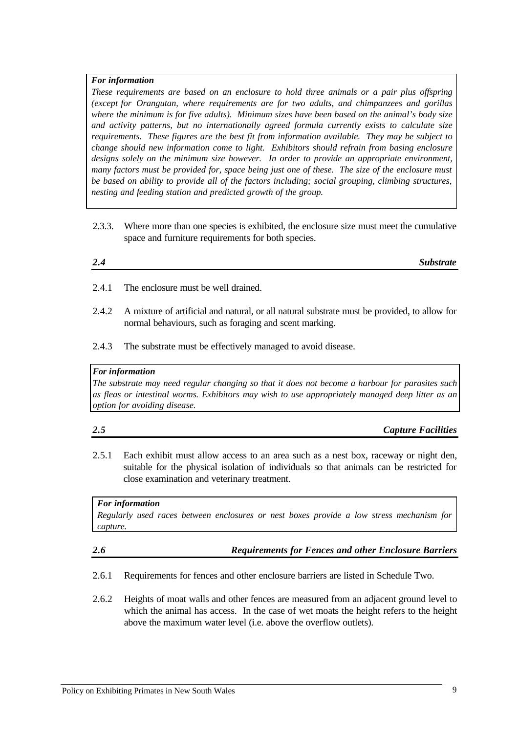> ***For information***
> *These requirements are based on an enclosure to hold three animals or a pair plus offspring (except for Orangutan, where requirements are for two adults, and chimpanzees and gorillas where the minimum is for five adults). Minimum sizes have been based on the animal's body size and activity patterns, but no internationally agreed formula currently exists to calculate size requirements. These figures are the best fit from information available. They may be subject to change should new information come to light. Exhibitors should refrain from basing enclosure designs solely on the minimum size however. In order to provide an appropriate environment, many factors must be provided for, space being just one of these. The size of the enclosure must be based on ability to provide all of the factors including; social grouping, climbing structures, nesting and feeding station and predicted growth of the group.*

2.3.3. Where more than one species is exhibited, the enclosure size must meet the cumulative space and furniture requirements for both species.

## *2.4 Substrate*

2.4.1 The enclosure must be well drained.

2.4.2 A mixture of artificial and natural, or all natural substrate must be provided, to allow for normal behaviours, such as foraging and scent marking.

2.4.3 The substrate must be effectively managed to avoid disease.

> ***For information***
> *The substrate may need regular changing so that it does not become a harbour for parasites such as fleas or intestinal worms. Exhibitors may wish to use appropriately managed deep litter as an option for avoiding disease.*

## *2.5 Capture Facilities*

2.5.1 Each exhibit must allow access to an area such as a nest box, raceway or night den, suitable for the physical isolation of individuals so that animals can be restricted for close examination and veterinary treatment.

> ***For information***
> *Regularly used races between enclosures or nest boxes provide a low stress mechanism for capture.*

## *2.6 Requirements for Fences and other Enclosure Barriers*

2.6.1 Requirements for fences and other enclosure barriers are listed in Schedule Two.

2.6.2 Heights of moat walls and other fences are measured from an adjacent ground level to which the animal has access. In the case of wet moats the height refers to the height above the maximum water level (i.e. above the overflow outlets).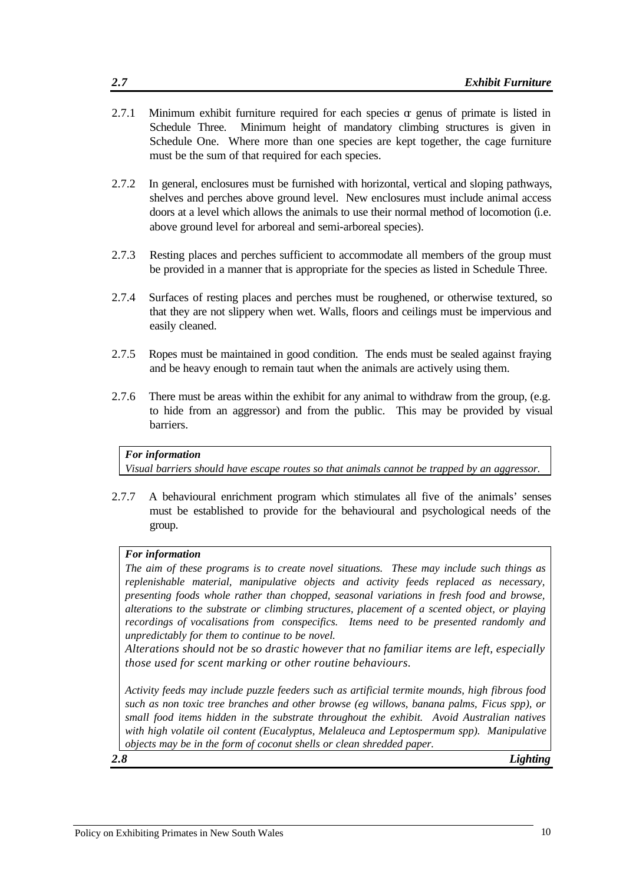## 2.7 Exhibit Furniture

2.7.1 Minimum exhibit furniture required for each species or genus of primate is listed in Schedule Three. Minimum height of mandatory climbing structures is given in Schedule One. Where more than one species are kept together, the cage furniture must be the sum of that required for each species.

2.7.2 In general, enclosures must be furnished with horizontal, vertical and sloping pathways, shelves and perches above ground level. New enclosures must include animal access doors at a level which allows the animals to use their normal method of locomotion (i.e. above ground level for arboreal and semi-arboreal species).

2.7.3 Resting places and perches sufficient to accommodate all members of the group must be provided in a manner that is appropriate for the species as listed in Schedule Three.

2.7.4 Surfaces of resting places and perches must be roughened, or otherwise textured, so that they are not slippery when wet. Walls, floors and ceilings must be impervious and easily cleaned.

2.7.5 Ropes must be maintained in good condition. The ends must be sealed against fraying and be heavy enough to remain taut when the animals are actively using them.

2.7.6 There must be areas within the exhibit for any animal to withdraw from the group, (e.g. to hide from an aggressor) and from the public. This may be provided by visual barriers.

> ***For information***
> *Visual barriers should have escape routes so that animals cannot be trapped by an aggressor.*

2.7.7 A behavioural enrichment program which stimulates all five of the animals' senses must be established to provide for the behavioural and psychological needs of the group.

> ***For information***
> *The aim of these programs is to create novel situations. These may include such things as replenishable material, manipulative objects and activity feeds replaced as necessary, presenting foods whole rather than chopped, seasonal variations in fresh food and browse, alterations to the substrate or climbing structures, placement of a scented object, or playing recordings of vocalisations from conspecifics. Items need to be presented randomly and unpredictably for them to continue to be novel.*
> *Alterations should not be so drastic however that no familiar items are left, especially those used for scent marking or other routine behaviours.*
>
> *Activity feeds may include puzzle feeders such as artificial termite mounds, high fibrous food such as non toxic tree branches and other browse (eg willows, banana palms, Ficus spp), or small food items hidden in the substrate throughout the exhibit. Avoid Australian natives with high volatile oil content (Eucalyptus, Melaleuca and Leptospermum spp). Manipulative objects may be in the form of coconut shells or clean shredded paper.*

## 2.8 Lighting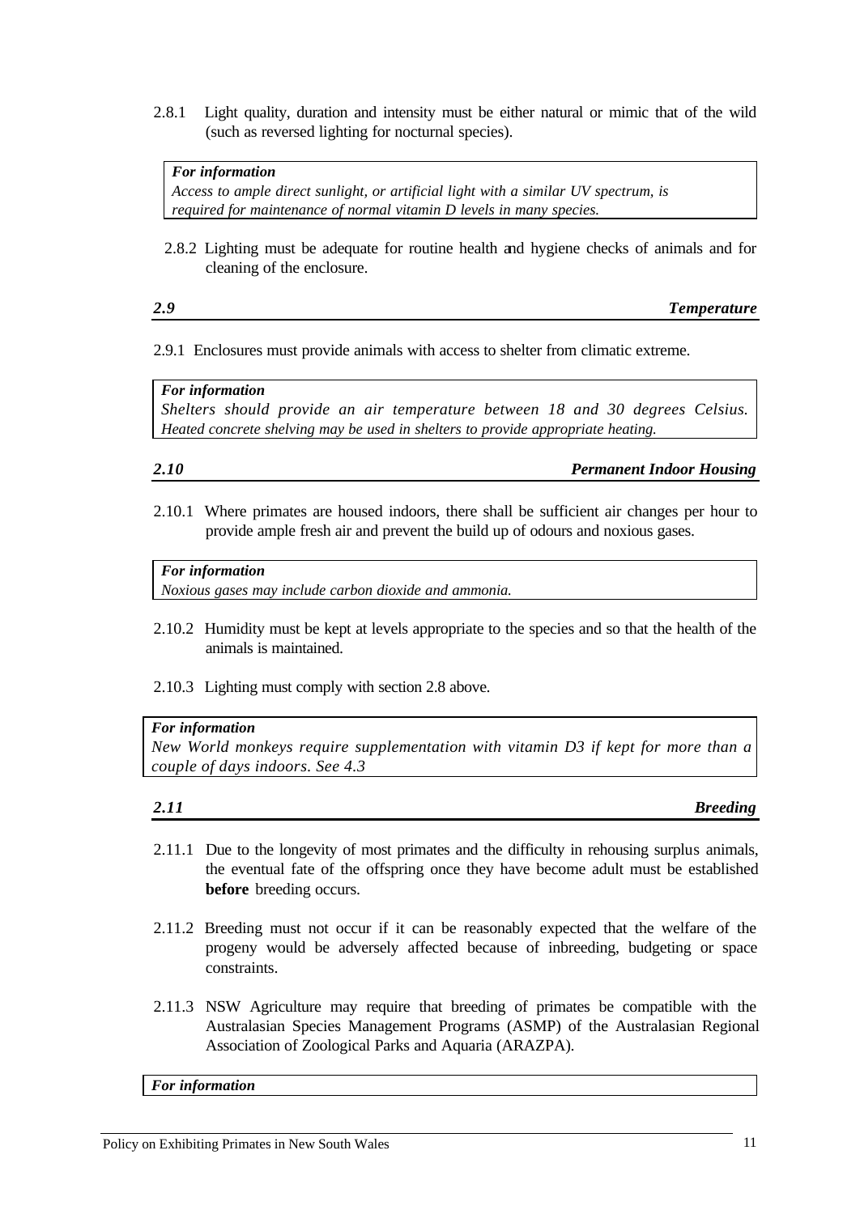2.8.1 Light quality, duration and intensity must be either natural or mimic that of the wild (such as reversed lighting for nocturnal species).

> ***For information***
> *Access to ample direct sunlight, or artificial light with a similar UV spectrum, is required for maintenance of normal vitamin D levels in many species.*

2.8.2 Lighting must be adequate for routine health and hygiene checks of animals and for cleaning of the enclosure.

## *2.9 Temperature*

2.9.1 Enclosures must provide animals with access to shelter from climatic extreme.

> ***For information***
> *Shelters should provide an air temperature between 18 and 30 degrees Celsius. Heated concrete shelving may be used in shelters to provide appropriate heating.*

## *2.10 Permanent Indoor Housing*

2.10.1 Where primates are housed indoors, there shall be sufficient air changes per hour to provide ample fresh air and prevent the build up of odours and noxious gases.

> ***For information***
> *Noxious gases may include carbon dioxide and ammonia.*

2.10.2 Humidity must be kept at levels appropriate to the species and so that the health of the animals is maintained.

2.10.3 Lighting must comply with section 2.8 above.

> ***For information***
> *New World monkeys require supplementation with vitamin D3 if kept for more than a couple of days indoors. See 4.3*

## *2.11 Breeding*

2.11.1 Due to the longevity of most primates and the difficulty in rehousing surplus animals, the eventual fate of the offspring once they have become adult must be established **before** breeding occurs.

2.11.2 Breeding must not occur if it can be reasonably expected that the welfare of the progeny would be adversely affected because of inbreeding, budgeting or space constraints.

2.11.3 NSW Agriculture may require that breeding of primates be compatible with the Australasian Species Management Programs (ASMP) of the Australasian Regional Association of Zoological Parks and Aquaria (ARAZPA).

> ***For information***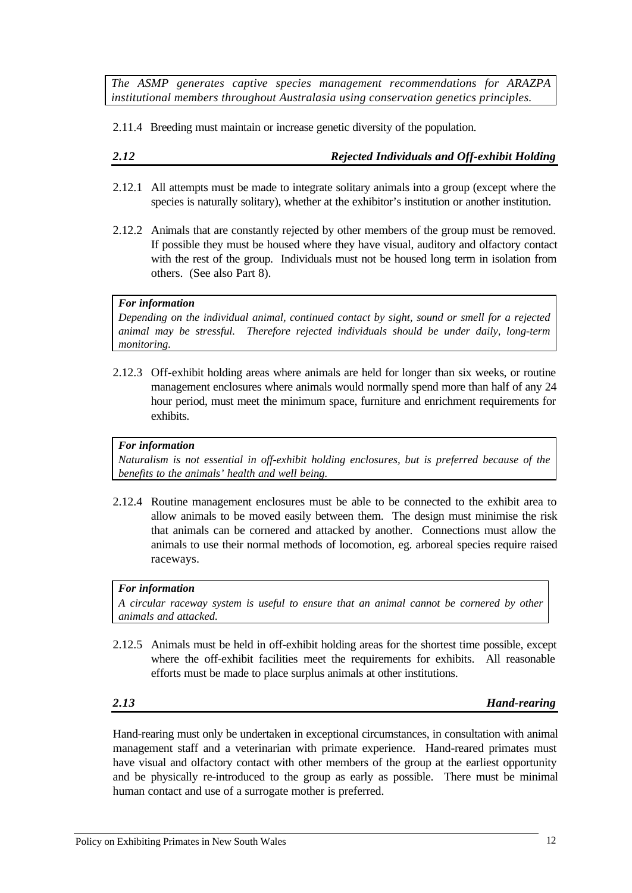*The ASMP generates captive species management recommendations for ARAZPA institutional members throughout Australasia using conservation genetics principles.*

2.11.4 Breeding must maintain or increase genetic diversity of the population.

## *2.12 Rejected Individuals and Off-exhibit Holding*

2.12.1 All attempts must be made to integrate solitary animals into a group (except where the species is naturally solitary), whether at the exhibitor's institution or another institution.

2.12.2 Animals that are constantly rejected by other members of the group must be removed. If possible they must be housed where they have visual, auditory and olfactory contact with the rest of the group. Individuals must not be housed long term in isolation from others. (See also Part 8).

***For information***
*Depending on the individual animal, continued contact by sight, sound or smell for a rejected animal may be stressful. Therefore rejected individuals should be under daily, long-term monitoring.*

2.12.3 Off-exhibit holding areas where animals are held for longer than six weeks, or routine management enclosures where animals would normally spend more than half of any 24 hour period, must meet the minimum space, furniture and enrichment requirements for exhibits.

***For information***
*Naturalism is not essential in off-exhibit holding enclosures, but is preferred because of the benefits to the animals' health and well being.*

2.12.4 Routine management enclosures must be able to be connected to the exhibit area to allow animals to be moved easily between them. The design must minimise the risk that animals can be cornered and attacked by another. Connections must allow the animals to use their normal methods of locomotion, eg. arboreal species require raised raceways.

***For information***
*A circular raceway system is useful to ensure that an animal cannot be cornered by other animals and attacked.*

2.12.5 Animals must be held in off-exhibit holding areas for the shortest time possible, except where the off-exhibit facilities meet the requirements for exhibits. All reasonable efforts must be made to place surplus animals at other institutions.

## *2.13 Hand-rearing*

Hand-rearing must only be undertaken in exceptional circumstances, in consultation with animal management staff and a veterinarian with primate experience. Hand-reared primates must have visual and olfactory contact with other members of the group at the earliest opportunity and be physically re-introduced to the group as early as possible. There must be minimal human contact and use of a surrogate mother is preferred.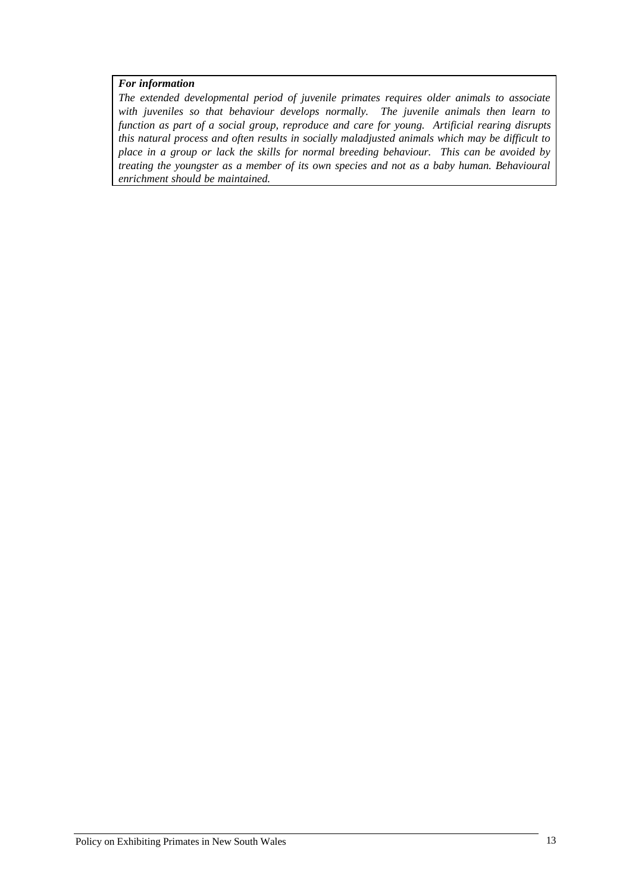***For information***

*The extended developmental period of juvenile primates requires older animals to associate with juveniles so that behaviour develops normally. The juvenile animals then learn to function as part of a social group, reproduce and care for young. Artificial rearing disrupts this natural process and often results in socially maladjusted animals which may be difficult to place in a group or lack the skills for normal breeding behaviour. This can be avoided by treating the youngster as a member of its own species and not as a baby human. Behavioural enrichment should be maintained.*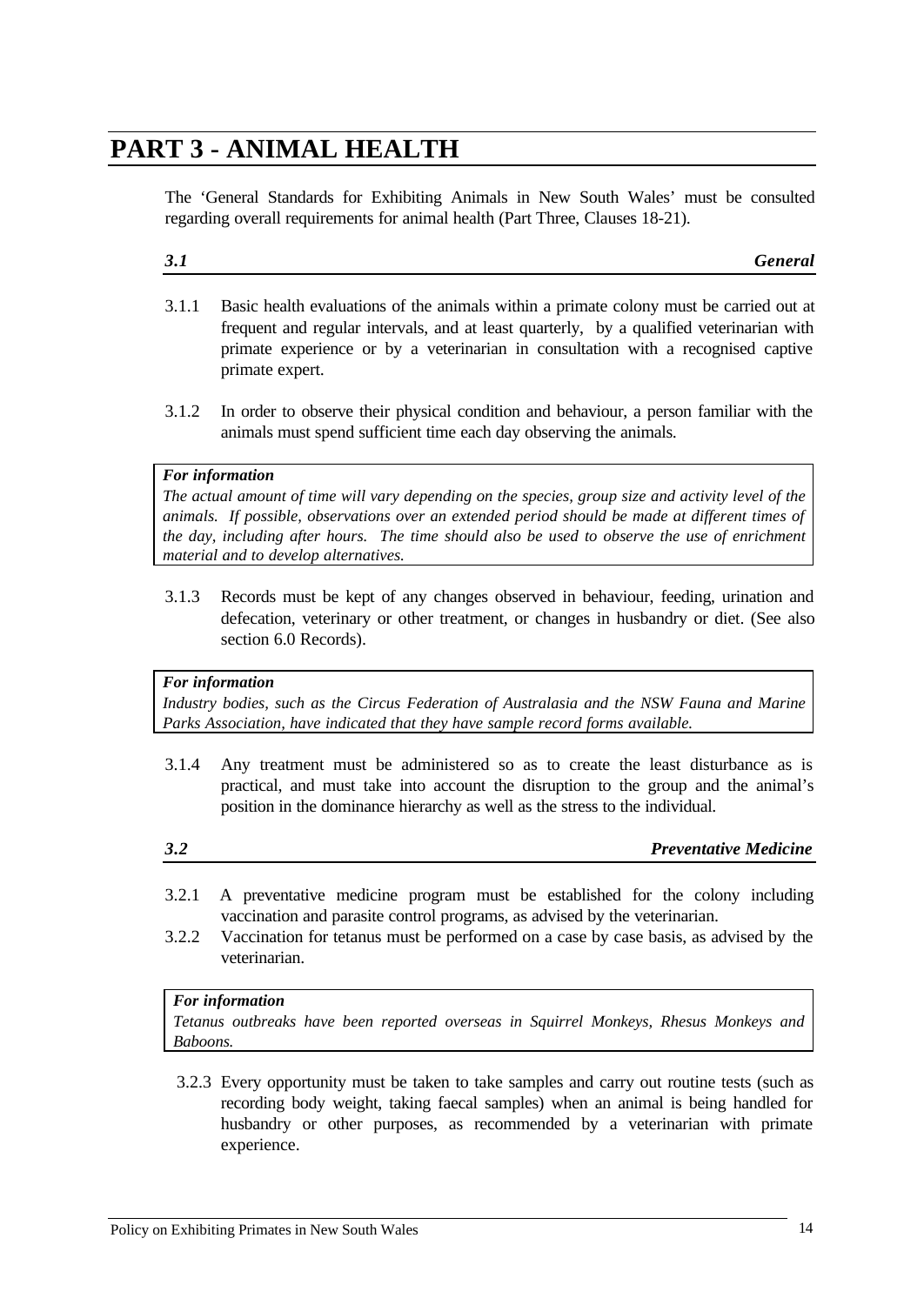# PART 3 - ANIMAL HEALTH

The 'General Standards for Exhibiting Animals in New South Wales' must be consulted regarding overall requirements for animal health (Part Three, Clauses 18-21).

### *3.1 General*

3.1.1 Basic health evaluations of the animals within a primate colony must be carried out at frequent and regular intervals, and at least quarterly, by a qualified veterinarian with primate experience or by a veterinarian in consultation with a recognised captive primate expert.

3.1.2 In order to observe their physical condition and behaviour, a person familiar with the animals must spend sufficient time each day observing the animals.

> ***For information***
> *The actual amount of time will vary depending on the species, group size and activity level of the animals. If possible, observations over an extended period should be made at different times of the day, including after hours. The time should also be used to observe the use of enrichment material and to develop alternatives.*

3.1.3 Records must be kept of any changes observed in behaviour, feeding, urination and defecation, veterinary or other treatment, or changes in husbandry or diet. (See also section 6.0 Records).

> ***For information***
> *Industry bodies, such as the Circus Federation of Australasia and the NSW Fauna and Marine Parks Association, have indicated that they have sample record forms available.*

3.1.4 Any treatment must be administered so as to create the least disturbance as is practical, and must take into account the disruption to the group and the animal's position in the dominance hierarchy as well as the stress to the individual.

### *3.2 Preventative Medicine*

3.2.1 A preventative medicine program must be established for the colony including vaccination and parasite control programs, as advised by the veterinarian.

3.2.2 Vaccination for tetanus must be performed on a case by case basis, as advised by the veterinarian.

> ***For information***
> *Tetanus outbreaks have been reported overseas in Squirrel Monkeys, Rhesus Monkeys and Baboons.*

3.2.3 Every opportunity must be taken to take samples and carry out routine tests (such as recording body weight, taking faecal samples) when an animal is being handled for husbandry or other purposes, as recommended by a veterinarian with primate experience.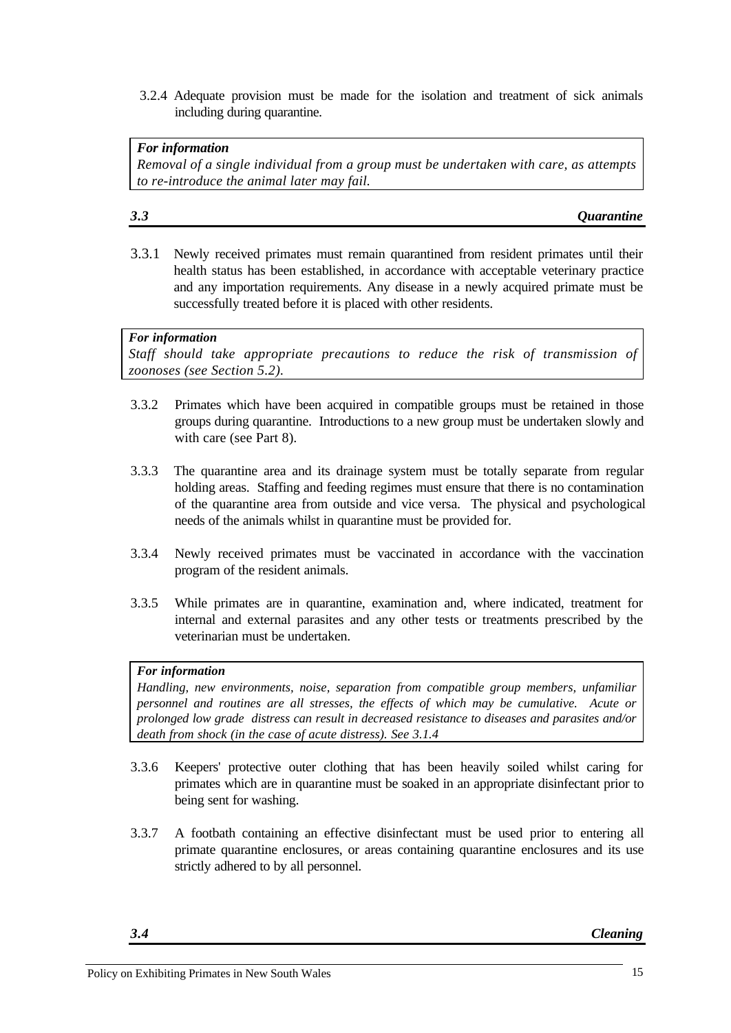3.2.4 Adequate provision must be made for the isolation and treatment of sick animals including during quarantine.

> ***For information***
> *Removal of a single individual from a group must be undertaken with care, as attempts to re-introduce the animal later may fail.*

## *3.3 Quarantine*

3.3.1 Newly received primates must remain quarantined from resident primates until their health status has been established, in accordance with acceptable veterinary practice and any importation requirements. Any disease in a newly acquired primate must be successfully treated before it is placed with other residents.

> ***For information***
> *Staff should take appropriate precautions to reduce the risk of transmission of zoonoses (see Section 5.2).*

3.3.2 Primates which have been acquired in compatible groups must be retained in those groups during quarantine. Introductions to a new group must be undertaken slowly and with care (see Part 8).

3.3.3 The quarantine area and its drainage system must be totally separate from regular holding areas. Staffing and feeding regimes must ensure that there is no contamination of the quarantine area from outside and vice versa. The physical and psychological needs of the animals whilst in quarantine must be provided for.

3.3.4 Newly received primates must be vaccinated in accordance with the vaccination program of the resident animals.

3.3.5 While primates are in quarantine, examination and, where indicated, treatment for internal and external parasites and any other tests or treatments prescribed by the veterinarian must be undertaken.

> ***For information***
> *Handling, new environments, noise, separation from compatible group members, unfamiliar personnel and routines are all stresses, the effects of which may be cumulative. Acute or prolonged low grade distress can result in decreased resistance to diseases and parasites and/or death from shock (in the case of acute distress). See 3.1.4*

3.3.6 Keepers' protective outer clothing that has been heavily soiled whilst caring for primates which are in quarantine must be soaked in an appropriate disinfectant prior to being sent for washing.

3.3.7 A footbath containing an effective disinfectant must be used prior to entering all primate quarantine enclosures, or areas containing quarantine enclosures and its use strictly adhered to by all personnel.

## *3.4 Cleaning*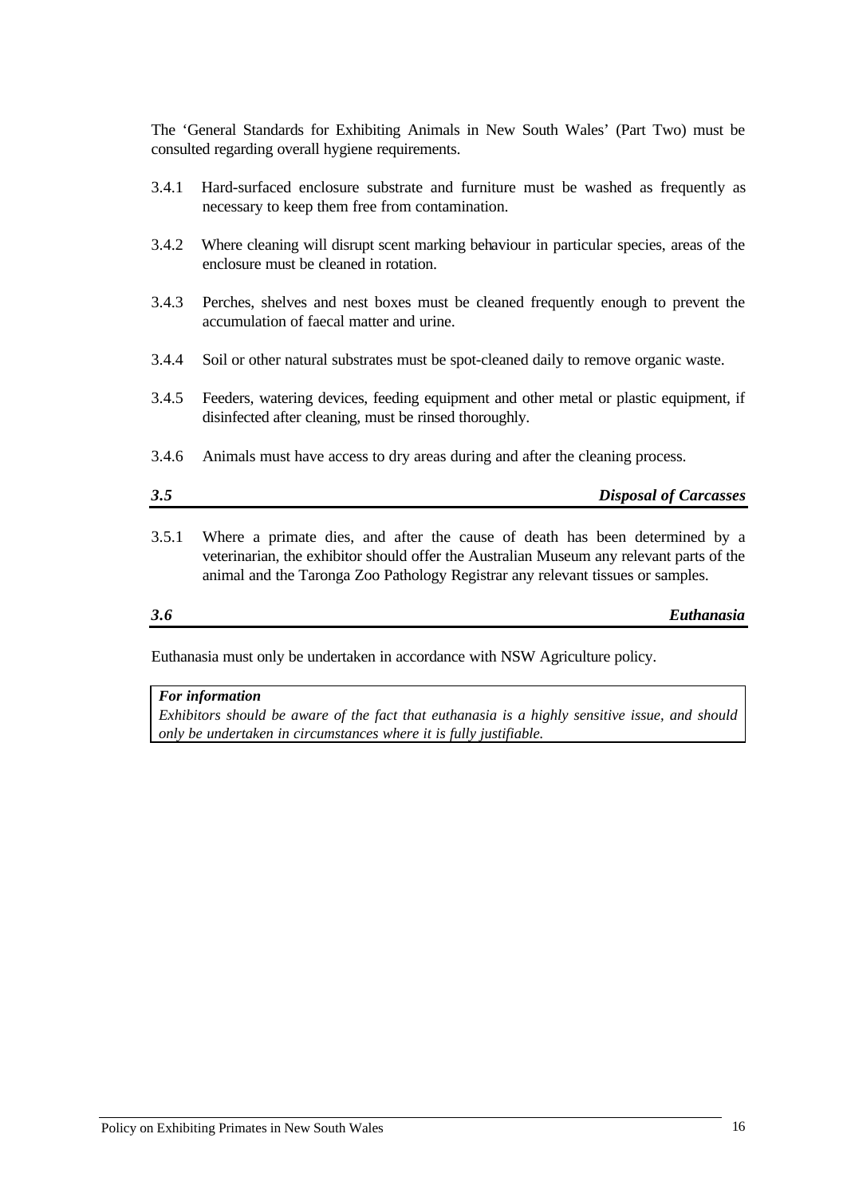The 'General Standards for Exhibiting Animals in New South Wales' (Part Two) must be consulted regarding overall hygiene requirements.

3.4.1 Hard-surfaced enclosure substrate and furniture must be washed as frequently as necessary to keep them free from contamination.

3.4.2 Where cleaning will disrupt scent marking behaviour in particular species, areas of the enclosure must be cleaned in rotation.

3.4.3 Perches, shelves and nest boxes must be cleaned frequently enough to prevent the accumulation of faecal matter and urine.

3.4.4 Soil or other natural substrates must be spot-cleaned daily to remove organic waste.

3.4.5 Feeders, watering devices, feeding equipment and other metal or plastic equipment, if disinfected after cleaning, must be rinsed thoroughly.

3.4.6 Animals must have access to dry areas during and after the cleaning process.

## *3.5 Disposal of Carcasses*

3.5.1 Where a primate dies, and after the cause of death has been determined by a veterinarian, the exhibitor should offer the Australian Museum any relevant parts of the animal and the Taronga Zoo Pathology Registrar any relevant tissues or samples.

## *3.6 Euthanasia*

Euthanasia must only be undertaken in accordance with NSW Agriculture policy.

> ***For information***
> *Exhibitors should be aware of the fact that euthanasia is a highly sensitive issue, and should only be undertaken in circumstances where it is fully justifiable.*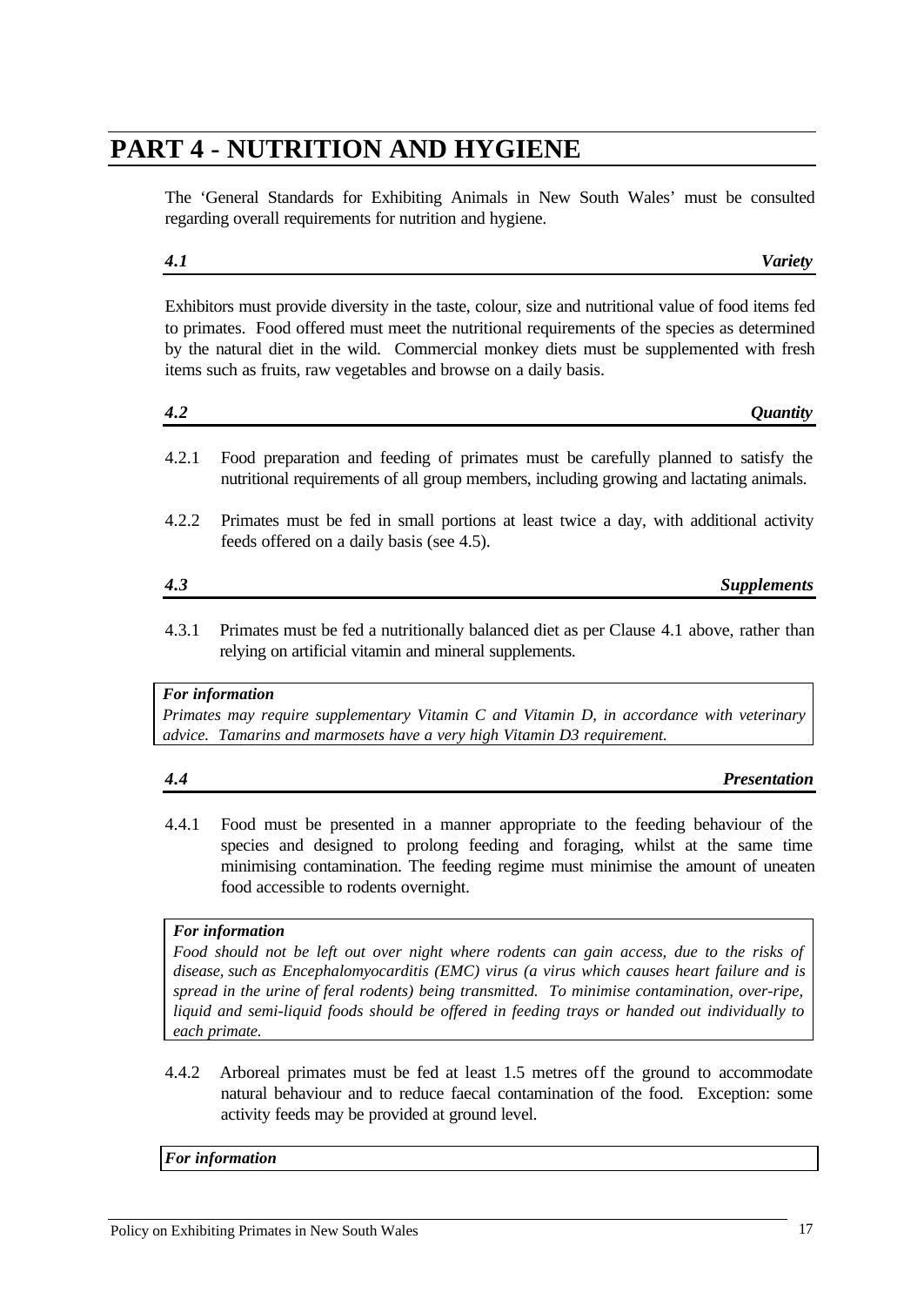# PART 4 - NUTRITION AND HYGIENE

The 'General Standards for Exhibiting Animals in New South Wales' must be consulted regarding overall requirements for nutrition and hygiene.

### *4.1 Variety*

Exhibitors must provide diversity in the taste, colour, size and nutritional value of food items fed to primates. Food offered must meet the nutritional requirements of the species as determined by the natural diet in the wild. Commercial monkey diets must be supplemented with fresh items such as fruits, raw vegetables and browse on a daily basis.

### *4.2 Quantity*

4.2.1 Food preparation and feeding of primates must be carefully planned to satisfy the nutritional requirements of all group members, including growing and lactating animals.

4.2.2 Primates must be fed in small portions at least twice a day, with additional activity feeds offered on a daily basis (see 4.5).

### *4.3 Supplements*

4.3.1 Primates must be fed a nutritionally balanced diet as per Clause 4.1 above, rather than relying on artificial vitamin and mineral supplements.

> ***For information***
> *Primates may require supplementary Vitamin C and Vitamin D, in accordance with veterinary advice. Tamarins and marmosets have a very high Vitamin D3 requirement.*

### *4.4 Presentation*

4.4.1 Food must be presented in a manner appropriate to the feeding behaviour of the species and designed to prolong feeding and foraging, whilst at the same time minimising contamination. The feeding regime must minimise the amount of uneaten food accessible to rodents overnight.

> ***For information***
> *Food should not be left out over night where rodents can gain access, due to the risks of disease, such as Encephalomyocarditis (EMC) virus (a virus which causes heart failure and is spread in the urine of feral rodents) being transmitted. To minimise contamination, over-ripe, liquid and semi-liquid foods should be offered in feeding trays or handed out individually to each primate.*

4.4.2 Arboreal primates must be fed at least 1.5 metres off the ground to accommodate natural behaviour and to reduce faecal contamination of the food. Exception: some activity feeds may be provided at ground level.

> ***For information***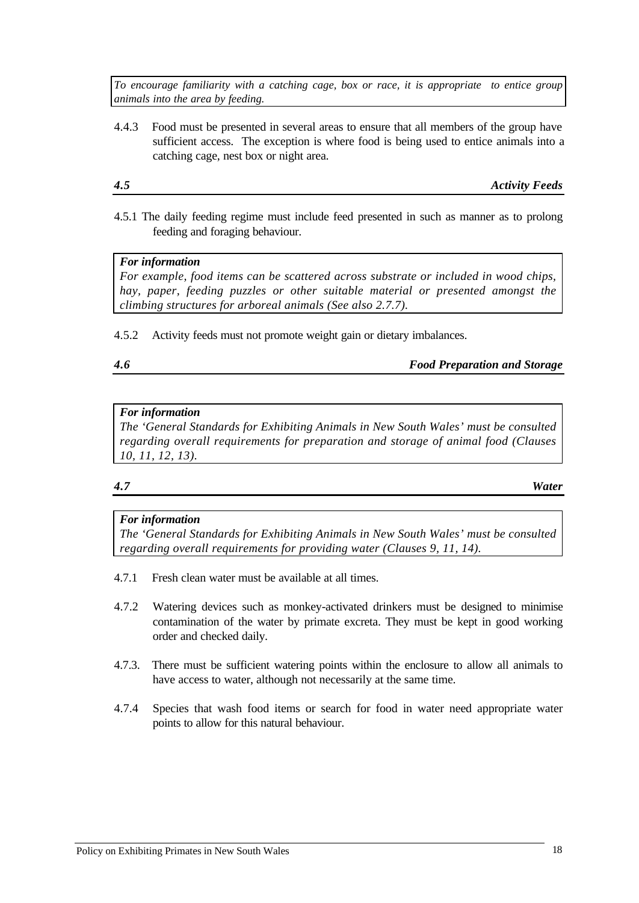*To encourage familiarity with a catching cage, box or race, it is appropriate to entice group animals into the area by feeding.*

4.4.3 Food must be presented in several areas to ensure that all members of the group have sufficient access. The exception is where food is being used to entice animals into a catching cage, nest box or night area.

### *4.5 Activity Feeds*

4.5.1 The daily feeding regime must include feed presented in such as manner as to prolong feeding and foraging behaviour.

> ***For information***
> *For example, food items can be scattered across substrate or included in wood chips, hay, paper, feeding puzzles or other suitable material or presented amongst the climbing structures for arboreal animals (See also 2.7.7).*

4.5.2 Activity feeds must not promote weight gain or dietary imbalances.

### *4.6 Food Preparation and Storage*

> ***For information***
> *The 'General Standards for Exhibiting Animals in New South Wales' must be consulted regarding overall requirements for preparation and storage of animal food (Clauses 10, 11, 12, 13).*

### *4.7 Water*

> ***For information***
> *The 'General Standards for Exhibiting Animals in New South Wales' must be consulted regarding overall requirements for providing water (Clauses 9, 11, 14).*

4.7.1 Fresh clean water must be available at all times.

4.7.2 Watering devices such as monkey-activated drinkers must be designed to minimise contamination of the water by primate excreta. They must be kept in good working order and checked daily.

4.7.3. There must be sufficient watering points within the enclosure to allow all animals to have access to water, although not necessarily at the same time.

4.7.4 Species that wash food items or search for food in water need appropriate water points to allow for this natural behaviour.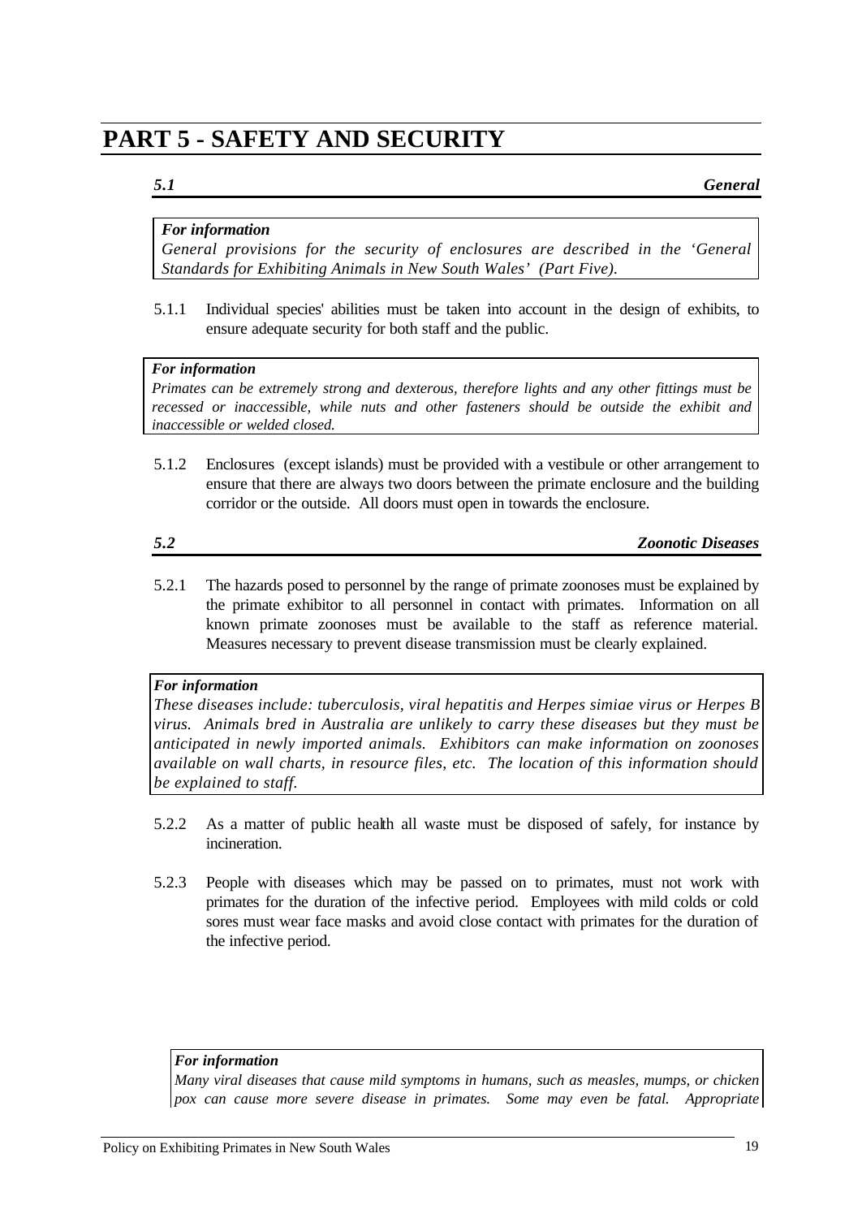# PART 5 - SAFETY AND SECURITY

### *5.1 General*

> ***For information***
> *General provisions for the security of enclosures are described in the 'General Standards for Exhibiting Animals in New South Wales' (Part Five).*

5.1.1 Individual species' abilities must be taken into account in the design of exhibits, to ensure adequate security for both staff and the public.

> ***For information***
> *Primates can be extremely strong and dexterous, therefore lights and any other fittings must be recessed or inaccessible, while nuts and other fasteners should be outside the exhibit and inaccessible or welded closed.*

5.1.2 Enclosures (except islands) must be provided with a vestibule or other arrangement to ensure that there are always two doors between the primate enclosure and the building corridor or the outside. All doors must open in towards the enclosure.

### *5.2 Zoonotic Diseases*

5.2.1 The hazards posed to personnel by the range of primate zoonoses must be explained by the primate exhibitor to all personnel in contact with primates. Information on all known primate zoonoses must be available to the staff as reference material. Measures necessary to prevent disease transmission must be clearly explained.

> ***For information***
> *These diseases include: tuberculosis, viral hepatitis and Herpes simiae virus or Herpes B virus. Animals bred in Australia are unlikely to carry these diseases but they must be anticipated in newly imported animals. Exhibitors can make information on zoonoses available on wall charts, in resource files, etc. The location of this information should be explained to staff.*

5.2.2 As a matter of public health all waste must be disposed of safely, for instance by incineration.

5.2.3 People with diseases which may be passed on to primates, must not work with primates for the duration of the infective period. Employees with mild colds or cold sores must wear face masks and avoid close contact with primates for the duration of the infective period.

> ***For information***
> *Many viral diseases that cause mild symptoms in humans, such as measles, mumps, or chicken pox can cause more severe disease in primates. Some may even be fatal. Appropriate*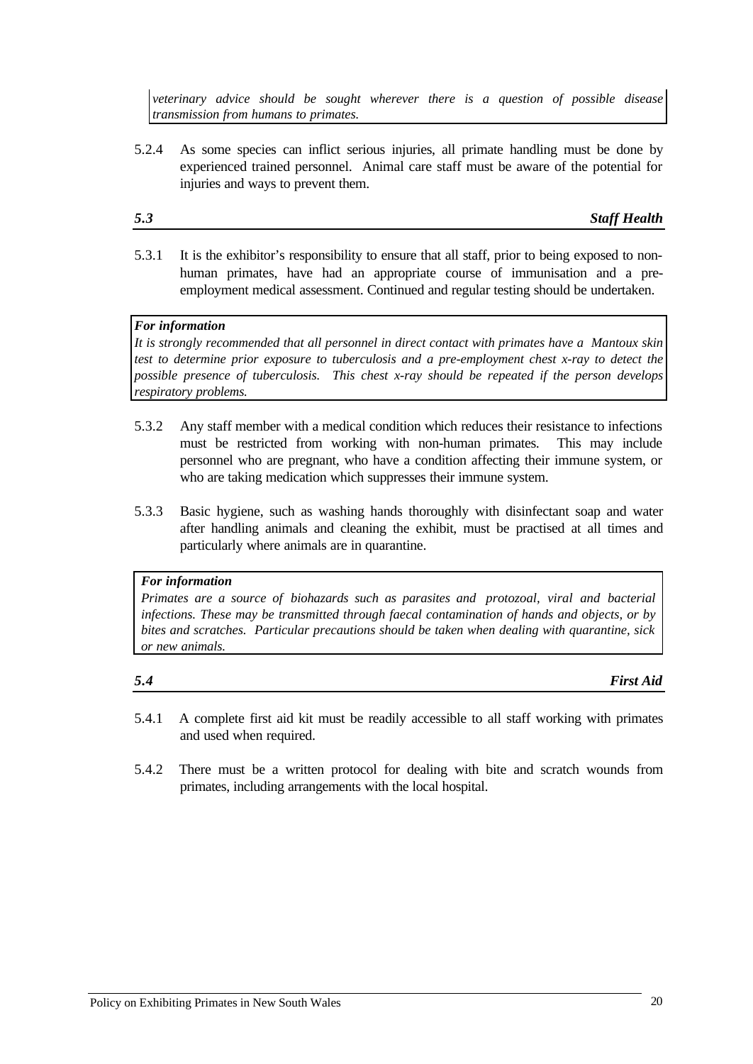*veterinary advice should be sought wherever there is a question of possible disease transmission from humans to primates.*

5.2.4 As some species can inflict serious injuries, all primate handling must be done by experienced trained personnel. Animal care staff must be aware of the potential for injuries and ways to prevent them.

### *5.3 Staff Health*

5.3.1 It is the exhibitor's responsibility to ensure that all staff, prior to being exposed to non-human primates, have had an appropriate course of immunisation and a pre-employment medical assessment. Continued and regular testing should be undertaken.

> ***For information***
> *It is strongly recommended that all personnel in direct contact with primates have a Mantoux skin test to determine prior exposure to tuberculosis and a pre-employment chest x-ray to detect the possible presence of tuberculosis. This chest x-ray should be repeated if the person develops respiratory problems.*

5.3.2 Any staff member with a medical condition which reduces their resistance to infections must be restricted from working with non-human primates. This may include personnel who are pregnant, who have a condition affecting their immune system, or who are taking medication which suppresses their immune system.

5.3.3 Basic hygiene, such as washing hands thoroughly with disinfectant soap and water after handling animals and cleaning the exhibit, must be practised at all times and particularly where animals are in quarantine.

> ***For information***
> *Primates are a source of biohazards such as parasites and protozoal, viral and bacterial infections. These may be transmitted through faecal contamination of hands and objects, or by bites and scratches. Particular precautions should be taken when dealing with quarantine, sick or new animals.*

### *5.4 First Aid*

5.4.1 A complete first aid kit must be readily accessible to all staff working with primates and used when required.

5.4.2 There must be a written protocol for dealing with bite and scratch wounds from primates, including arrangements with the local hospital.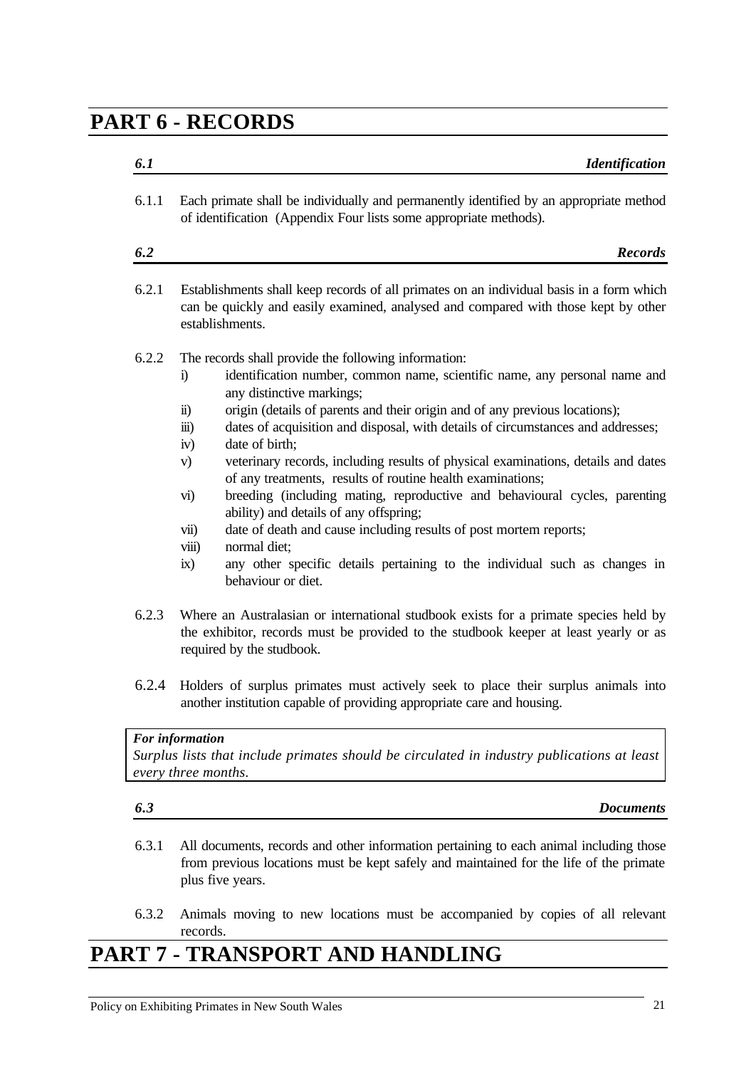# PART 6 - RECORDS

### *6.1 Identification*

6.1.1 Each primate shall be individually and permanently identified by an appropriate method of identification (Appendix Four lists some appropriate methods).

### *6.2 Records*

6.2.1 Establishments shall keep records of all primates on an individual basis in a form which can be quickly and easily examined, analysed and compared with those kept by other establishments.

6.2.2 The records shall provide the following information:

- i) identification number, common name, scientific name, any personal name and any distinctive markings;
- ii) origin (details of parents and their origin and of any previous locations);
- iii) dates of acquisition and disposal, with details of circumstances and addresses;
- iv) date of birth;
- v) veterinary records, including results of physical examinations, details and dates of any treatments, results of routine health examinations;
- vi) breeding (including mating, reproductive and behavioural cycles, parenting ability) and details of any offspring;
- vii) date of death and cause including results of post mortem reports;
- viii) normal diet;
- ix) any other specific details pertaining to the individual such as changes in behaviour or diet.

6.2.3 Where an Australasian or international studbook exists for a primate species held by the exhibitor, records must be provided to the studbook keeper at least yearly or as required by the studbook.

6.2.4 Holders of surplus primates must actively seek to place their surplus animals into another institution capable of providing appropriate care and housing.

> ***For information***
> *Surplus lists that include primates should be circulated in industry publications at least every three months.*

### *6.3 Documents*

6.3.1 All documents, records and other information pertaining to each animal including those from previous locations must be kept safely and maintained for the life of the primate plus five years.

6.3.2 Animals moving to new locations must be accompanied by copies of all relevant records.

# PART 7 - TRANSPORT AND HANDLING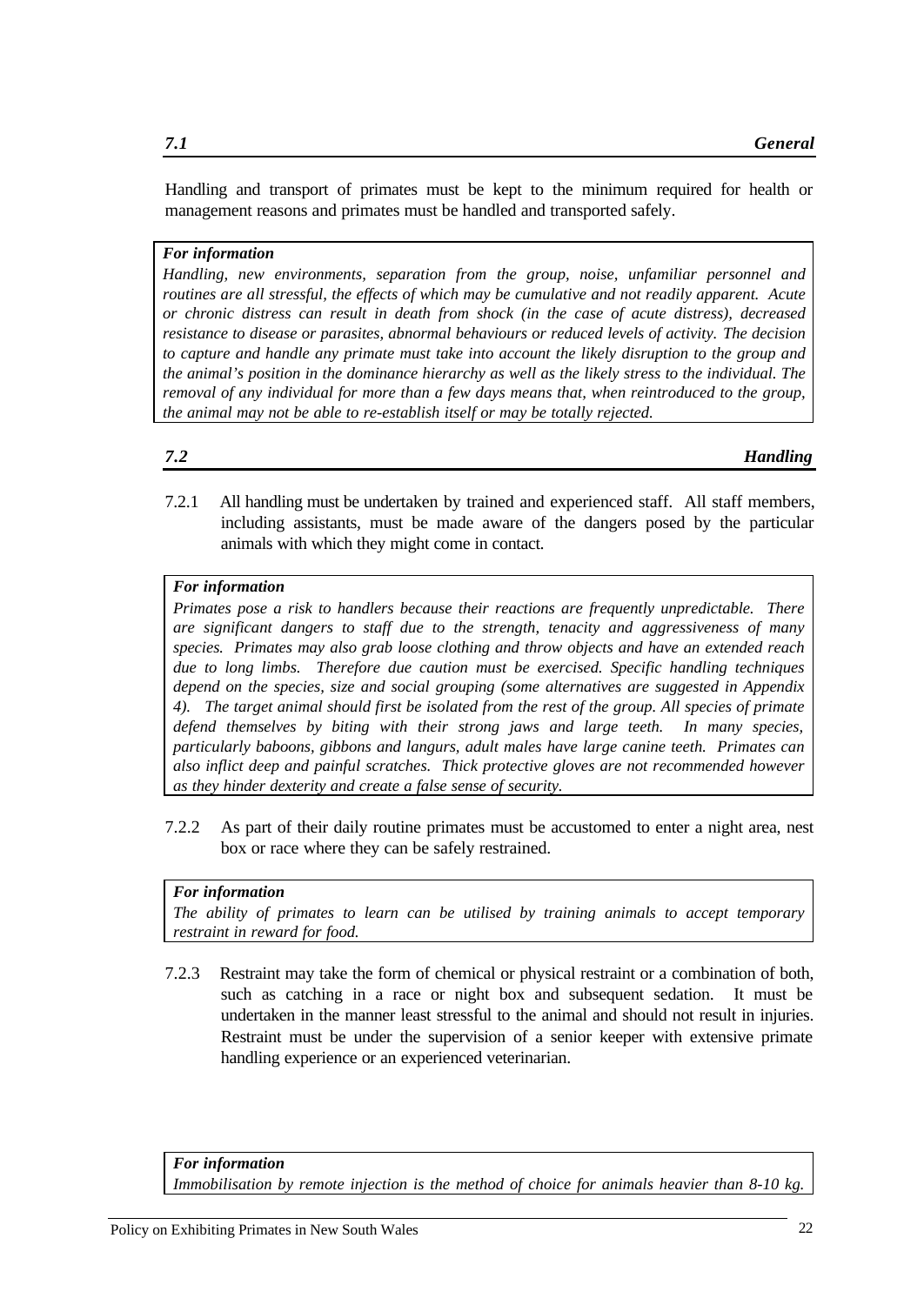## *7.1 General*

Handling and transport of primates must be kept to the minimum required for health or management reasons and primates must be handled and transported safely.

> ***For information***
>
> *Handling, new environments, separation from the group, noise, unfamiliar personnel and routines are all stressful, the effects of which may be cumulative and not readily apparent. Acute or chronic distress can result in death from shock (in the case of acute distress), decreased resistance to disease or parasites, abnormal behaviours or reduced levels of activity. The decision to capture and handle any primate must take into account the likely disruption to the group and the animal's position in the dominance hierarchy as well as the likely stress to the individual. The removal of any individual for more than a few days means that, when reintroduced to the group, the animal may not be able to re-establish itself or may be totally rejected.*

## *7.2 Handling*

7.2.1 All handling must be undertaken by trained and experienced staff. All staff members, including assistants, must be made aware of the dangers posed by the particular animals with which they might come in contact.

> ***For information***
>
> *Primates pose a risk to handlers because their reactions are frequently unpredictable. There are significant dangers to staff due to the strength, tenacity and aggressiveness of many species. Primates may also grab loose clothing and throw objects and have an extended reach due to long limbs. Therefore due caution must be exercised. Specific handling techniques depend on the species, size and social grouping (some alternatives are suggested in Appendix 4). The target animal should first be isolated from the rest of the group. All species of primate defend themselves by biting with their strong jaws and large teeth. In many species, particularly baboons, gibbons and langurs, adult males have large canine teeth. Primates can also inflict deep and painful scratches. Thick protective gloves are not recommended however as they hinder dexterity and create a false sense of security.*

7.2.2 As part of their daily routine primates must be accustomed to enter a night area, nest box or race where they can be safely restrained.

> ***For information***
>
> *The ability of primates to learn can be utilised by training animals to accept temporary restraint in reward for food.*

7.2.3 Restraint may take the form of chemical or physical restraint or a combination of both, such as catching in a race or night box and subsequent sedation. It must be undertaken in the manner least stressful to the animal and should not result in injuries. Restraint must be under the supervision of a senior keeper with extensive primate handling experience or an experienced veterinarian.

> ***For information***
>
> *Immobilisation by remote injection is the method of choice for animals heavier than 8-10 kg.*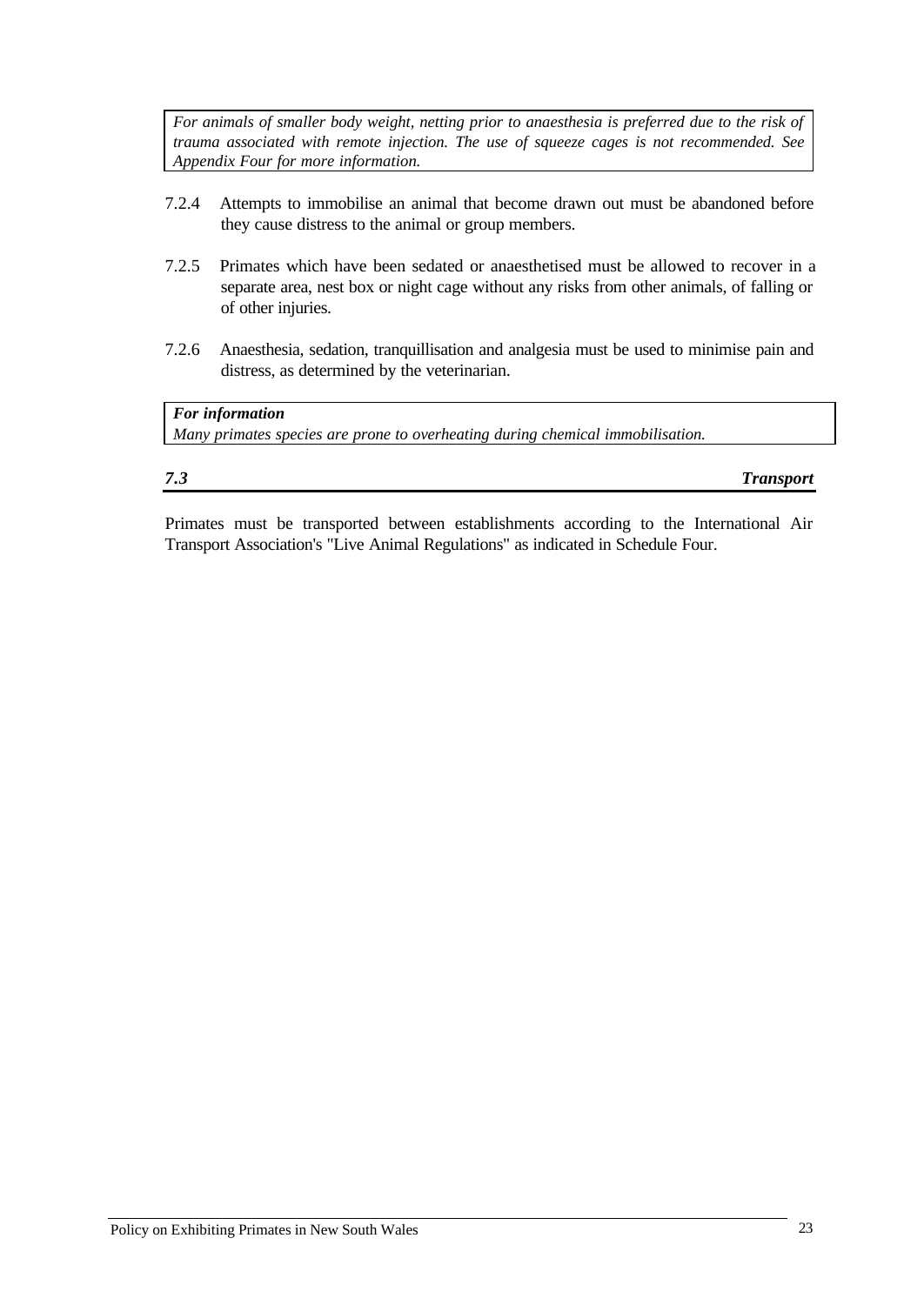*For animals of smaller body weight, netting prior to anaesthesia is preferred due to the risk of trauma associated with remote injection. The use of squeeze cages is not recommended. See Appendix Four for more information.*

7.2.4 Attempts to immobilise an animal that become drawn out must be abandoned before they cause distress to the animal or group members.

7.2.5 Primates which have been sedated or anaesthetised must be allowed to recover in a separate area, nest box or night cage without any risks from other animals, of falling or of other injuries.

7.2.6 Anaesthesia, sedation, tranquillisation and analgesia must be used to minimise pain and distress, as determined by the veterinarian.

***For information***
*Many primates species are prone to overheating during chemical immobilisation.*

## *7.3 Transport*

Primates must be transported between establishments according to the International Air Transport Association's "Live Animal Regulations" as indicated in Schedule Four.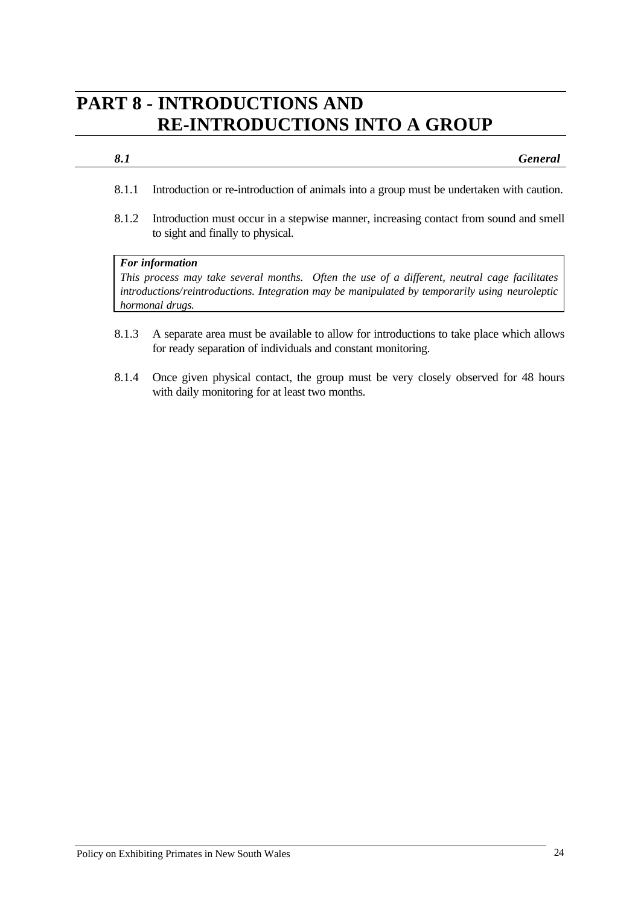# PART 8 - INTRODUCTIONS AND RE-INTRODUCTIONS INTO A GROUP

## *8.1 General*

8.1.1 Introduction or re-introduction of animals into a group must be undertaken with caution.

8.1.2 Introduction must occur in a stepwise manner, increasing contact from sound and smell to sight and finally to physical.

> ***For information***
> *This process may take several months. Often the use of a different, neutral cage facilitates introductions/reintroductions. Integration may be manipulated by temporarily using neuroleptic hormonal drugs.*

8.1.3 A separate area must be available to allow for introductions to take place which allows for ready separation of individuals and constant monitoring.

8.1.4 Once given physical contact, the group must be very closely observed for 48 hours with daily monitoring for at least two months.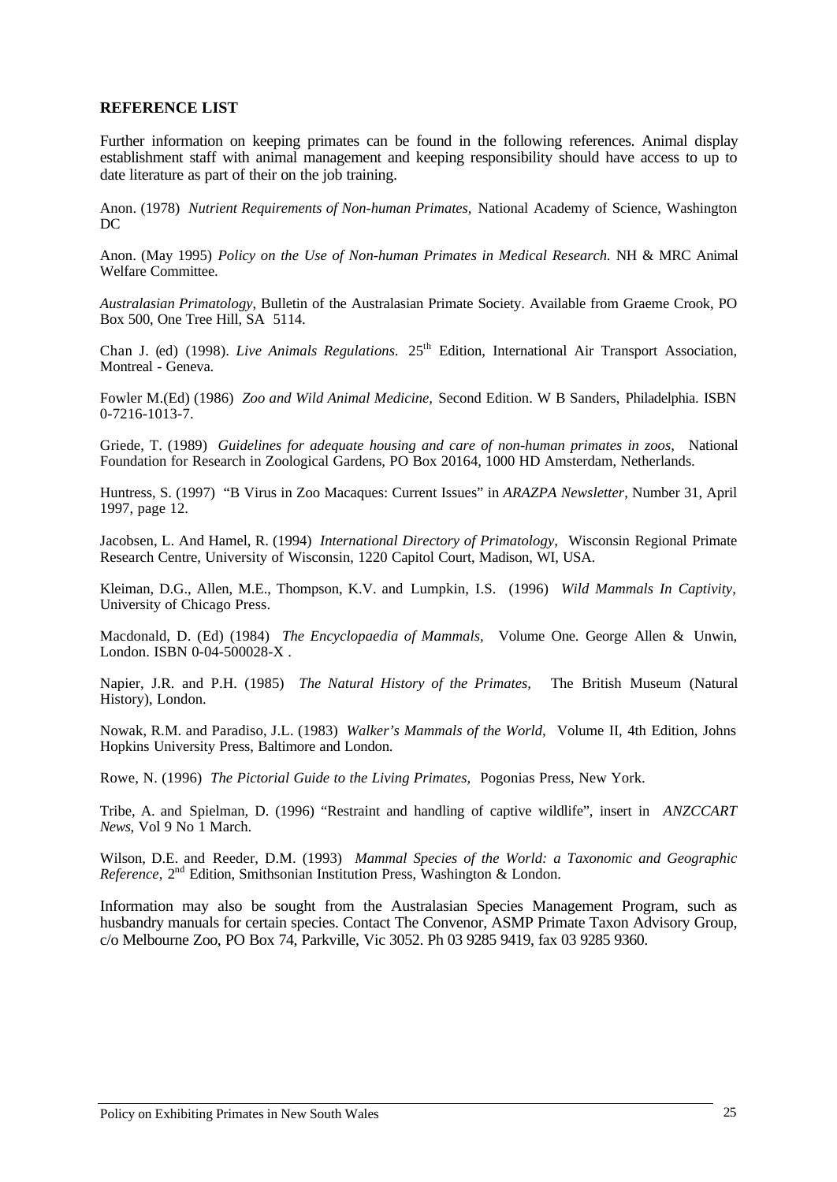**REFERENCE LIST**

Further information on keeping primates can be found in the following references. Animal display establishment staff with animal management and keeping responsibility should have access to up to date literature as part of their on the job training.

Anon. (1978) *Nutrient Requirements of Non-human Primates,* National Academy of Science, Washington DC

Anon. (May 1995) *Policy on the Use of Non-human Primates in Medical Research.* NH & MRC Animal Welfare Committee.

*Australasian Primatology*, Bulletin of the Australasian Primate Society. Available from Graeme Crook, PO Box 500, One Tree Hill, SA 5114.

Chan J. (ed) (1998). *Live Animals Regulations.* 25th Edition, International Air Transport Association, Montreal - Geneva.

Fowler M.(Ed) (1986) *Zoo and Wild Animal Medicine,* Second Edition. W B Sanders, Philadelphia. ISBN 0-7216-1013-7.

Griede, T. (1989) *Guidelines for adequate housing and care of non-human primates in zoos,* National Foundation for Research in Zoological Gardens, PO Box 20164, 1000 HD Amsterdam, Netherlands.

Huntress, S. (1997) "B Virus in Zoo Macaques: Current Issues" in *ARAZPA Newsletter*, Number 31, April 1997, page 12.

Jacobsen, L. And Hamel, R. (1994) *International Directory of Primatology,* Wisconsin Regional Primate Research Centre, University of Wisconsin, 1220 Capitol Court, Madison, WI, USA.

Kleiman, D.G., Allen, M.E., Thompson, K.V. and Lumpkin, I.S. (1996) *Wild Mammals In Captivity,* University of Chicago Press.

Macdonald, D. (Ed) (1984) *The Encyclopaedia of Mammals,* Volume One. George Allen & Unwin, London. ISBN 0-04-500028-X .

Napier, J.R. and P.H. (1985) *The Natural History of the Primates,* The British Museum (Natural History), London.

Nowak, R.M. and Paradiso, J.L. (1983) *Walker's Mammals of the World,* Volume II, 4th Edition, Johns Hopkins University Press, Baltimore and London.

Rowe, N. (1996) *The Pictorial Guide to the Living Primates,* Pogonias Press, New York.

Tribe, A. and Spielman, D. (1996) "Restraint and handling of captive wildlife", insert in *ANZCCART News,* Vol 9 No 1 March.

Wilson, D.E. and Reeder, D.M. (1993) *Mammal Species of the World: a Taxonomic and Geographic Reference*, 2nd Edition, Smithsonian Institution Press, Washington & London.

Information may also be sought from the Australasian Species Management Program, such as husbandry manuals for certain species. Contact The Convenor, ASMP Primate Taxon Advisory Group, c/o Melbourne Zoo, PO Box 74, Parkville, Vic 3052. Ph 03 9285 9419, fax 03 9285 9360.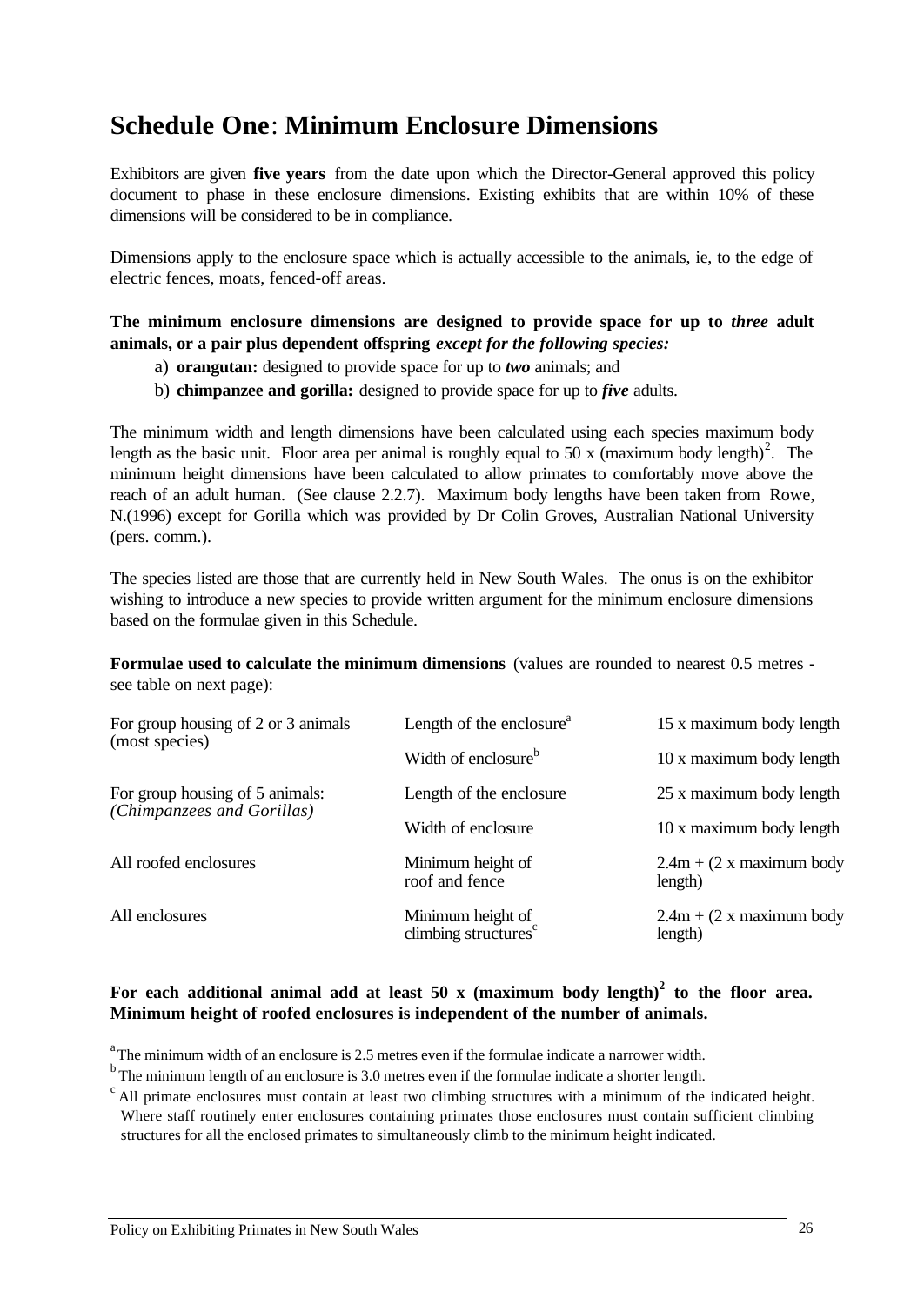# Schedule One: Minimum Enclosure Dimensions

Exhibitors are given **five years** from the date upon which the Director-General approved this policy document to phase in these enclosure dimensions. Existing exhibits that are within 10% of these dimensions will be considered to be in compliance.

Dimensions apply to the enclosure space which is actually accessible to the animals, ie, to the edge of electric fences, moats, fenced-off areas.

**The minimum enclosure dimensions are designed to provide space for up to *three* adult animals, or a pair plus dependent offspring *except for the following species:***

a) **orangutan:** designed to provide space for up to ***two*** animals; and
b) **chimpanzee and gorilla:** designed to provide space for up to ***five*** adults.

The minimum width and length dimensions have been calculated using each species maximum body length as the basic unit. Floor area per animal is roughly equal to 50 x (maximum body length)$^2$. The minimum height dimensions have been calculated to allow primates to comfortably move above the reach of an adult human. (See clause 2.2.7). Maximum body lengths have been taken from Rowe, N.(1996) except for Gorilla which was provided by Dr Colin Groves, Australian National University (pers. comm.).

The species listed are those that are currently held in New South Wales. The onus is on the exhibitor wishing to introduce a new species to provide written argument for the minimum enclosure dimensions based on the formulae given in this Schedule.

**Formulae used to calculate the minimum dimensions** (values are rounded to nearest 0.5 metres - see table on next page):

| | | |
|---|---|---|
| For group housing of 2 or 3 animals (most species) | Length of the enclosure[a] | 15 x maximum body length |
| | Width of enclosure[b] | 10 x maximum body length |
| For group housing of 5 animals: *(Chimpanzees and Gorillas)* | Length of the enclosure | 25 x maximum body length |
| | Width of enclosure | 10 x maximum body length |
| All roofed enclosures | Minimum height of roof and fence | 2.4m + (2 x maximum body length) |
| All enclosures | Minimum height of climbing structures[c] | 2.4m + (2 x maximum body length) |

**For each additional animal add at least 50 x (maximum body length)$^2$ to the floor area. Minimum height of roofed enclosures is independent of the number of animals.**

[a] The minimum width of an enclosure is 2.5 metres even if the formulae indicate a narrower width.

[b] The minimum length of an enclosure is 3.0 metres even if the formulae indicate a shorter length.

[c] All primate enclosures must contain at least two climbing structures with a minimum of the indicated height. Where staff routinely enter enclosures containing primates those enclosures must contain sufficient climbing structures for all the enclosed primates to simultaneously climb to the minimum height indicated.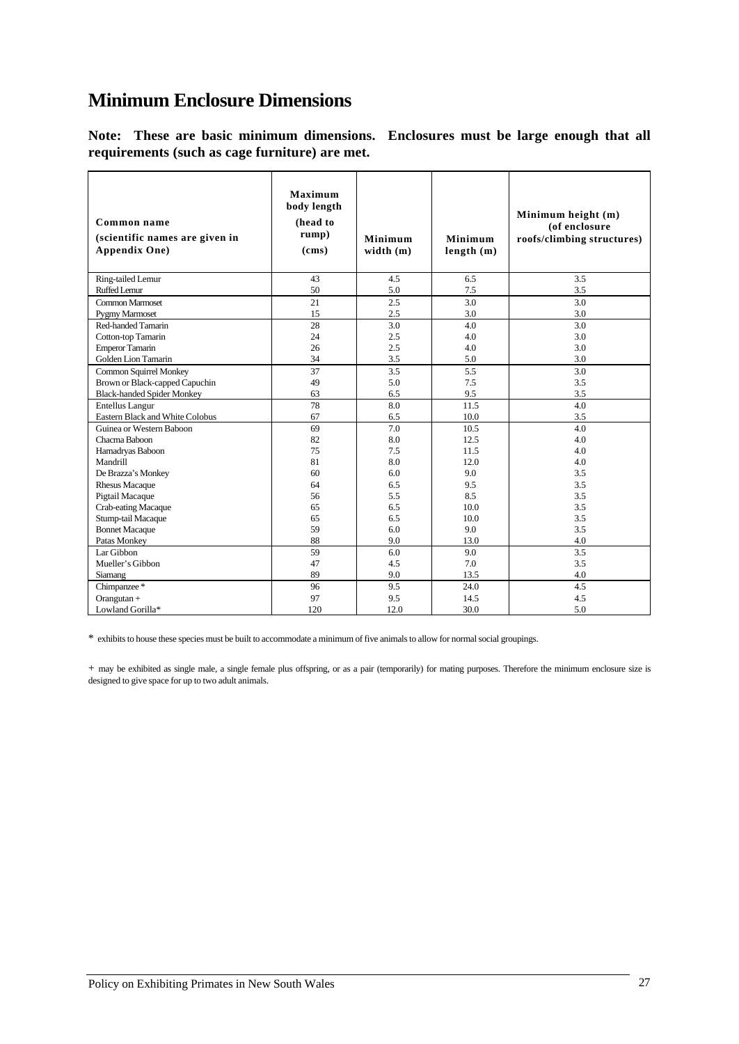# Minimum Enclosure Dimensions

**Note: These are basic minimum dimensions. Enclosures must be large enough that all requirements (such as cage furniture) are met.**

| Common name (scientific names are given in Appendix One) | Maximum body length (head to rump) (cms) | Minimum width (m) | Minimum length (m) | Minimum height (m) (of enclosure roofs/climbing structures) |
|---|---|---|---|---|
| Ring-tailed Lemur | 43 | 4.5 | 6.5 | 3.5 |
| Ruffed Lemur | 50 | 5.0 | 7.5 | 3.5 |
| Common Marmoset | 21 | 2.5 | 3.0 | 3.0 |
| Pygmy Marmoset | 15 | 2.5 | 3.0 | 3.0 |
| Red-handed Tamarin | 28 | 3.0 | 4.0 | 3.0 |
| Cotton-top Tamarin | 24 | 2.5 | 4.0 | 3.0 |
| Emperor Tamarin | 26 | 2.5 | 4.0 | 3.0 |
| Golden Lion Tamarin | 34 | 3.5 | 5.0 | 3.0 |
| Common Squirrel Monkey | 37 | 3.5 | 5.5 | 3.0 |
| Brown or Black-capped Capuchin | 49 | 5.0 | 7.5 | 3.5 |
| Black-handed Spider Monkey | 63 | 6.5 | 9.5 | 3.5 |
| Entellus Langur | 78 | 8.0 | 11.5 | 4.0 |
| Eastern Black and White Colobus | 67 | 6.5 | 10.0 | 3.5 |
| Guinea or Western Baboon | 69 | 7.0 | 10.5 | 4.0 |
| Chacma Baboon | 82 | 8.0 | 12.5 | 4.0 |
| Hamadryas Baboon | 75 | 7.5 | 11.5 | 4.0 |
| Mandrill | 81 | 8.0 | 12.0 | 4.0 |
| De Brazza's Monkey | 60 | 6.0 | 9.0 | 3.5 |
| Rhesus Macaque | 64 | 6.5 | 9.5 | 3.5 |
| Pigtail Macaque | 56 | 5.5 | 8.5 | 3.5 |
| Crab-eating Macaque | 65 | 6.5 | 10.0 | 3.5 |
| Stump-tail Macaque | 65 | 6.5 | 10.0 | 3.5 |
| Bonnet Macaque | 59 | 6.0 | 9.0 | 3.5 |
| Patas Monkey | 88 | 9.0 | 13.0 | 4.0 |
| Lar Gibbon | 59 | 6.0 | 9.0 | 3.5 |
| Mueller's Gibbon | 47 | 4.5 | 7.0 | 3.5 |
| Siamang | 89 | 9.0 | 13.5 | 4.0 |
| Chimpanzee * | 96 | 9.5 | 24.0 | 4.5 |
| Orangutan + | 97 | 9.5 | 14.5 | 4.5 |
| Lowland Gorilla* | 120 | 12.0 | 30.0 | 5.0 |

\* exhibits to house these species must be built to accommodate a minimum of five animals to allow for normal social groupings.

\+ may be exhibited as single male, a single female plus offspring, or as a pair (temporarily) for mating purposes. Therefore the minimum enclosure size is designed to give space for up to two adult animals.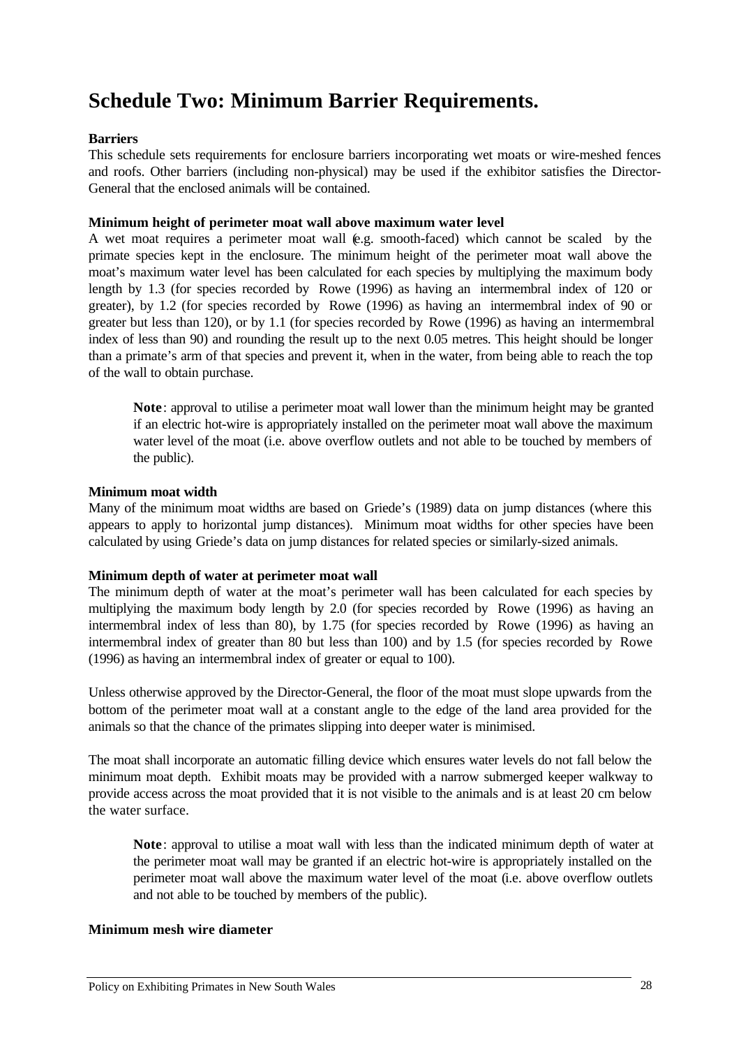# Schedule Two: Minimum Barrier Requirements.

**Barriers**

This schedule sets requirements for enclosure barriers incorporating wet moats or wire-meshed fences and roofs. Other barriers (including non-physical) may be used if the exhibitor satisfies the Director-General that the enclosed animals will be contained.

**Minimum height of perimeter moat wall above maximum water level**

A wet moat requires a perimeter moat wall (e.g. smooth-faced) which cannot be scaled by the primate species kept in the enclosure. The minimum height of the perimeter moat wall above the moat's maximum water level has been calculated for each species by multiplying the maximum body length by 1.3 (for species recorded by Rowe (1996) as having an intermembral index of 120 or greater), by 1.2 (for species recorded by Rowe (1996) as having an intermembral index of 90 or greater but less than 120), or by 1.1 (for species recorded by Rowe (1996) as having an intermembral index of less than 90) and rounding the result up to the next 0.05 metres. This height should be longer than a primate's arm of that species and prevent it, when in the water, from being able to reach the top of the wall to obtain purchase.

> **Note**: approval to utilise a perimeter moat wall lower than the minimum height may be granted if an electric hot-wire is appropriately installed on the perimeter moat wall above the maximum water level of the moat (i.e. above overflow outlets and not able to be touched by members of the public).

**Minimum moat width**

Many of the minimum moat widths are based on Griede's (1989) data on jump distances (where this appears to apply to horizontal jump distances). Minimum moat widths for other species have been calculated by using Griede's data on jump distances for related species or similarly-sized animals.

**Minimum depth of water at perimeter moat wall**

The minimum depth of water at the moat's perimeter wall has been calculated for each species by multiplying the maximum body length by 2.0 (for species recorded by Rowe (1996) as having an intermembral index of less than 80), by 1.75 (for species recorded by Rowe (1996) as having an intermembral index of greater than 80 but less than 100) and by 1.5 (for species recorded by Rowe (1996) as having an intermembral index of greater or equal to 100).

Unless otherwise approved by the Director-General, the floor of the moat must slope upwards from the bottom of the perimeter moat wall at a constant angle to the edge of the land area provided for the animals so that the chance of the primates slipping into deeper water is minimised.

The moat shall incorporate an automatic filling device which ensures water levels do not fall below the minimum moat depth. Exhibit moats may be provided with a narrow submerged keeper walkway to provide access across the moat provided that it is not visible to the animals and is at least 20 cm below the water surface.

> **Note**: approval to utilise a moat wall with less than the indicated minimum depth of water at the perimeter moat wall may be granted if an electric hot-wire is appropriately installed on the perimeter moat wall above the maximum water level of the moat (i.e. above overflow outlets and not able to be touched by members of the public).

**Minimum mesh wire diameter**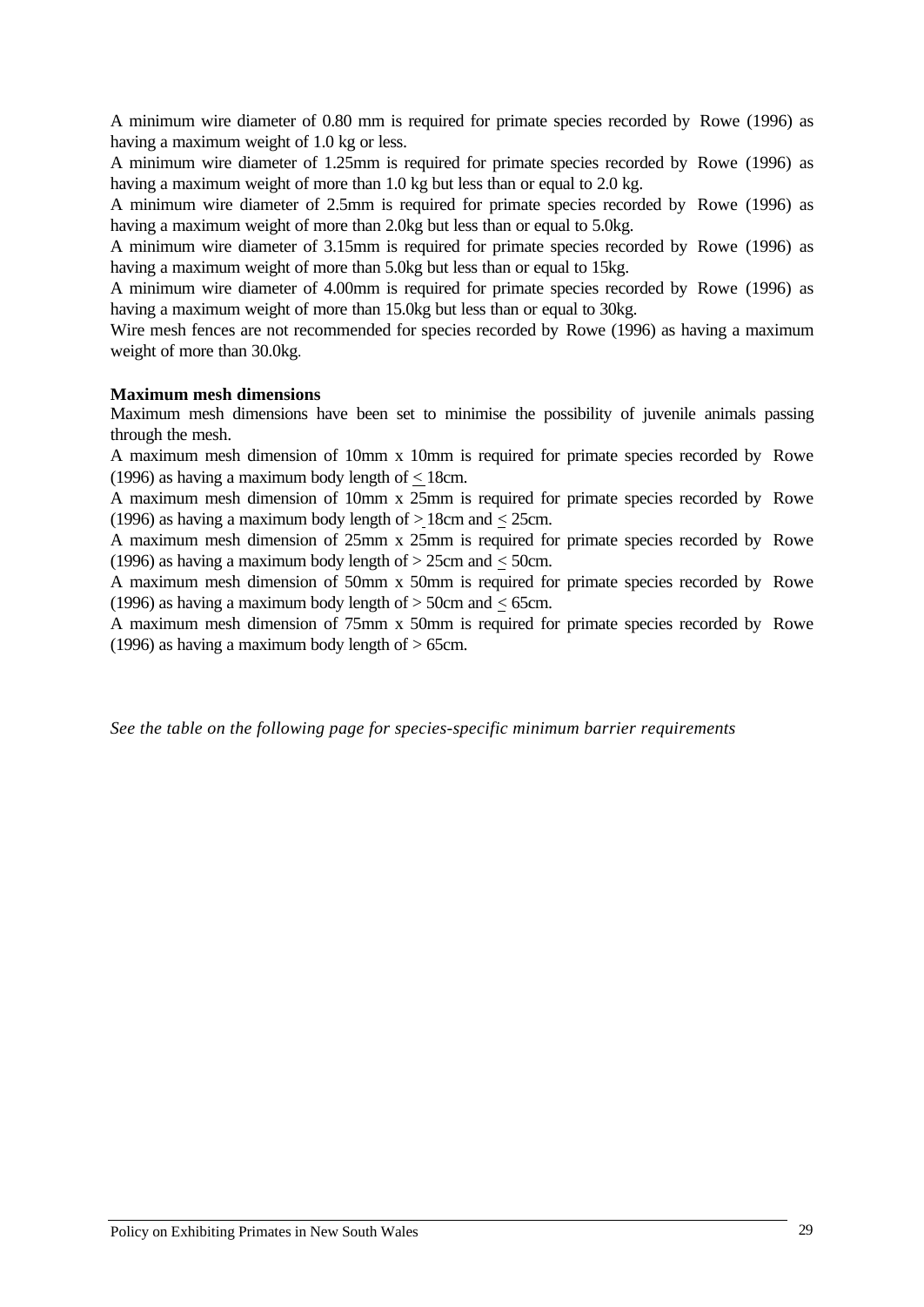A minimum wire diameter of 0.80 mm is required for primate species recorded by Rowe (1996) as having a maximum weight of 1.0 kg or less.

A minimum wire diameter of 1.25mm is required for primate species recorded by Rowe (1996) as having a maximum weight of more than 1.0 kg but less than or equal to 2.0 kg.

A minimum wire diameter of 2.5mm is required for primate species recorded by Rowe (1996) as having a maximum weight of more than 2.0kg but less than or equal to 5.0kg.

A minimum wire diameter of 3.15mm is required for primate species recorded by Rowe (1996) as having a maximum weight of more than 5.0kg but less than or equal to 15kg.

A minimum wire diameter of 4.00mm is required for primate species recorded by Rowe (1996) as having a maximum weight of more than 15.0kg but less than or equal to 30kg.

Wire mesh fences are not recommended for species recorded by Rowe (1996) as having a maximum weight of more than 30.0kg.

**Maximum mesh dimensions**

Maximum mesh dimensions have been set to minimise the possibility of juvenile animals passing through the mesh.

A maximum mesh dimension of 10mm x 10mm is required for primate species recorded by Rowe (1996) as having a maximum body length of ≤ 18cm.

A maximum mesh dimension of 10mm x 25mm is required for primate species recorded by Rowe (1996) as having a maximum body length of > 18cm and ≤ 25cm.

A maximum mesh dimension of 25mm x 25mm is required for primate species recorded by Rowe (1996) as having a maximum body length of > 25cm and ≤ 50cm.

A maximum mesh dimension of 50mm x 50mm is required for primate species recorded by Rowe (1996) as having a maximum body length of > 50cm and ≤ 65cm.

A maximum mesh dimension of 75mm x 50mm is required for primate species recorded by Rowe (1996) as having a maximum body length of > 65cm.

*See the table on the following page for species-specific minimum barrier requirements*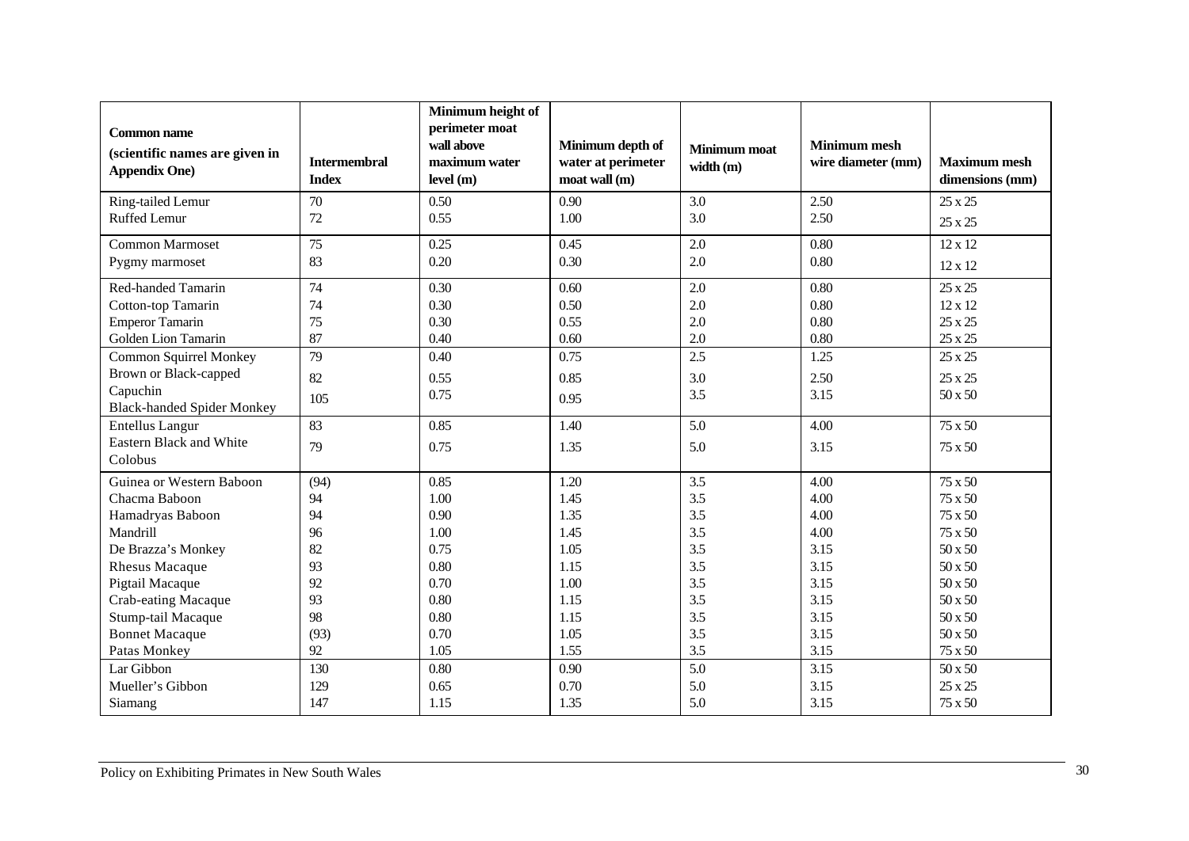| Common name (scientific names are given in Appendix One) | Intermembral Index | Minimum height of perimeter moat wall above maximum water level (m) | Minimum depth of water at perimeter moat wall (m) | Minimum moat width (m) | Minimum mesh wire diameter (mm) | Maximum mesh dimensions (mm) |
|---|---|---|---|---|---|---|
| Ring-tailed Lemur | 70 | 0.50 | 0.90 | 3.0 | 2.50 | 25 x 25 |
| Ruffed Lemur | 72 | 0.55 | 1.00 | 3.0 | 2.50 | 25 x 25 |
| Common Marmoset | 75 | 0.25 | 0.45 | 2.0 | 0.80 | 12 x 12 |
| Pygmy marmoset | 83 | 0.20 | 0.30 | 2.0 | 0.80 | 12 x 12 |
| Red-handed Tamarin | 74 | 0.30 | 0.60 | 2.0 | 0.80 | 25 x 25 |
| Cotton-top Tamarin | 74 | 0.30 | 0.50 | 2.0 | 0.80 | 12 x 12 |
| Emperor Tamarin | 75 | 0.30 | 0.55 | 2.0 | 0.80 | 25 x 25 |
| Golden Lion Tamarin | 87 | 0.40 | 0.60 | 2.0 | 0.80 | 25 x 25 |
| Common Squirrel Monkey | 79 | 0.40 | 0.75 | 2.5 | 1.25 | 25 x 25 |
| Brown or Black-capped Capuchin | 82 | 0.55 | 0.85 | 3.0 | 2.50 | 25 x 25 |
| Black-handed Spider Monkey | 105 | 0.75 | 0.95 | 3.5 | 3.15 | 50 x 50 |
| Entellus Langur | 83 | 0.85 | 1.40 | 5.0 | 4.00 | 75 x 50 |
| Eastern Black and White Colobus | 79 | 0.75 | 1.35 | 5.0 | 3.15 | 75 x 50 |
| Guinea or Western Baboon | (94) | 0.85 | 1.20 | 3.5 | 4.00 | 75 x 50 |
| Chacma Baboon | 94 | 1.00 | 1.45 | 3.5 | 4.00 | 75 x 50 |
| Hamadryas Baboon | 94 | 0.90 | 1.35 | 3.5 | 4.00 | 75 x 50 |
| Mandrill | 96 | 1.00 | 1.45 | 3.5 | 4.00 | 75 x 50 |
| De Brazza's Monkey | 82 | 0.75 | 1.05 | 3.5 | 3.15 | 50 x 50 |
| Rhesus Macaque | 93 | 0.80 | 1.15 | 3.5 | 3.15 | 50 x 50 |
| Pigtail Macaque | 92 | 0.70 | 1.00 | 3.5 | 3.15 | 50 x 50 |
| Crab-eating Macaque | 93 | 0.80 | 1.15 | 3.5 | 3.15 | 50 x 50 |
| Stump-tail Macaque | 98 | 0.80 | 1.15 | 3.5 | 3.15 | 50 x 50 |
| Bonnet Macaque | (93) | 0.70 | 1.05 | 3.5 | 3.15 | 50 x 50 |
| Patas Monkey | 92 | 1.05 | 1.55 | 3.5 | 3.15 | 75 x 50 |
| Lar Gibbon | 130 | 0.80 | 0.90 | 5.0 | 3.15 | 50 x 50 |
| Mueller's Gibbon | 129 | 0.65 | 0.70 | 5.0 | 3.15 | 25 x 25 |
| Siamang | 147 | 1.15 | 1.35 | 5.0 | 3.15 | 75 x 50 |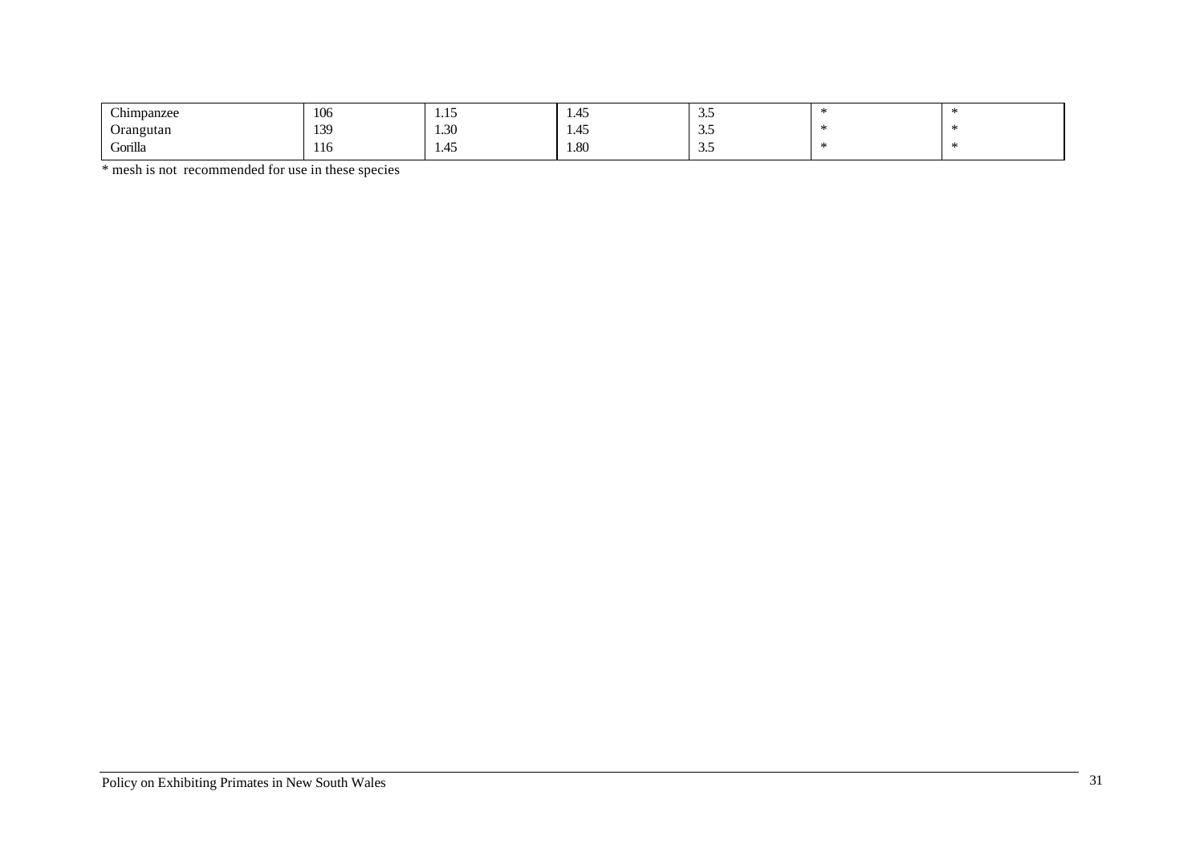| | | | | | | |
|---|---|---|---|---|---|---|
| Chimpanzee | 106 | 1.15 | 1.45 | 3.5 | * | * |
| Orangutan | 139 | 1.30 | 1.45 | 3.5 | * | * |
| Gorilla | 116 | 1.45 | 1.80 | 3.5 | * | * |

* mesh is not recommended for use in these species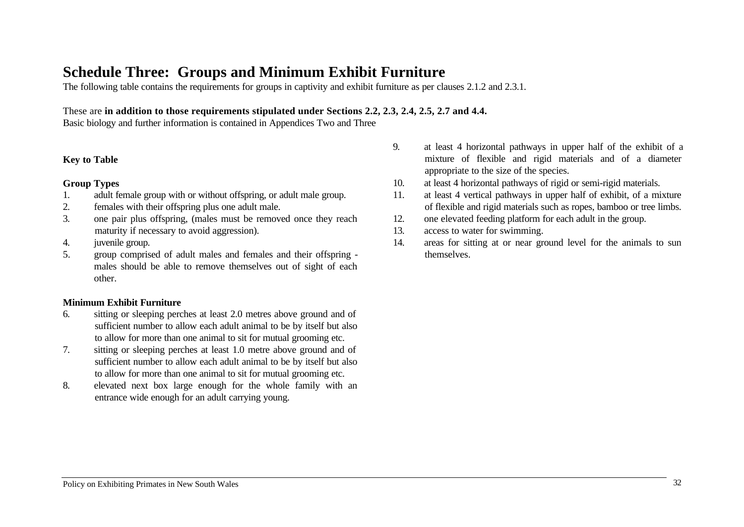# Schedule Three: Groups and Minimum Exhibit Furniture

The following table contains the requirements for groups in captivity and exhibit furniture as per clauses 2.1.2 and 2.3.1.

These are **in addition to those requirements stipulated under Sections 2.2, 2.3, 2.4, 2.5, 2.7 and 4.4.**
Basic biology and further information is contained in Appendices Two and Three

**Key to Table**

**Group Types**

1. adult female group with or without offspring, or adult male group.
2. females with their offspring plus one adult male.
3. one pair plus offspring, (males must be removed once they reach maturity if necessary to avoid aggression).
4. juvenile group.
5. group comprised of adult males and females and their offspring - males should be able to remove themselves out of sight of each other.

**Minimum Exhibit Furniture**

6. sitting or sleeping perches at least 2.0 metres above ground and of sufficient number to allow each adult animal to be by itself but also to allow for more than one animal to sit for mutual grooming etc.
7. sitting or sleeping perches at least 1.0 metre above ground and of sufficient number to allow each adult animal to be by itself but also to allow for more than one animal to sit for mutual grooming etc.
8. elevated next box large enough for the whole family with an entrance wide enough for an adult carrying young.
9. at least 4 horizontal pathways in upper half of the exhibit of a mixture of flexible and rigid materials and of a diameter appropriate to the size of the species.
10. at least 4 horizontal pathways of rigid or semi-rigid materials.
11. at least 4 vertical pathways in upper half of exhibit, of a mixture of flexible and rigid materials such as ropes, bamboo or tree limbs.
12. one elevated feeding platform for each adult in the group.
13. access to water for swimming.
14. areas for sitting at or near ground level for the animals to sun themselves.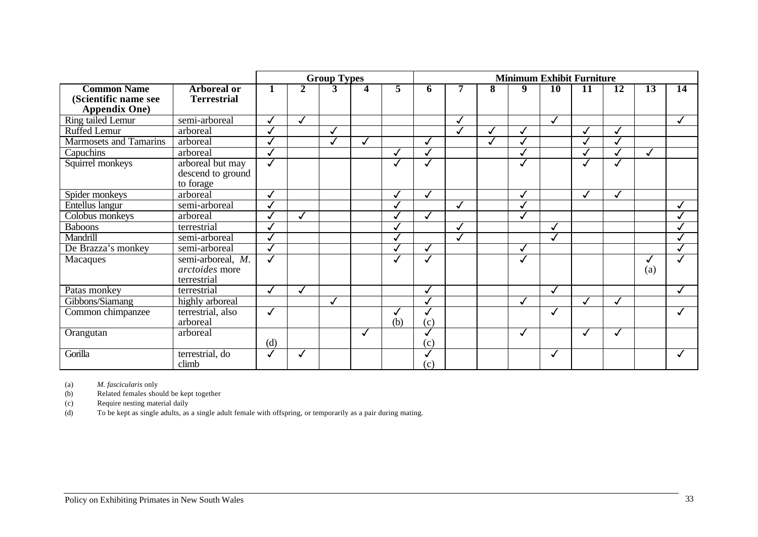| | | Group Types | | | | | Minimum Exhibit Furniture | | | | | | | | |
|---|---|---|---|---|---|---|---|---|---|---|---|---|---|---|---|
| **Common Name (Scientific name see Appendix One)** | **Arboreal or Terrestrial** | **1** | **2** | **3** | **4** | **5** | **6** | **7** | **8** | **9** | **10** | **11** | **12** | **13** | **14** |
| Ring tailed Lemur | semi-arboreal | ✓ | ✓ | | | | | ✓ | | | ✓ | | | | ✓ |
| Ruffed Lemur | arboreal | ✓ | | ✓ | | | | ✓ | ✓ | ✓ | | ✓ | ✓ | | |
| Marmosets and Tamarins | arboreal | ✓ | | ✓ | ✓ | | ✓ | | ✓ | ✓ | | ✓ | ✓ | | |
| Capuchins | arboreal | ✓ | | | | ✓ | ✓ | | | ✓ | | ✓ | ✓ | ✓ | |
| Squirrel monkeys | arboreal but may descend to ground to forage | ✓ | | | | ✓ | ✓ | | | ✓ | | ✓ | ✓ | | |
| Spider monkeys | arboreal | ✓ | | | | ✓ | ✓ | | | ✓ | | ✓ | ✓ | | |
| Entellus langur | semi-arboreal | ✓ | | | | ✓ | | ✓ | | ✓ | | | | | ✓ |
| Colobus monkeys | arboreal | ✓ | ✓ | | | ✓ | ✓ | | | ✓ | | | | | ✓ |
| Baboons | terrestrial | ✓ | | | | ✓ | | ✓ | | | ✓ | | | | ✓ |
| Mandrill | semi-arboreal | ✓ | | | | ✓ | | ✓ | | | ✓ | | | | ✓ |
| De Brazza's monkey | semi-arboreal | ✓ | | | | ✓ | ✓ | | | ✓ | | | | | ✓ |
| Macaques | semi-arboreal, *M. arctoides* more terrestrial | ✓ | | | | ✓ | ✓ | | | ✓ | | | | ✓ (a) | ✓ |
| Patas monkey | terrestrial | ✓ | ✓ | | | | ✓ | | | | ✓ | | | | ✓ |
| Gibbons/Siamang | highly arboreal | | | ✓ | | | ✓ | | | ✓ | | ✓ | ✓ | | |
| Common chimpanzee | terrestrial, also arboreal | ✓ | | | | ✓ (b) | ✓ (c) | | | | ✓ | | | | ✓ |
| Orangutan | arboreal | (d) | | | ✓ | | ✓ (c) | | | ✓ | | ✓ | ✓ | | |
| Gorilla | terrestrial, do climb | ✓ | ✓ | | | | ✓ (c) | | | | ✓ | | | | ✓ |

(a) *M. fascicularis* only

(b) Related females should be kept together

(c) Require nesting material daily

(d) To be kept as single adults, as a single adult female with offspring, or temporarily as a pair during mating.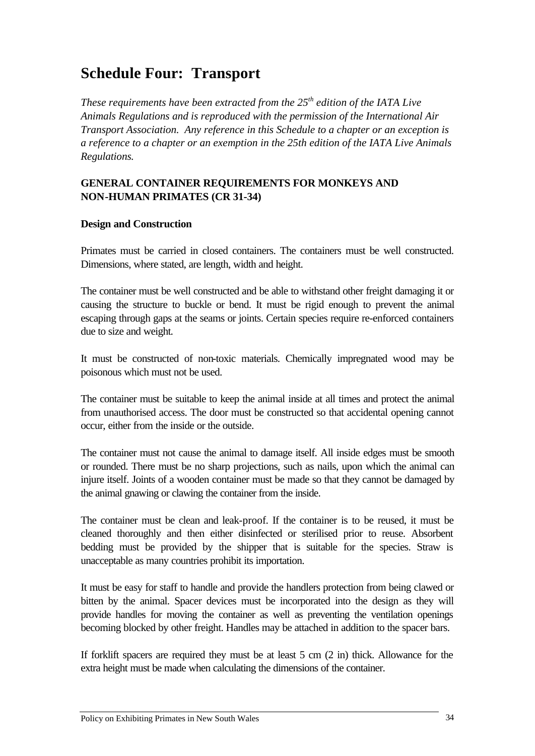# Schedule Four: Transport

*These requirements have been extracted from the 25th edition of the IATA Live Animals Regulations and is reproduced with the permission of the International Air Transport Association. Any reference in this Schedule to a chapter or an exception is a reference to a chapter or an exemption in the 25th edition of the IATA Live Animals Regulations.*

**GENERAL CONTAINER REQUIREMENTS FOR MONKEYS AND NON-HUMAN PRIMATES (CR 31-34)**

**Design and Construction**

Primates must be carried in closed containers. The containers must be well constructed. Dimensions, where stated, are length, width and height.

The container must be well constructed and be able to withstand other freight damaging it or causing the structure to buckle or bend. It must be rigid enough to prevent the animal escaping through gaps at the seams or joints. Certain species require re-enforced containers due to size and weight.

It must be constructed of non-toxic materials. Chemically impregnated wood may be poisonous which must not be used.

The container must be suitable to keep the animal inside at all times and protect the animal from unauthorised access. The door must be constructed so that accidental opening cannot occur, either from the inside or the outside.

The container must not cause the animal to damage itself. All inside edges must be smooth or rounded. There must be no sharp projections, such as nails, upon which the animal can injure itself. Joints of a wooden container must be made so that they cannot be damaged by the animal gnawing or clawing the container from the inside.

The container must be clean and leak-proof. If the container is to be reused, it must be cleaned thoroughly and then either disinfected or sterilised prior to reuse. Absorbent bedding must be provided by the shipper that is suitable for the species. Straw is unacceptable as many countries prohibit its importation.

It must be easy for staff to handle and provide the handlers protection from being clawed or bitten by the animal. Spacer devices must be incorporated into the design as they will provide handles for moving the container as well as preventing the ventilation openings becoming blocked by other freight. Handles may be attached in addition to the spacer bars.

If forklift spacers are required they must be at least 5 cm (2 in) thick. Allowance for the extra height must be made when calculating the dimensions of the container.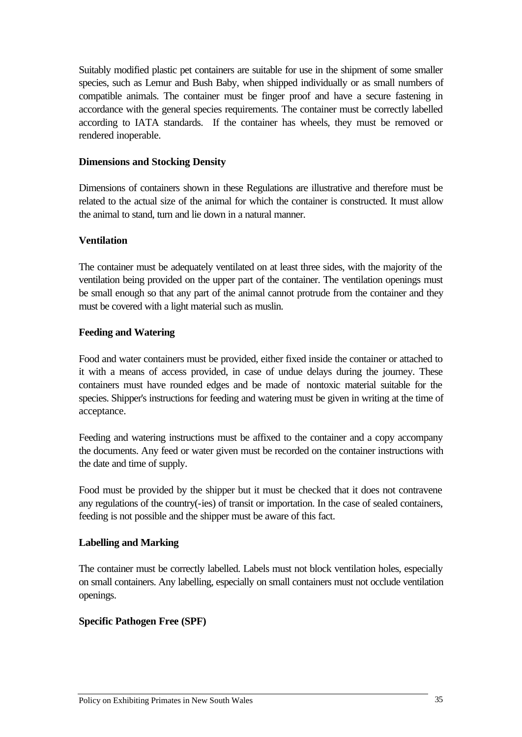Suitably modified plastic pet containers are suitable for use in the shipment of some smaller species, such as Lemur and Bush Baby, when shipped individually or as small numbers of compatible animals. The container must be finger proof and have a secure fastening in accordance with the general species requirements. The container must be correctly labelled according to IATA standards. If the container has wheels, they must be removed or rendered inoperable.

**Dimensions and Stocking Density**

Dimensions of containers shown in these Regulations are illustrative and therefore must be related to the actual size of the animal for which the container is constructed. It must allow the animal to stand, turn and lie down in a natural manner.

**Ventilation**

The container must be adequately ventilated on at least three sides, with the majority of the ventilation being provided on the upper part of the container. The ventilation openings must be small enough so that any part of the animal cannot protrude from the container and they must be covered with a light material such as muslin.

**Feeding and Watering**

Food and water containers must be provided, either fixed inside the container or attached to it with a means of access provided, in case of undue delays during the journey. These containers must have rounded edges and be made of nontoxic material suitable for the species. Shipper's instructions for feeding and watering must be given in writing at the time of acceptance.

Feeding and watering instructions must be affixed to the container and a copy accompany the documents. Any feed or water given must be recorded on the container instructions with the date and time of supply.

Food must be provided by the shipper but it must be checked that it does not contravene any regulations of the country(-ies) of transit or importation. In the case of sealed containers, feeding is not possible and the shipper must be aware of this fact.

**Labelling and Marking**

The container must be correctly labelled. Labels must not block ventilation holes, especially on small containers. Any labelling, especially on small containers must not occlude ventilation openings.

**Specific Pathogen Free (SPF)**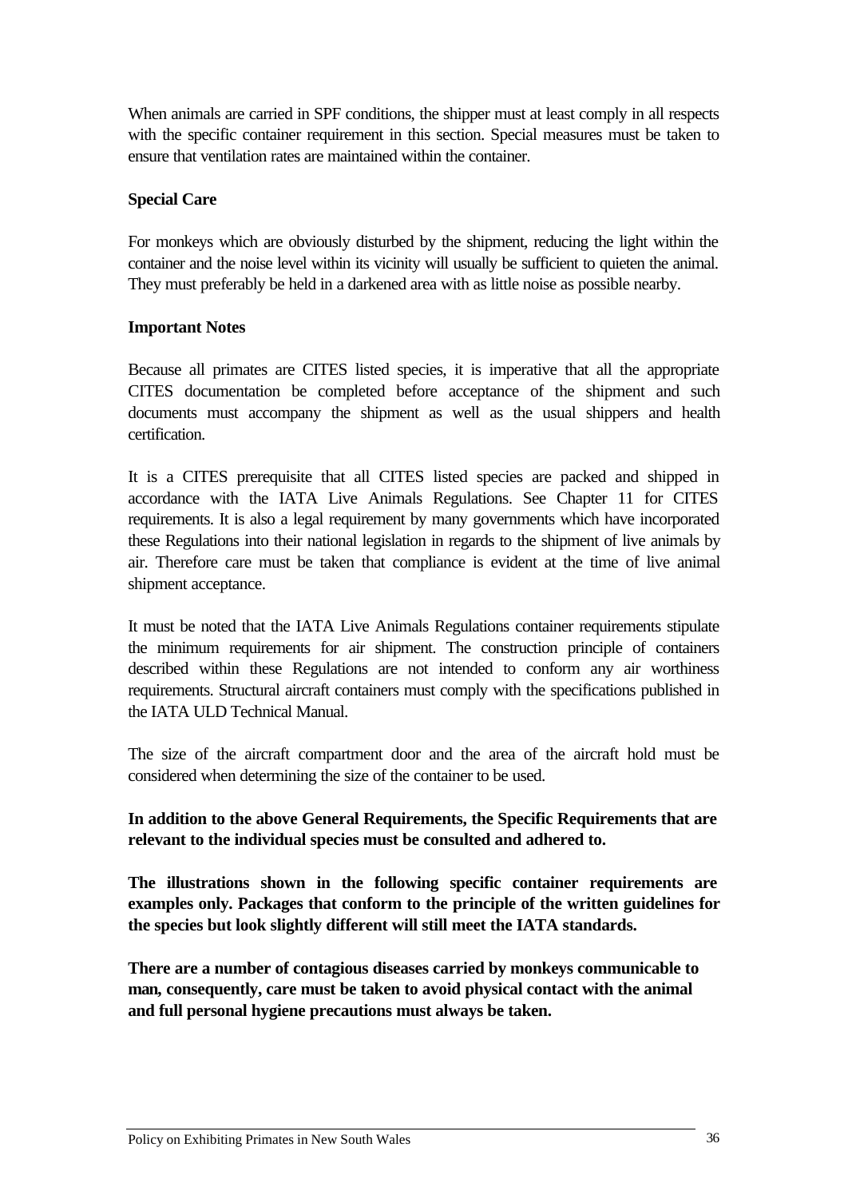When animals are carried in SPF conditions, the shipper must at least comply in all respects with the specific container requirement in this section. Special measures must be taken to ensure that ventilation rates are maintained within the container.

**Special Care**

For monkeys which are obviously disturbed by the shipment, reducing the light within the container and the noise level within its vicinity will usually be sufficient to quieten the animal. They must preferably be held in a darkened area with as little noise as possible nearby.

**Important Notes**

Because all primates are CITES listed species, it is imperative that all the appropriate CITES documentation be completed before acceptance of the shipment and such documents must accompany the shipment as well as the usual shippers and health certification.

It is a CITES prerequisite that all CITES listed species are packed and shipped in accordance with the IATA Live Animals Regulations. See Chapter 11 for CITES requirements. It is also a legal requirement by many governments which have incorporated these Regulations into their national legislation in regards to the shipment of live animals by air. Therefore care must be taken that compliance is evident at the time of live animal shipment acceptance.

It must be noted that the IATA Live Animals Regulations container requirements stipulate the minimum requirements for air shipment. The construction principle of containers described within these Regulations are not intended to conform any air worthiness requirements. Structural aircraft containers must comply with the specifications published in the IATA ULD Technical Manual.

The size of the aircraft compartment door and the area of the aircraft hold must be considered when determining the size of the container to be used.

**In addition to the above General Requirements, the Specific Requirements that are relevant to the individual species must be consulted and adhered to.**

**The illustrations shown in the following specific container requirements are examples only. Packages that conform to the principle of the written guidelines for the species but look slightly different will still meet the IATA standards.**

**There are a number of contagious diseases carried by monkeys communicable to man, consequently, care must be taken to avoid physical contact with the animal and full personal hygiene precautions must always be taken.**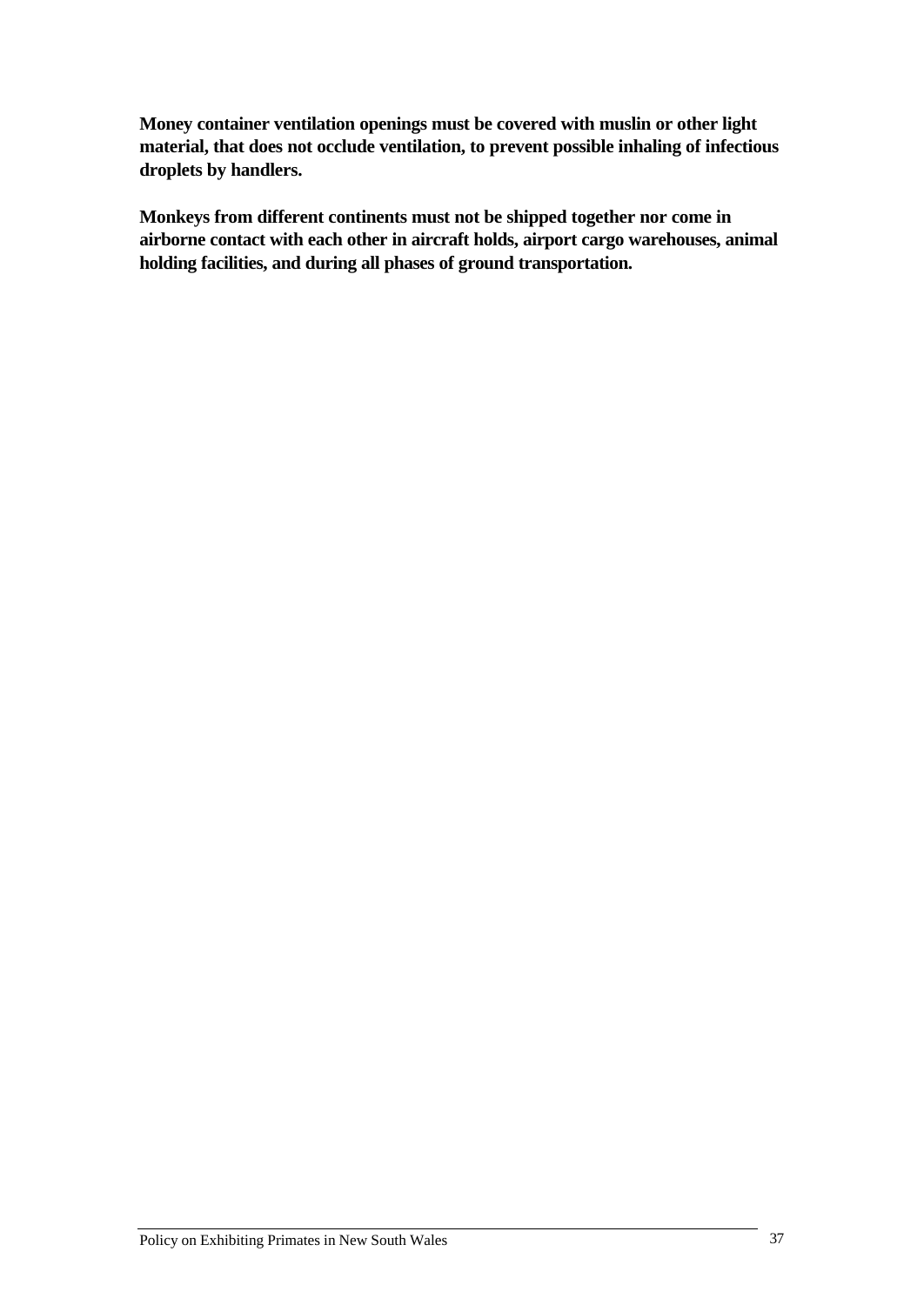**Money container ventilation openings must be covered with muslin or other light material, that does not occlude ventilation, to prevent possible inhaling of infectious droplets by handlers.**

**Monkeys from different continents must not be shipped together nor come in airborne contact with each other in aircraft holds, airport cargo warehouses, animal holding facilities, and during all phases of ground transportation.**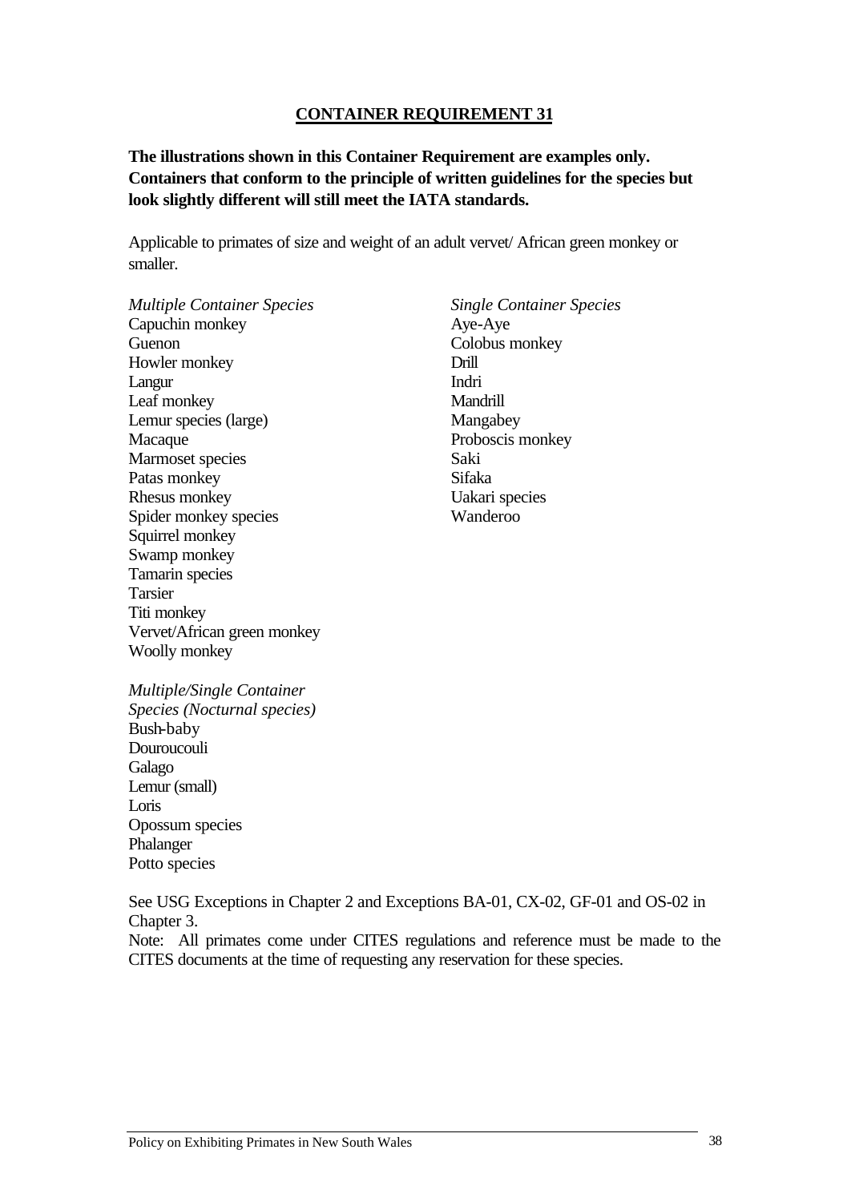## CONTAINER REQUIREMENT 31

**The illustrations shown in this Container Requirement are examples only. Containers that conform to the principle of written guidelines for the species but look slightly different will still meet the IATA standards.**

Applicable to primates of size and weight of an adult vervet/ African green monkey or smaller.

*Multiple Container Species*
Capuchin monkey
Guenon
Howler monkey
Langur
Leaf monkey
Lemur species (large)
Macaque
Marmoset species
Patas monkey
Rhesus monkey
Spider monkey species
Squirrel monkey
Swamp monkey
Tamarin species
Tarsier
Titi monkey
Vervet/African green monkey
Woolly monkey

*Single Container Species*
Aye-Aye
Colobus monkey
Drill
Indri
Mandrill
Mangabey
Proboscis monkey
Saki
Sifaka
Uakari species
Wanderoo

*Multiple/Single Container Species (Nocturnal species)*
Bush-baby
Douroucouli
Galago
Lemur (small)
Loris
Opossum species
Phalanger
Potto species

See USG Exceptions in Chapter 2 and Exceptions BA-01, CX-02, GF-01 and OS-02 in Chapter 3.

Note: All primates come under CITES regulations and reference must be made to the CITES documents at the time of requesting any reservation for these species.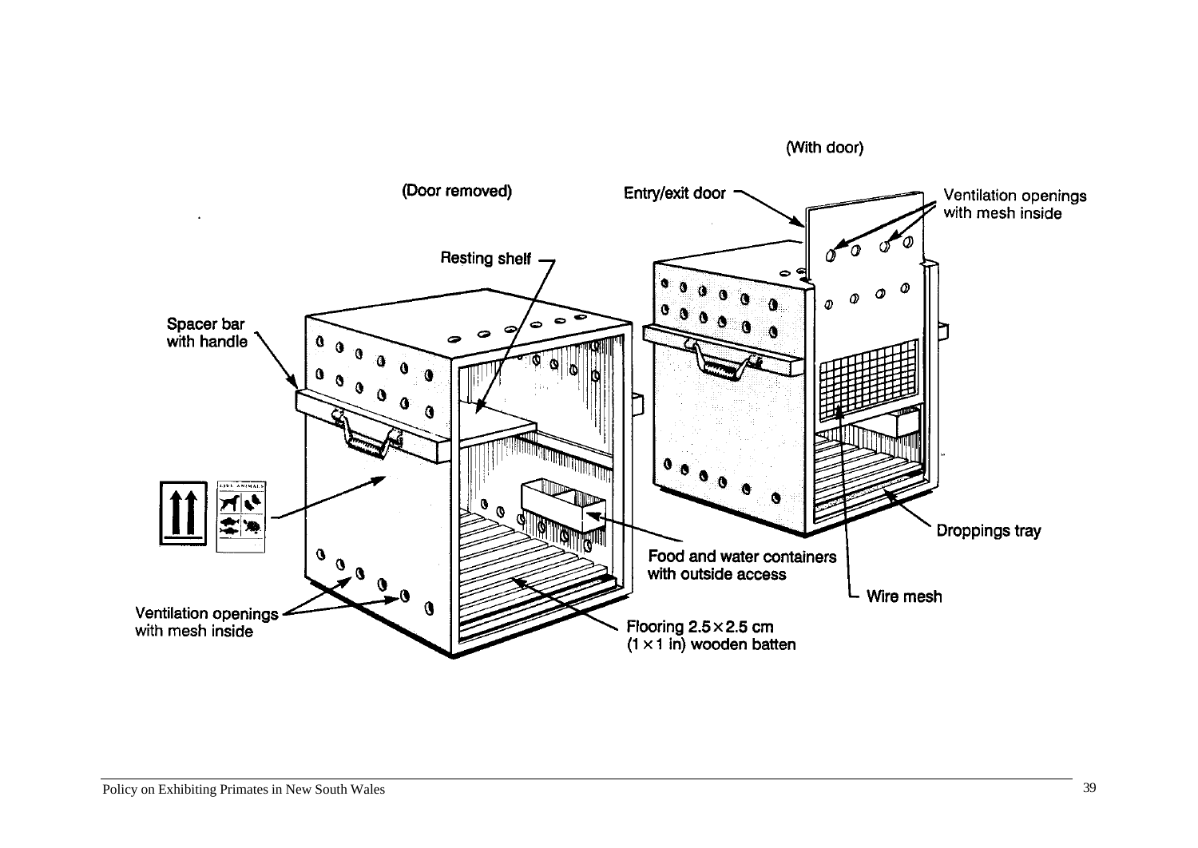(Door removed)

(With door)

Resting shelf

Spacer bar with handle

Entry/exit door

Ventilation openings with mesh inside

LIVE ANIMALS

Droppings tray

Food and water containers with outside access

Wire mesh

Ventilation openings with mesh inside

Flooring 2.5 × 2.5 cm (1 × 1 in) wooden batten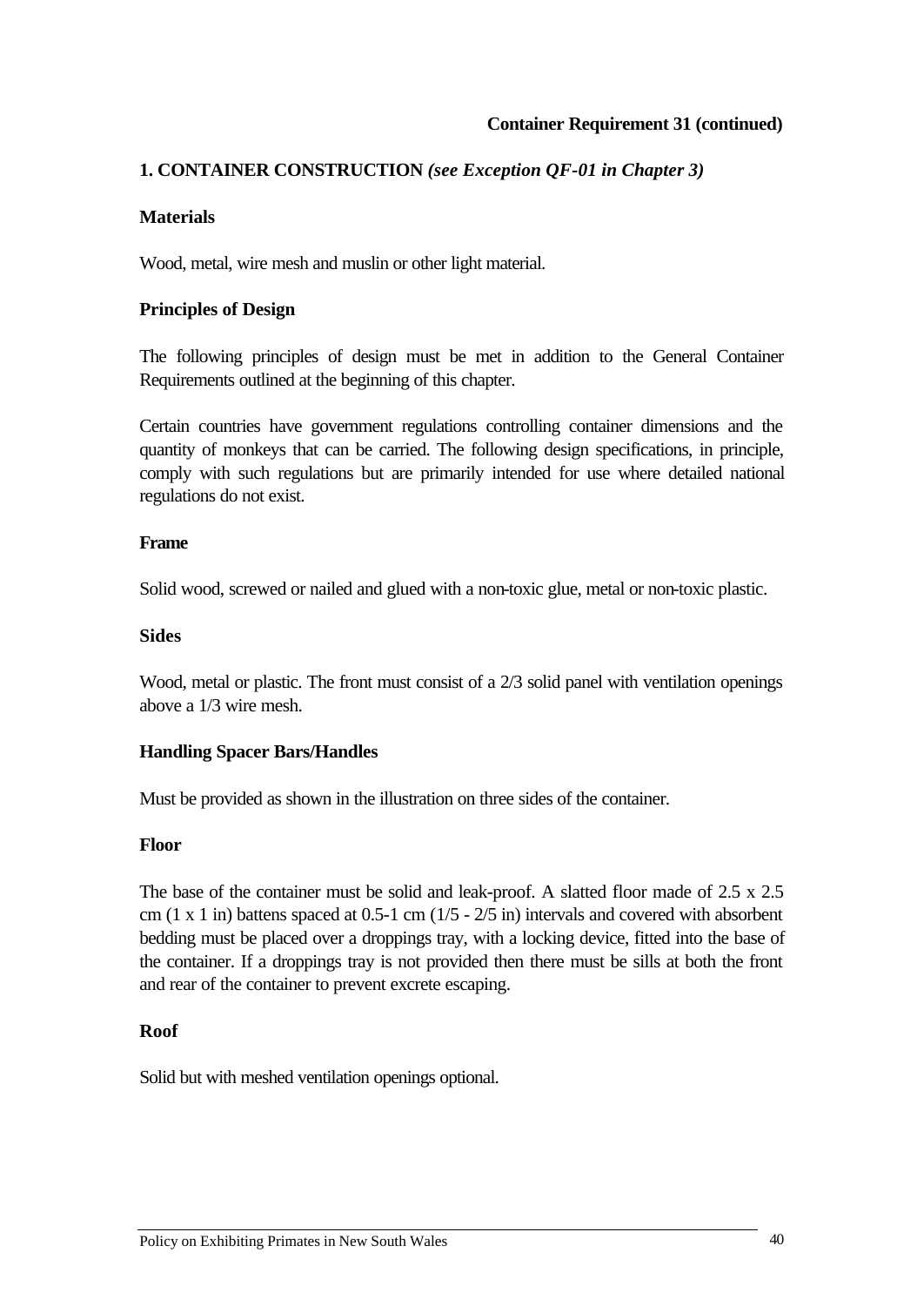**Container Requirement 31 (continued)**

## 1. CONTAINER CONSTRUCTION *(see Exception QF-01 in Chapter 3)*

### Materials

Wood, metal, wire mesh and muslin or other light material.

### Principles of Design

The following principles of design must be met in addition to the General Container Requirements outlined at the beginning of this chapter.

Certain countries have government regulations controlling container dimensions and the quantity of monkeys that can be carried. The following design specifications, in principle, comply with such regulations but are primarily intended for use where detailed national regulations do not exist.

#### Frame

Solid wood, screwed or nailed and glued with a non-toxic glue, metal or non-toxic plastic.

#### Sides

Wood, metal or plastic. The front must consist of a 2/3 solid panel with ventilation openings above a 1/3 wire mesh.

#### Handling Spacer Bars/Handles

Must be provided as shown in the illustration on three sides of the container.

#### Floor

The base of the container must be solid and leak-proof. A slatted floor made of 2.5 x 2.5 cm (1 x 1 in) battens spaced at 0.5-1 cm (1/5 - 2/5 in) intervals and covered with absorbent bedding must be placed over a droppings tray, with a locking device, fitted into the base of the container. If a droppings tray is not provided then there must be sills at both the front and rear of the container to prevent excrete escaping.

#### Roof

Solid but with meshed ventilation openings optional.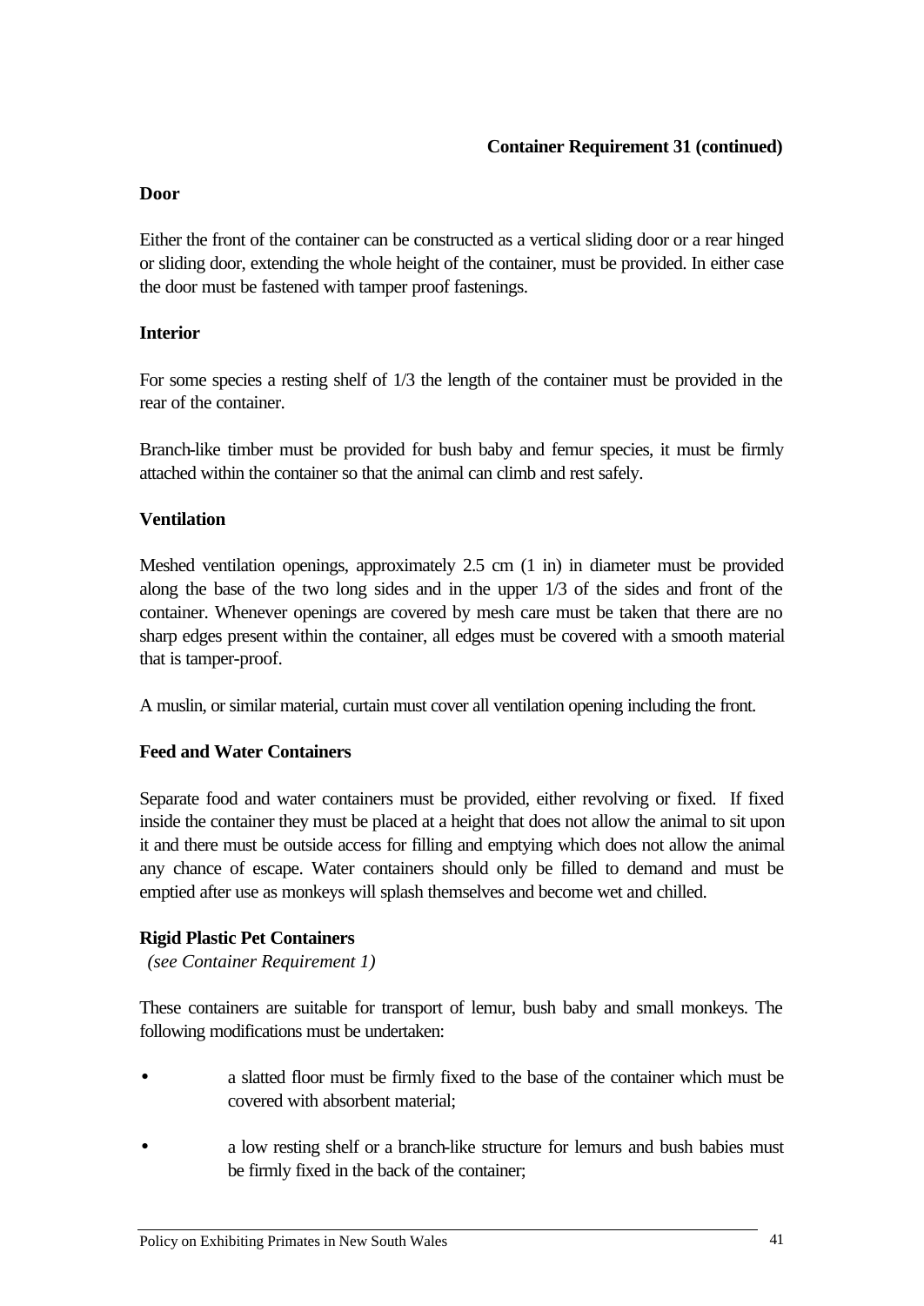**Container Requirement 31 (continued)**

**Door**

Either the front of the container can be constructed as a vertical sliding door or a rear hinged or sliding door, extending the whole height of the container, must be provided. In either case the door must be fastened with tamper proof fastenings.

**Interior**

For some species a resting shelf of 1/3 the length of the container must be provided in the rear of the container.

Branch-like timber must be provided for bush baby and femur species, it must be firmly attached within the container so that the animal can climb and rest safely.

**Ventilation**

Meshed ventilation openings, approximately 2.5 cm (1 in) in diameter must be provided along the base of the two long sides and in the upper 1/3 of the sides and front of the container. Whenever openings are covered by mesh care must be taken that there are no sharp edges present within the container, all edges must be covered with a smooth material that is tamper-proof.

A muslin, or similar material, curtain must cover all ventilation opening including the front.

**Feed and Water Containers**

Separate food and water containers must be provided, either revolving or fixed. If fixed inside the container they must be placed at a height that does not allow the animal to sit upon it and there must be outside access for filling and emptying which does not allow the animal any chance of escape. Water containers should only be filled to demand and must be emptied after use as monkeys will splash themselves and become wet and chilled.

**Rigid Plastic Pet Containers**
*(see Container Requirement 1)*

These containers are suitable for transport of lemur, bush baby and small monkeys. The following modifications must be undertaken:

- a slatted floor must be firmly fixed to the base of the container which must be covered with absorbent material;
- a low resting shelf or a branch-like structure for lemurs and bush babies must be firmly fixed in the back of the container;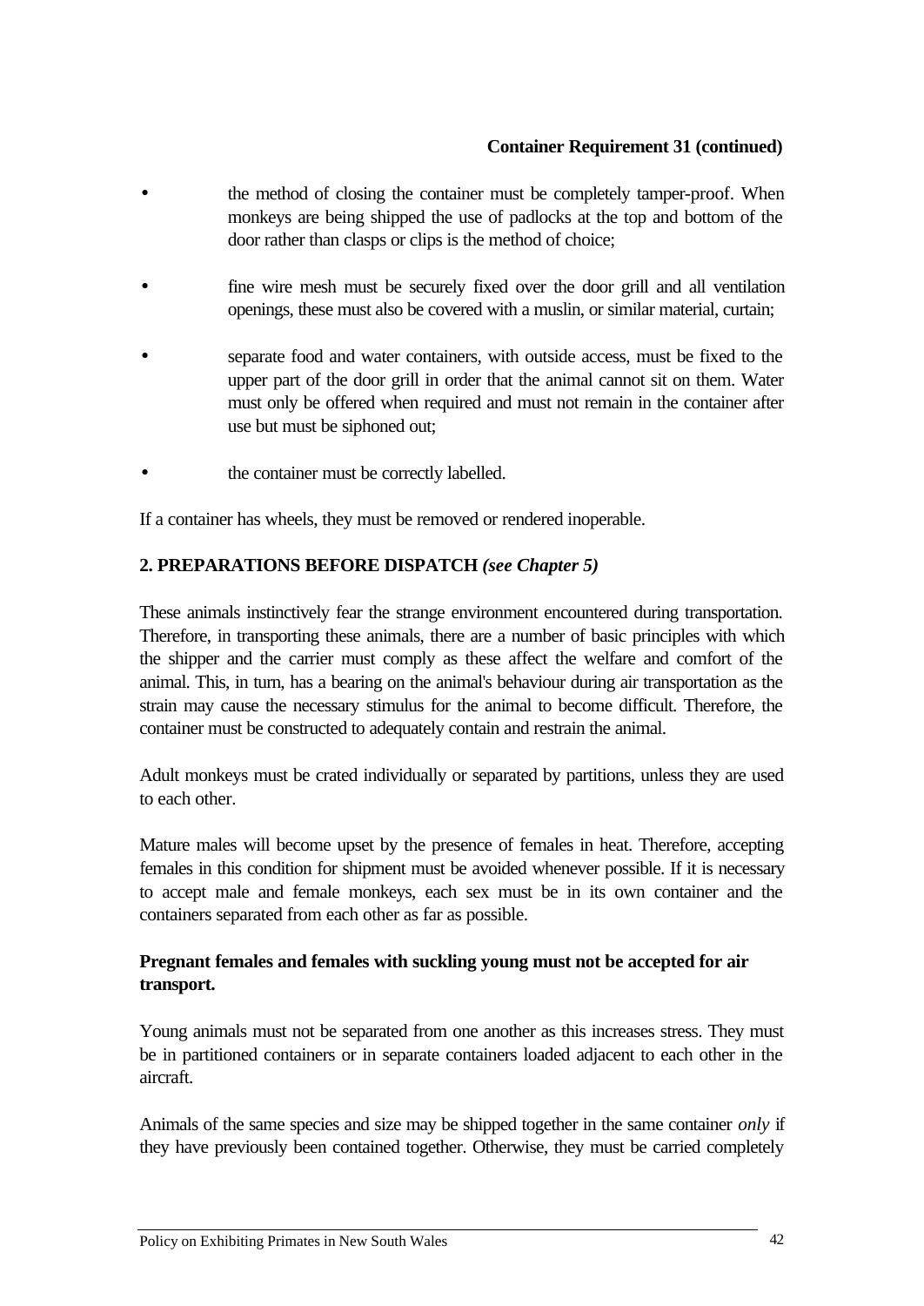**Container Requirement 31 (continued)**

- the method of closing the container must be completely tamper-proof. When monkeys are being shipped the use of padlocks at the top and bottom of the door rather than clasps or clips is the method of choice;
- fine wire mesh must be securely fixed over the door grill and all ventilation openings, these must also be covered with a muslin, or similar material, curtain;
- separate food and water containers, with outside access, must be fixed to the upper part of the door grill in order that the animal cannot sit on them. Water must only be offered when required and must not remain in the container after use but must be siphoned out;
- the container must be correctly labelled.

If a container has wheels, they must be removed or rendered inoperable.

## 2. PREPARATIONS BEFORE DISPATCH *(see Chapter 5)*

These animals instinctively fear the strange environment encountered during transportation. Therefore, in transporting these animals, there are a number of basic principles with which the shipper and the carrier must comply as these affect the welfare and comfort of the animal. This, in turn, has a bearing on the animal's behaviour during air transportation as the strain may cause the necessary stimulus for the animal to become difficult. Therefore, the container must be constructed to adequately contain and restrain the animal.

Adult monkeys must be crated individually or separated by partitions, unless they are used to each other.

Mature males will become upset by the presence of females in heat. Therefore, accepting females in this condition for shipment must be avoided whenever possible. If it is necessary to accept male and female monkeys, each sex must be in its own container and the containers separated from each other as far as possible.

**Pregnant females and females with suckling young must not be accepted for air transport.**

Young animals must not be separated from one another as this increases stress. They must be in partitioned containers or in separate containers loaded adjacent to each other in the aircraft.

Animals of the same species and size may be shipped together in the same container *only* if they have previously been contained together. Otherwise, they must be carried completely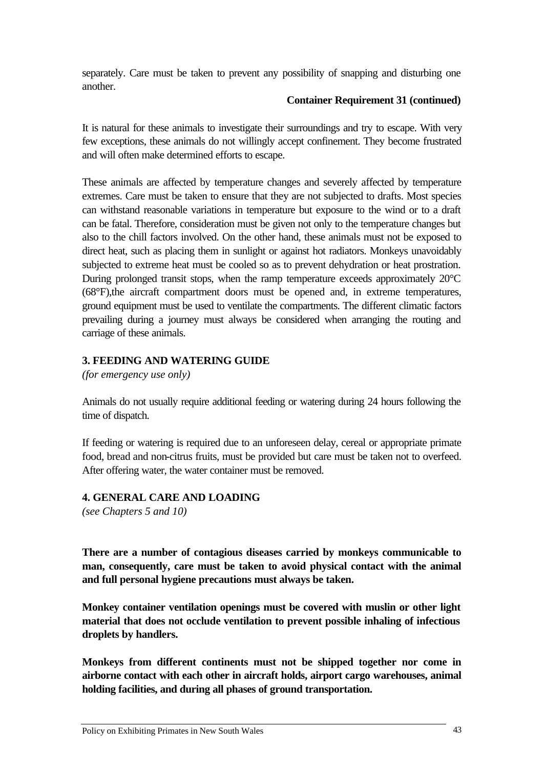separately. Care must be taken to prevent any possibility of snapping and disturbing one another.

**Container Requirement 31 (continued)**

It is natural for these animals to investigate their surroundings and try to escape. With very few exceptions, these animals do not willingly accept confinement. They become frustrated and will often make determined efforts to escape.

These animals are affected by temperature changes and severely affected by temperature extremes. Care must be taken to ensure that they are not subjected to drafts. Most species can withstand reasonable variations in temperature but exposure to the wind or to a draft can be fatal. Therefore, consideration must be given not only to the temperature changes but also to the chill factors involved. On the other hand, these animals must not be exposed to direct heat, such as placing them in sunlight or against hot radiators. Monkeys unavoidably subjected to extreme heat must be cooled so as to prevent dehydration or heat prostration. During prolonged transit stops, when the ramp temperature exceeds approximately 20°C (68°F),the aircraft compartment doors must be opened and, in extreme temperatures, ground equipment must be used to ventilate the compartments. The different climatic factors prevailing during a journey must always be considered when arranging the routing and carriage of these animals.

**3. FEEDING AND WATERING GUIDE**

*(for emergency use only)*

Animals do not usually require additional feeding or watering during 24 hours following the time of dispatch.

If feeding or watering is required due to an unforeseen delay, cereal or appropriate primate food, bread and non-citrus fruits, must be provided but care must be taken not to overfeed. After offering water, the water container must be removed.

**4. GENERAL CARE AND LOADING**

*(see Chapters 5 and 10)*

**There are a number of contagious diseases carried by monkeys communicable to man, consequently, care must be taken to avoid physical contact with the animal and full personal hygiene precautions must always be taken.**

**Monkey container ventilation openings must be covered with muslin or other light material that does not occlude ventilation to prevent possible inhaling of infectious droplets by handlers.**

**Monkeys from different continents must not be shipped together nor come in airborne contact with each other in aircraft holds, airport cargo warehouses, animal holding facilities, and during all phases of ground transportation.**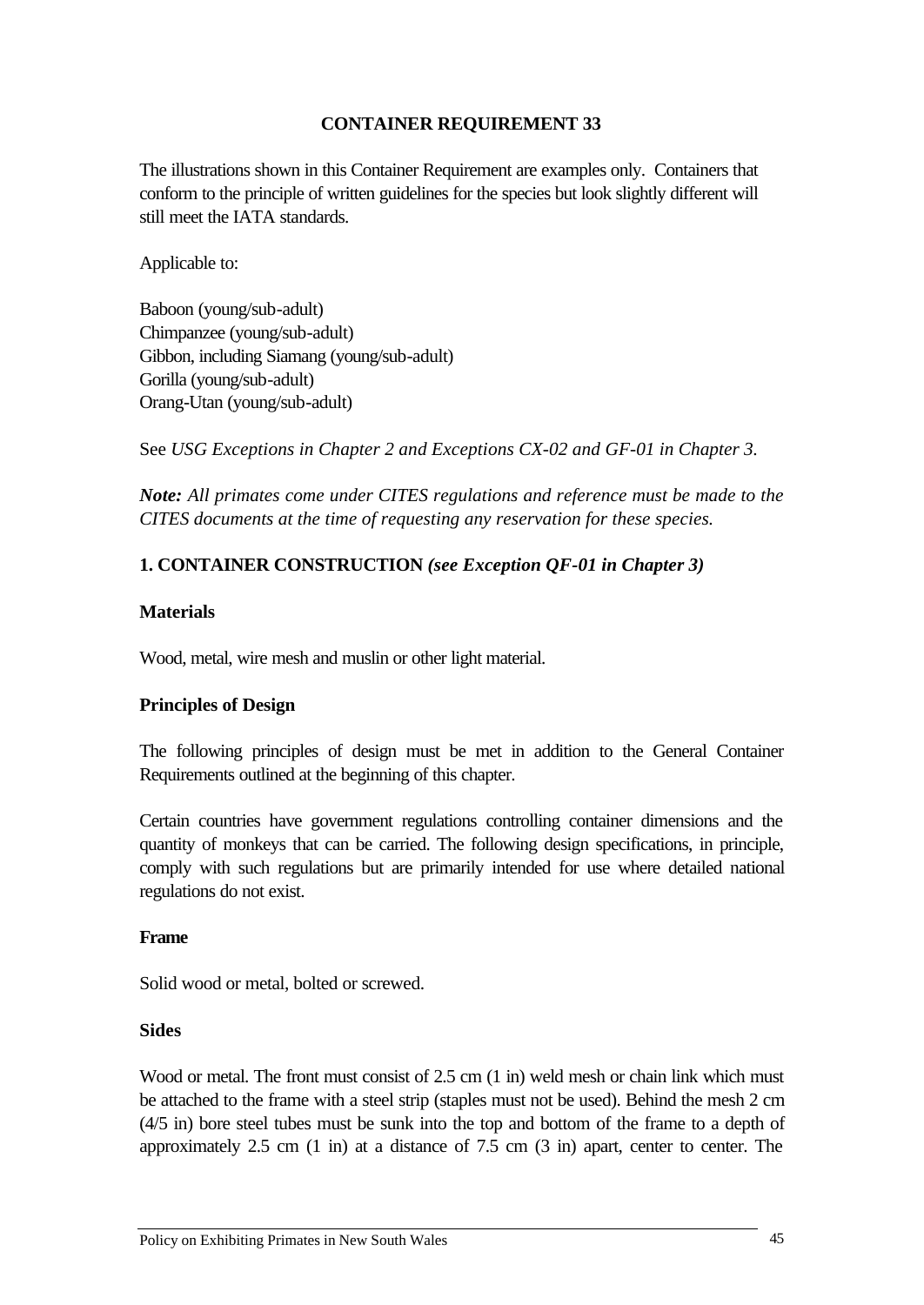## CONTAINER REQUIREMENT 33

The illustrations shown in this Container Requirement are examples only. Containers that conform to the principle of written guidelines for the species but look slightly different will still meet the IATA standards.

Applicable to:

Baboon (young/sub-adult)
Chimpanzee (young/sub-adult)
Gibbon, including Siamang (young/sub-adult)
Gorilla (young/sub-adult)
Orang-Utan (young/sub-adult)

See *USG Exceptions in Chapter 2 and Exceptions CX-02 and GF-01 in Chapter 3.*

***Note:** All primates come under CITES regulations and reference must be made to the CITES documents at the time of requesting any reservation for these species.*

### 1. CONTAINER CONSTRUCTION *(see Exception QF-01 in Chapter 3)*

#### Materials

Wood, metal, wire mesh and muslin or other light material.

#### Principles of Design

The following principles of design must be met in addition to the General Container Requirements outlined at the beginning of this chapter.

Certain countries have government regulations controlling container dimensions and the quantity of monkeys that can be carried. The following design specifications, in principle, comply with such regulations but are primarily intended for use where detailed national regulations do not exist.

#### Frame

Solid wood or metal, bolted or screwed.

#### Sides

Wood or metal. The front must consist of 2.5 cm (1 in) weld mesh or chain link which must be attached to the frame with a steel strip (staples must not be used). Behind the mesh 2 cm (4/5 in) bore steel tubes must be sunk into the top and bottom of the frame to a depth of approximately 2.5 cm (1 in) at a distance of 7.5 cm (3 in) apart, center to center. The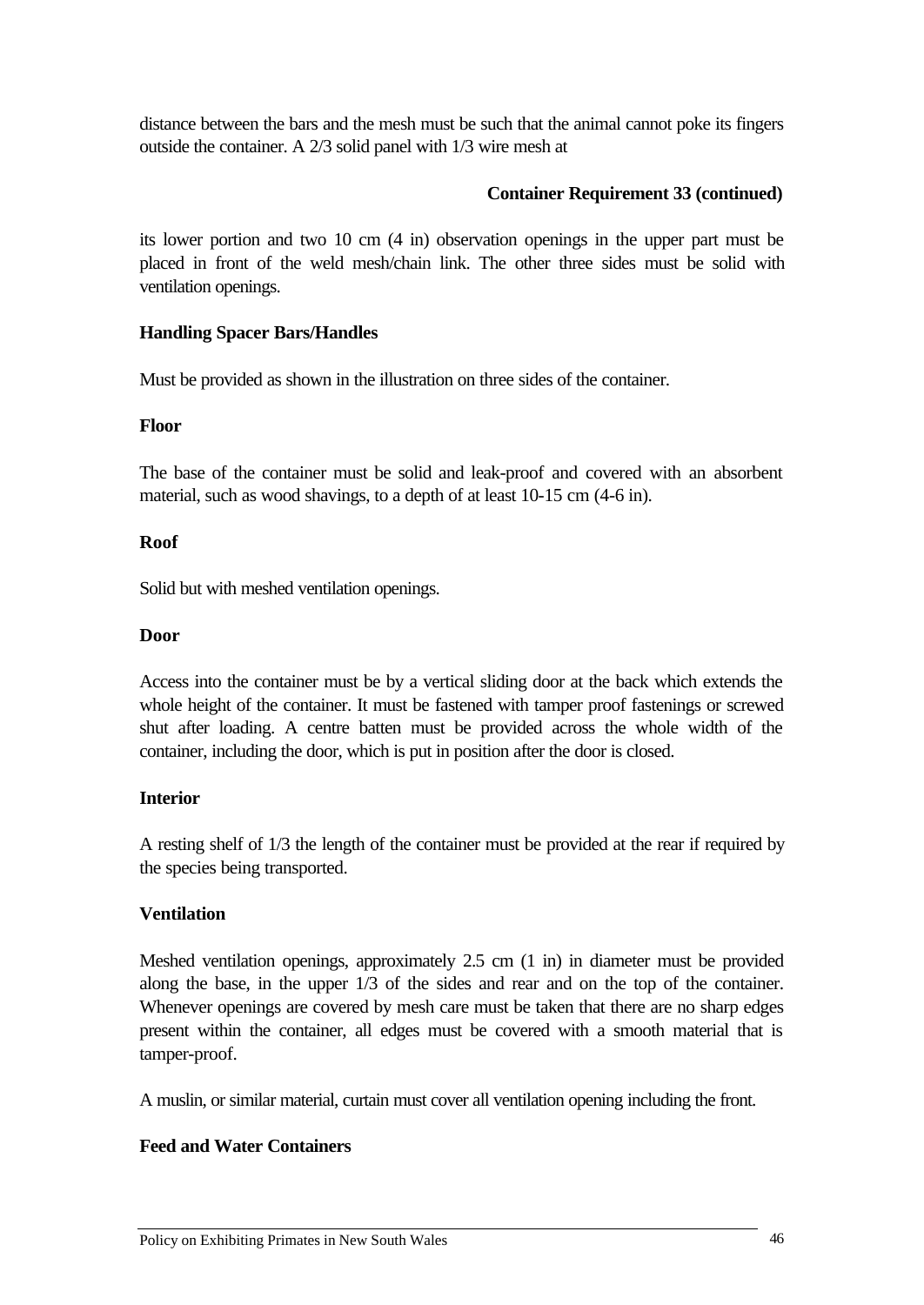distance between the bars and the mesh must be such that the animal cannot poke its fingers outside the container. A 2/3 solid panel with 1/3 wire mesh at

**Container Requirement 33 (continued)**

its lower portion and two 10 cm (4 in) observation openings in the upper part must be placed in front of the weld mesh/chain link. The other three sides must be solid with ventilation openings.

**Handling Spacer Bars/Handles**

Must be provided as shown in the illustration on three sides of the container.

**Floor**

The base of the container must be solid and leak-proof and covered with an absorbent material, such as wood shavings, to a depth of at least 10-15 cm (4-6 in).

**Roof**

Solid but with meshed ventilation openings.

**Door**

Access into the container must be by a vertical sliding door at the back which extends the whole height of the container. It must be fastened with tamper proof fastenings or screwed shut after loading. A centre batten must be provided across the whole width of the container, including the door, which is put in position after the door is closed.

**Interior**

A resting shelf of 1/3 the length of the container must be provided at the rear if required by the species being transported.

**Ventilation**

Meshed ventilation openings, approximately 2.5 cm (1 in) in diameter must be provided along the base, in the upper 1/3 of the sides and rear and on the top of the container. Whenever openings are covered by mesh care must be taken that there are no sharp edges present within the container, all edges must be covered with a smooth material that is tamper-proof.

A muslin, or similar material, curtain must cover all ventilation opening including the front.

**Feed and Water Containers**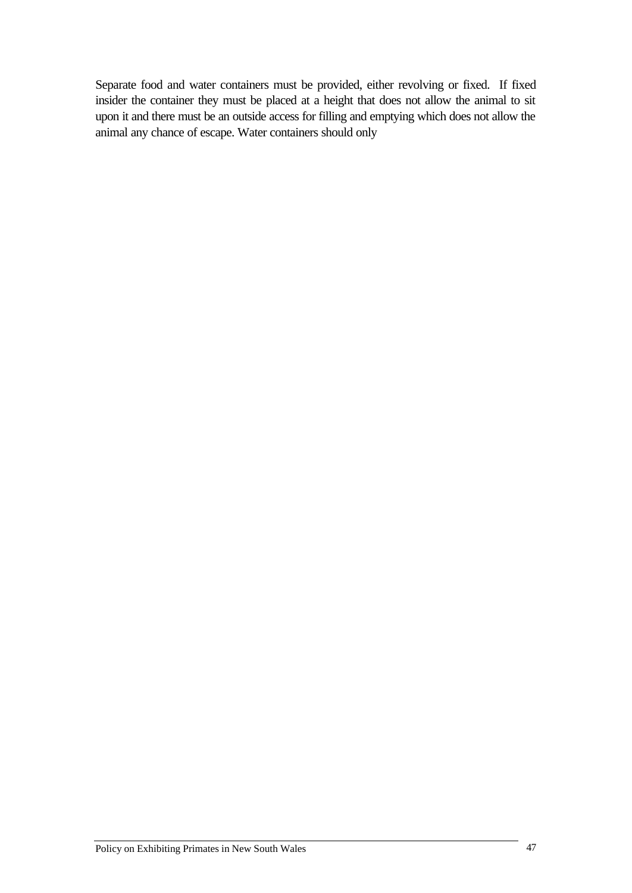Separate food and water containers must be provided, either revolving or fixed. If fixed insider the container they must be placed at a height that does not allow the animal to sit upon it and there must be an outside access for filling and emptying which does not allow the animal any chance of escape. Water containers should only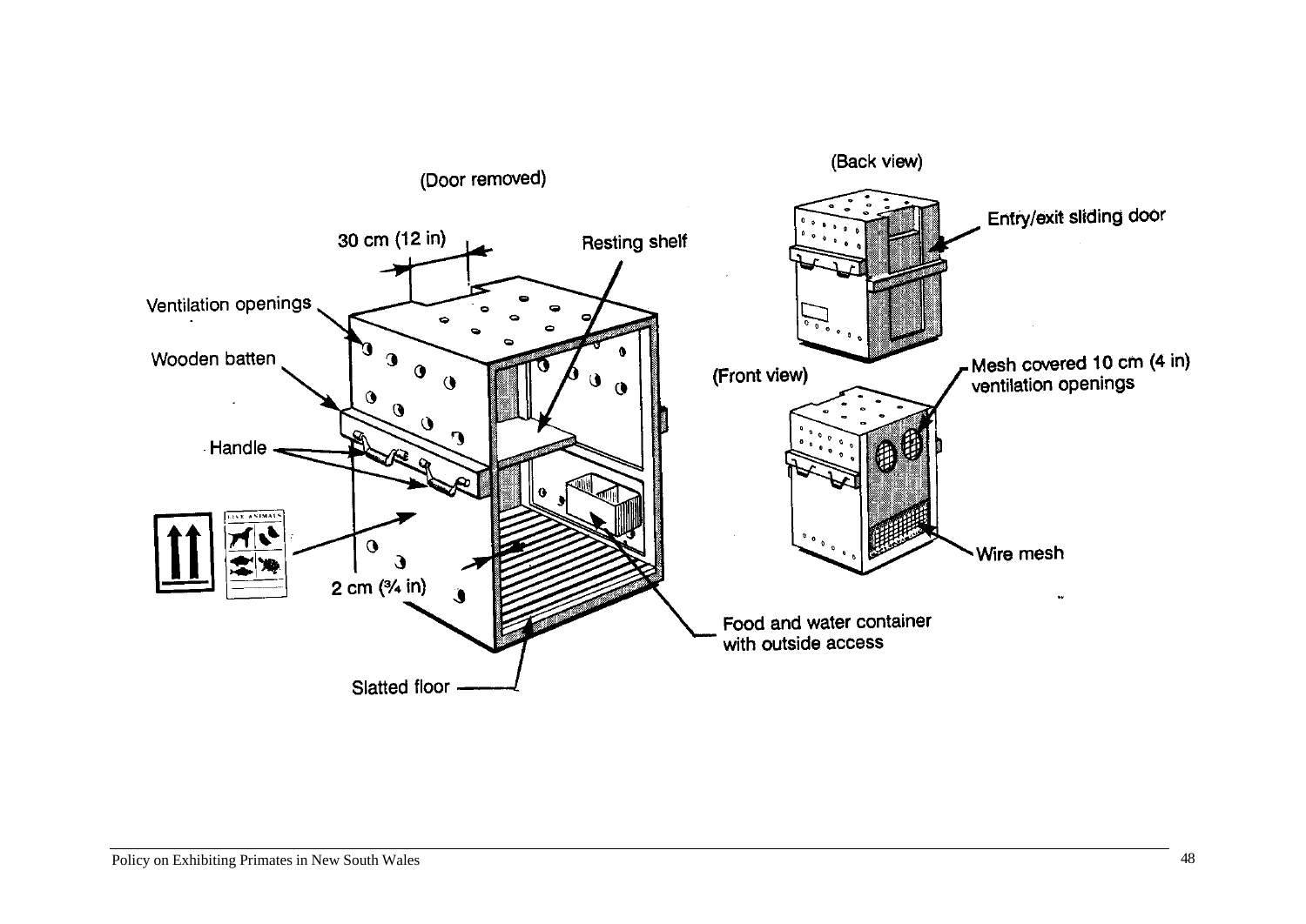(Door removed)

30 cm (12 in)

Resting shelf

Ventilation openings

Wooden batten

Handle

2 cm (¾ in)

Slatted floor

Food and water container with outside access

(Back view)

Entry/exit sliding door

(Front view)

Mesh covered 10 cm (4 in) ventilation openings

Wire mesh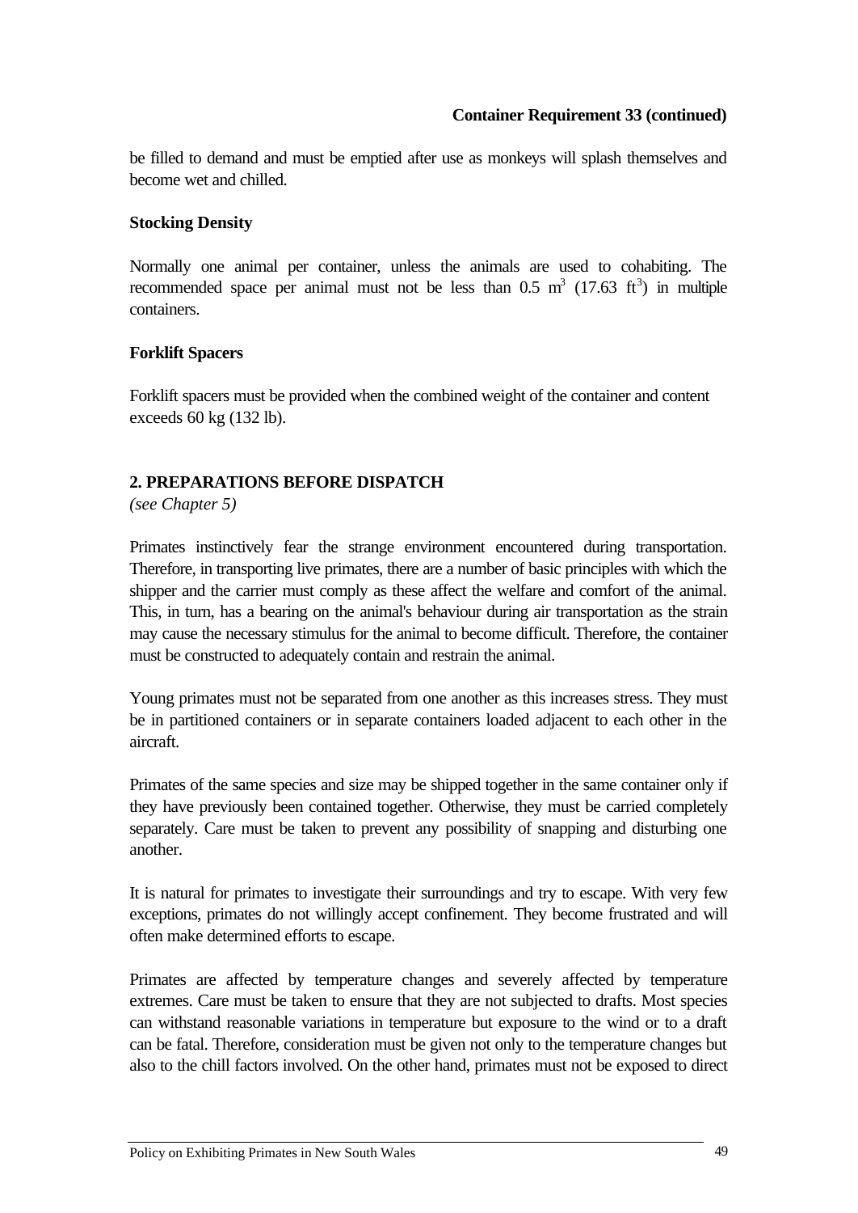**Container Requirement 33 (continued)**

be filled to demand and must be emptied after use as monkeys will splash themselves and become wet and chilled.

**Stocking Density**

Normally one animal per container, unless the animals are used to cohabiting. The recommended space per animal must not be less than 0.5 $m^3$ (17.63 $ft^3$) in multiple containers.

**Forklift Spacers**

Forklift spacers must be provided when the combined weight of the container and content exceeds 60 kg (132 lb).

## 2. PREPARATIONS BEFORE DISPATCH

*(see Chapter 5)*

Primates instinctively fear the strange environment encountered during transportation. Therefore, in transporting live primates, there are a number of basic principles with which the shipper and the carrier must comply as these affect the welfare and comfort of the animal. This, in turn, has a bearing on the animal's behaviour during air transportation as the strain may cause the necessary stimulus for the animal to become difficult. Therefore, the container must be constructed to adequately contain and restrain the animal.

Young primates must not be separated from one another as this increases stress. They must be in partitioned containers or in separate containers loaded adjacent to each other in the aircraft.

Primates of the same species and size may be shipped together in the same container only if they have previously been contained together. Otherwise, they must be carried completely separately. Care must be taken to prevent any possibility of snapping and disturbing one another.

It is natural for primates to investigate their surroundings and try to escape. With very few exceptions, primates do not willingly accept confinement. They become frustrated and will often make determined efforts to escape.

Primates are affected by temperature changes and severely affected by temperature extremes. Care must be taken to ensure that they are not subjected to drafts. Most species can withstand reasonable variations in temperature but exposure to the wind or to a draft can be fatal. Therefore, consideration must be given not only to the temperature changes but also to the chill factors involved. On the other hand, primates must not be exposed to direct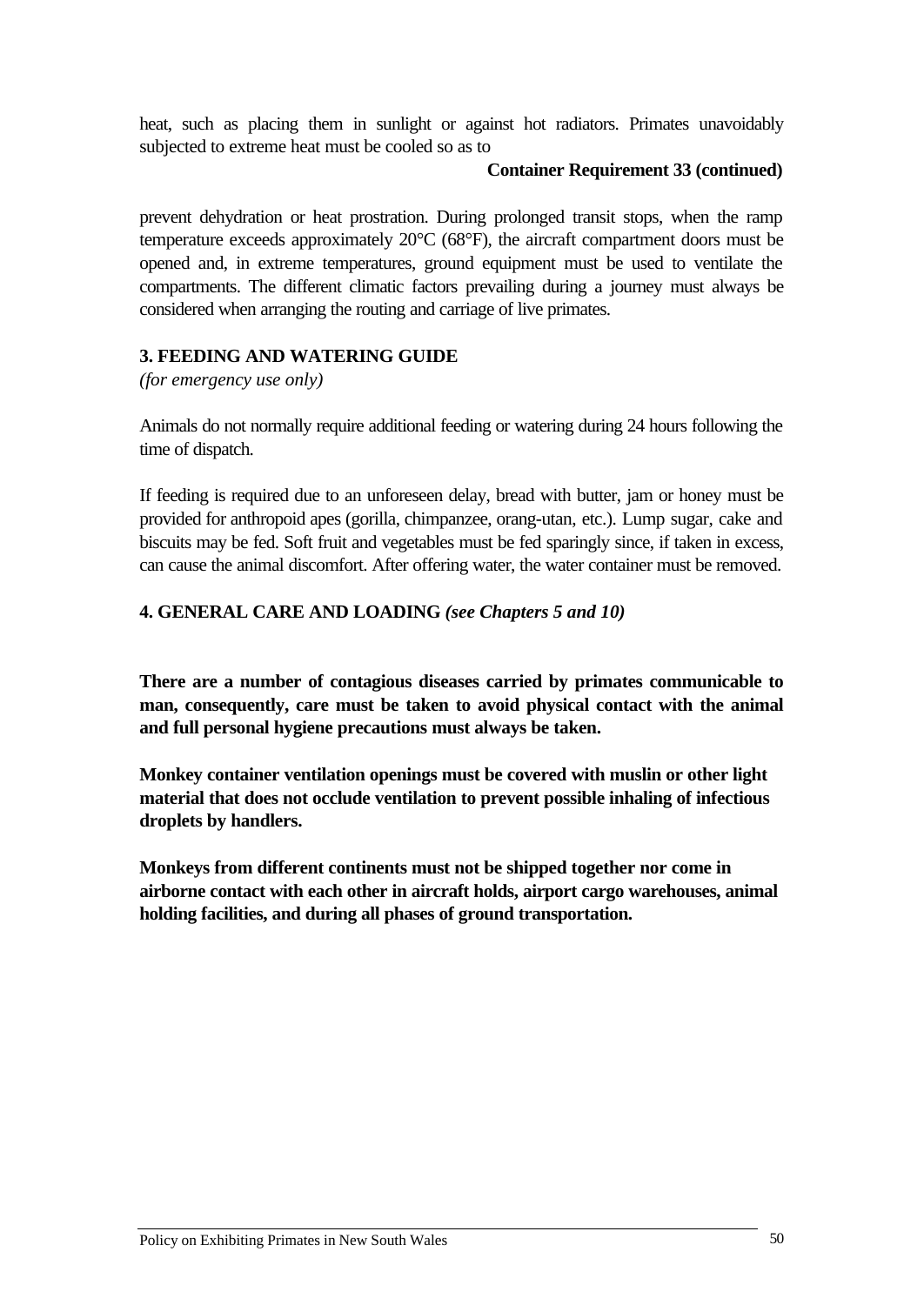heat, such as placing them in sunlight or against hot radiators. Primates unavoidably subjected to extreme heat must be cooled so as to

**Container Requirement 33 (continued)**

prevent dehydration or heat prostration. During prolonged transit stops, when the ramp temperature exceeds approximately 20°C (68°F), the aircraft compartment doors must be opened and, in extreme temperatures, ground equipment must be used to ventilate the compartments. The different climatic factors prevailing during a journey must always be considered when arranging the routing and carriage of live primates.

### 3. FEEDING AND WATERING GUIDE

*(for emergency use only)*

Animals do not normally require additional feeding or watering during 24 hours following the time of dispatch.

If feeding is required due to an unforeseen delay, bread with butter, jam or honey must be provided for anthropoid apes (gorilla, chimpanzee, orang-utan, etc.). Lump sugar, cake and biscuits may be fed. Soft fruit and vegetables must be fed sparingly since, if taken in excess, can cause the animal discomfort. After offering water, the water container must be removed.

### 4. GENERAL CARE AND LOADING *(see Chapters 5 and 10)*

**There are a number of contagious diseases carried by primates communicable to man, consequently, care must be taken to avoid physical contact with the animal and full personal hygiene precautions must always be taken.**

**Monkey container ventilation openings must be covered with muslin or other light material that does not occlude ventilation to prevent possible inhaling of infectious droplets by handlers.**

**Monkeys from different continents must not be shipped together nor come in airborne contact with each other in aircraft holds, airport cargo warehouses, animal holding facilities, and during all phases of ground transportation.**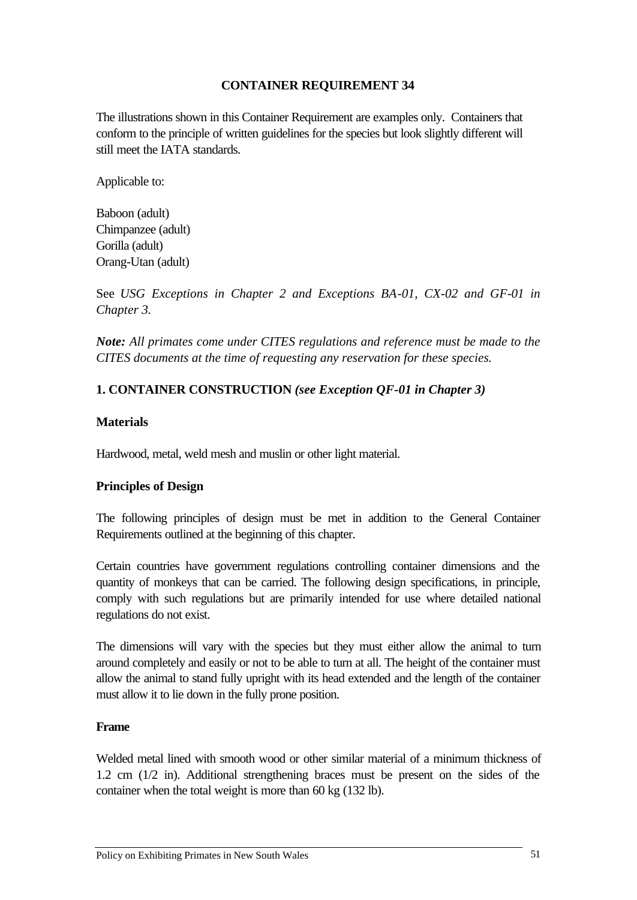## CONTAINER REQUIREMENT 34

The illustrations shown in this Container Requirement are examples only. Containers that conform to the principle of written guidelines for the species but look slightly different will still meet the IATA standards.

Applicable to:

Baboon (adult)
Chimpanzee (adult)
Gorilla (adult)
Orang-Utan (adult)

See *USG Exceptions in Chapter 2 and Exceptions BA-01, CX-02 and GF-01 in Chapter 3.*

***Note:*** *All primates come under CITES regulations and reference must be made to the CITES documents at the time of requesting any reservation for these species.*

### 1. CONTAINER CONSTRUCTION *(see Exception QF-01 in Chapter 3)*

#### Materials

Hardwood, metal, weld mesh and muslin or other light material.

#### Principles of Design

The following principles of design must be met in addition to the General Container Requirements outlined at the beginning of this chapter.

Certain countries have government regulations controlling container dimensions and the quantity of monkeys that can be carried. The following design specifications, in principle, comply with such regulations but are primarily intended for use where detailed national regulations do not exist.

The dimensions will vary with the species but they must either allow the animal to turn around completely and easily or not to be able to turn at all. The height of the container must allow the animal to stand fully upright with its head extended and the length of the container must allow it to lie down in the fully prone position.

#### Frame

Welded metal lined with smooth wood or other similar material of a minimum thickness of 1.2 cm (1/2 in). Additional strengthening braces must be present on the sides of the container when the total weight is more than 60 kg (132 lb).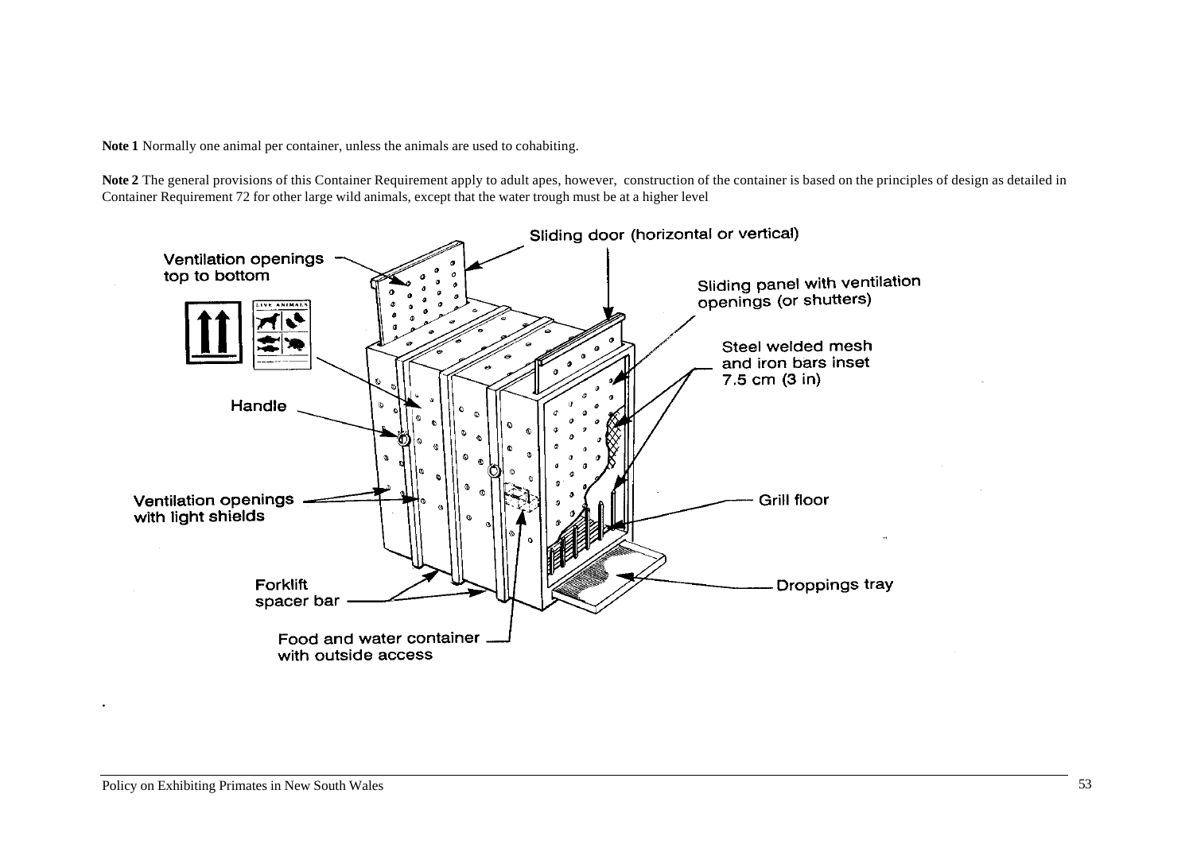**Note 1** Normally one animal per container, unless the animals are used to cohabiting.

**Note 2** The general provisions of this Container Requirement apply to adult apes, however, construction of the container is based on the principles of design as detailed in Container Requirement 72 for other large wild animals, except that the water trough must be at a higher level

Sliding door (horizontal or vertical)

Ventilation openings top to bottom

Sliding panel with ventilation openings (or shutters)

Steel welded mesh and iron bars inset 7.5 cm (3 in)

Handle

Ventilation openings with light shields

Grill floor

Forklift spacer bar

Droppings tray

Food and water container with outside access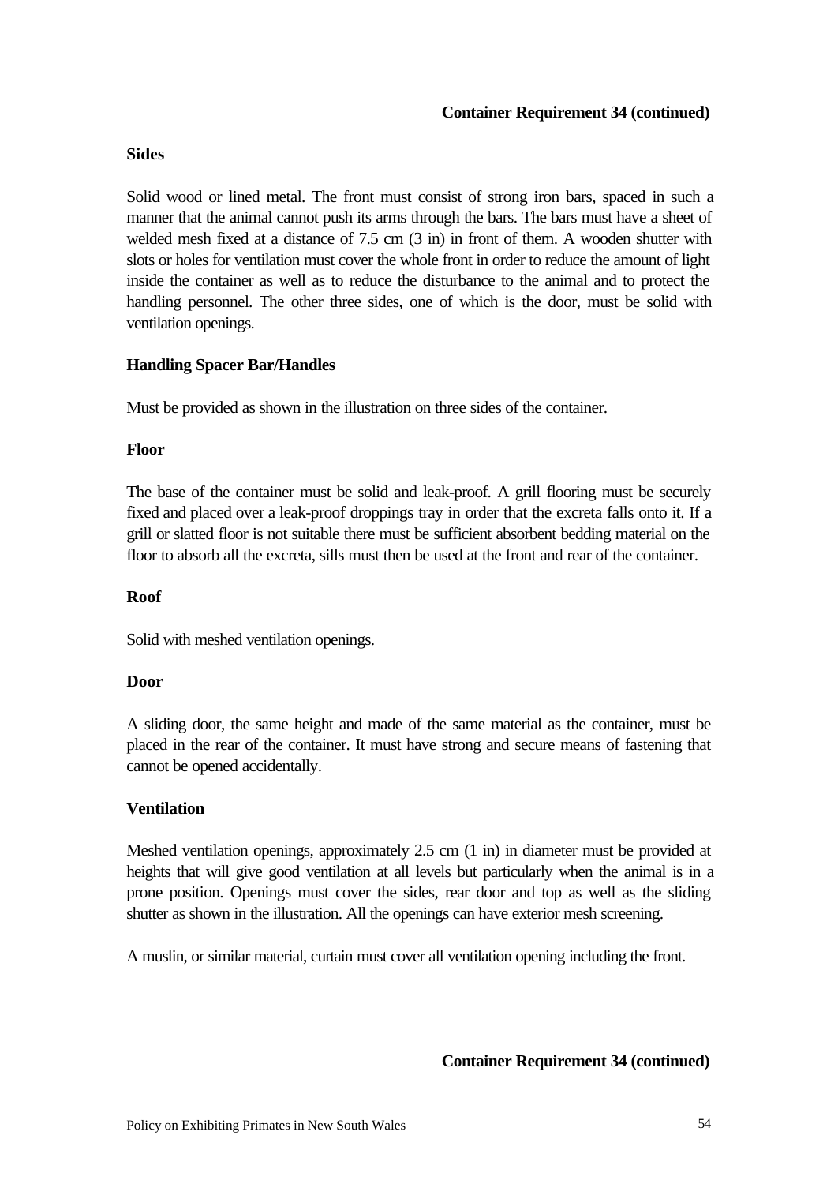**Container Requirement 34 (continued)**

**Sides**

Solid wood or lined metal. The front must consist of strong iron bars, spaced in such a manner that the animal cannot push its arms through the bars. The bars must have a sheet of welded mesh fixed at a distance of 7.5 cm (3 in) in front of them. A wooden shutter with slots or holes for ventilation must cover the whole front in order to reduce the amount of light inside the container as well as to reduce the disturbance to the animal and to protect the handling personnel. The other three sides, one of which is the door, must be solid with ventilation openings.

**Handling Spacer Bar/Handles**

Must be provided as shown in the illustration on three sides of the container.

**Floor**

The base of the container must be solid and leak-proof. A grill flooring must be securely fixed and placed over a leak-proof droppings tray in order that the excreta falls onto it. If a grill or slatted floor is not suitable there must be sufficient absorbent bedding material on the floor to absorb all the excreta, sills must then be used at the front and rear of the container.

**Roof**

Solid with meshed ventilation openings.

**Door**

A sliding door, the same height and made of the same material as the container, must be placed in the rear of the container. It must have strong and secure means of fastening that cannot be opened accidentally.

**Ventilation**

Meshed ventilation openings, approximately 2.5 cm (1 in) in diameter must be provided at heights that will give good ventilation at all levels but particularly when the animal is in a prone position. Openings must cover the sides, rear door and top as well as the sliding shutter as shown in the illustration. All the openings can have exterior mesh screening.

A muslin, or similar material, curtain must cover all ventilation opening including the front.

**Container Requirement 34 (continued)**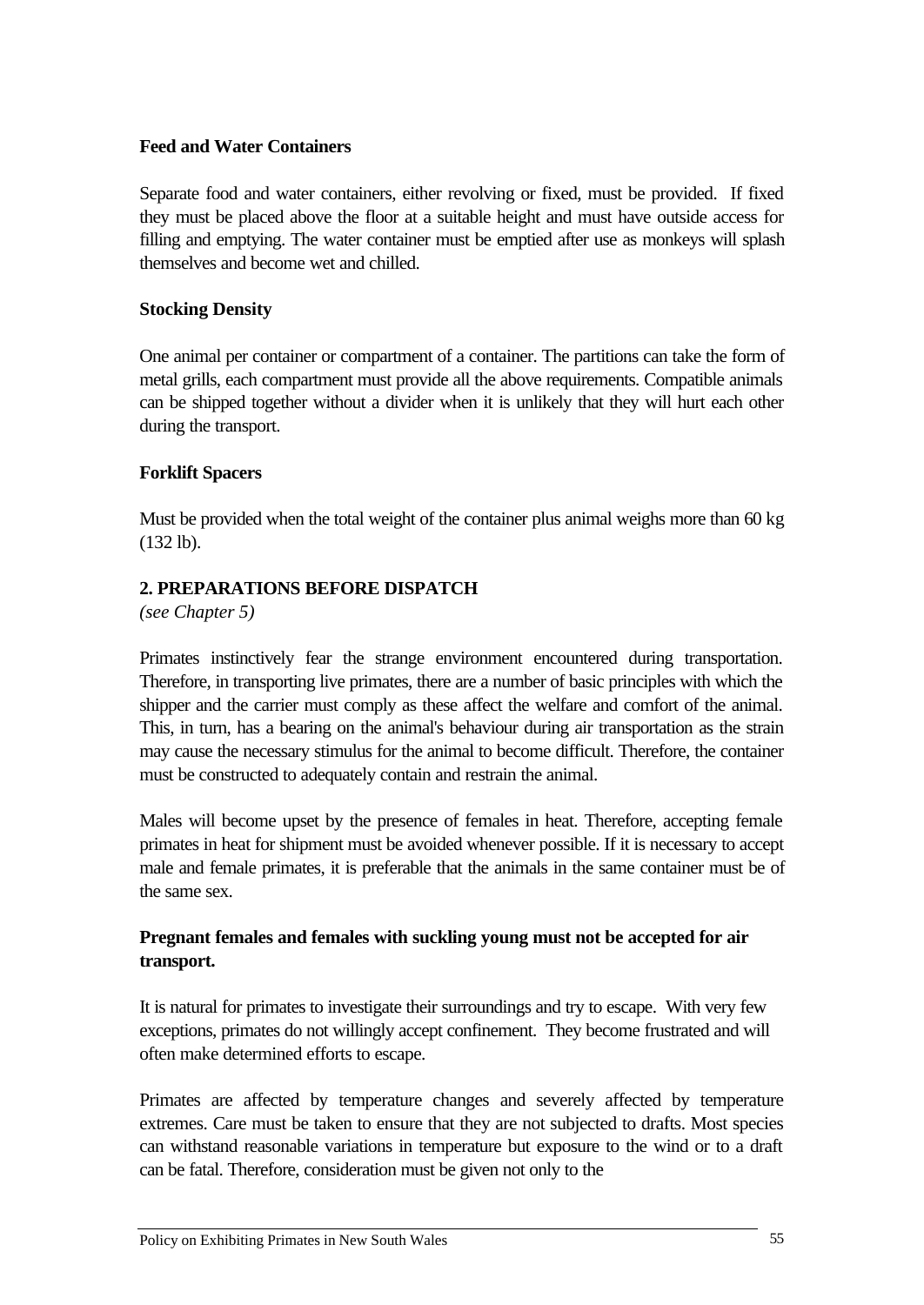### Feed and Water Containers

Separate food and water containers, either revolving or fixed, must be provided. If fixed they must be placed above the floor at a suitable height and must have outside access for filling and emptying. The water container must be emptied after use as monkeys will splash themselves and become wet and chilled.

### Stocking Density

One animal per container or compartment of a container. The partitions can take the form of metal grills, each compartment must provide all the above requirements. Compatible animals can be shipped together without a divider when it is unlikely that they will hurt each other during the transport.

### Forklift Spacers

Must be provided when the total weight of the container plus animal weighs more than 60 kg (132 lb).

## 2. PREPARATIONS BEFORE DISPATCH

*(see Chapter 5)*

Primates instinctively fear the strange environment encountered during transportation. Therefore, in transporting live primates, there are a number of basic principles with which the shipper and the carrier must comply as these affect the welfare and comfort of the animal. This, in turn, has a bearing on the animal's behaviour during air transportation as the strain may cause the necessary stimulus for the animal to become difficult. Therefore, the container must be constructed to adequately contain and restrain the animal.

Males will become upset by the presence of females in heat. Therefore, accepting female primates in heat for shipment must be avoided whenever possible. If it is necessary to accept male and female primates, it is preferable that the animals in the same container must be of the same sex.

**Pregnant females and females with suckling young must not be accepted for air transport.**

It is natural for primates to investigate their surroundings and try to escape. With very few exceptions, primates do not willingly accept confinement. They become frustrated and will often make determined efforts to escape.

Primates are affected by temperature changes and severely affected by temperature extremes. Care must be taken to ensure that they are not subjected to drafts. Most species can withstand reasonable variations in temperature but exposure to the wind or to a draft can be fatal. Therefore, consideration must be given not only to the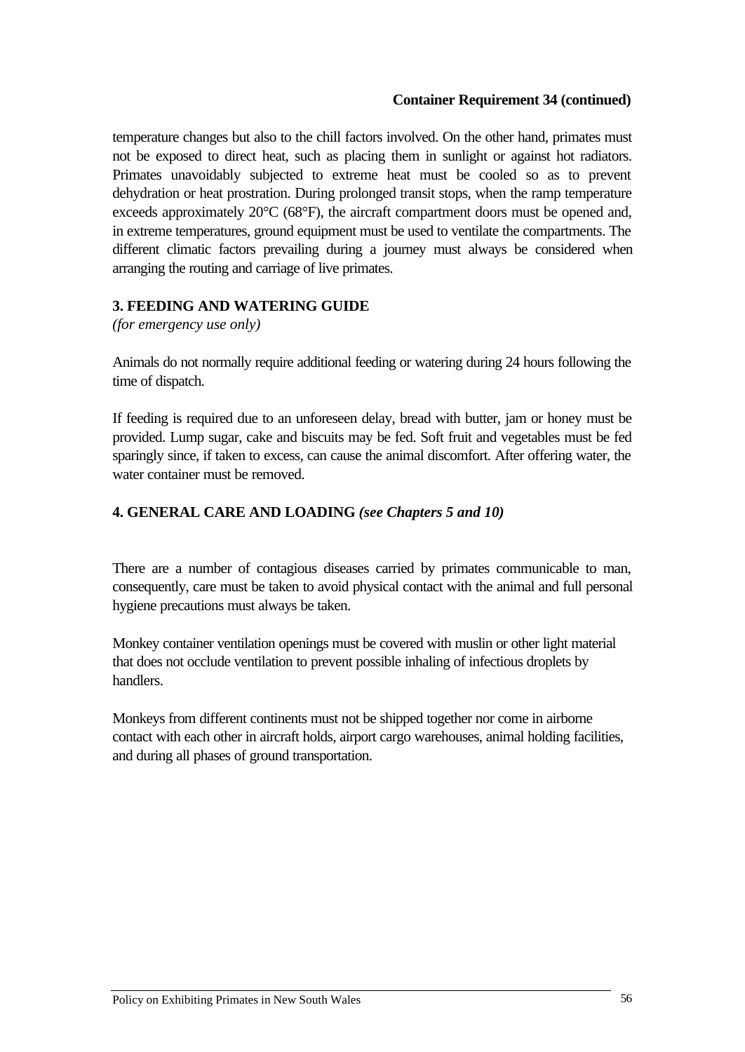**Container Requirement 34 (continued)**

temperature changes but also to the chill factors involved. On the other hand, primates must not be exposed to direct heat, such as placing them in sunlight or against hot radiators. Primates unavoidably subjected to extreme heat must be cooled so as to prevent dehydration or heat prostration. During prolonged transit stops, when the ramp temperature exceeds approximately 20°C (68°F), the aircraft compartment doors must be opened and, in extreme temperatures, ground equipment must be used to ventilate the compartments. The different climatic factors prevailing during a journey must always be considered when arranging the routing and carriage of live primates.

## 3. FEEDING AND WATERING GUIDE

*(for emergency use only)*

Animals do not normally require additional feeding or watering during 24 hours following the time of dispatch.

If feeding is required due to an unforeseen delay, bread with butter, jam or honey must be provided. Lump sugar, cake and biscuits may be fed. Soft fruit and vegetables must be fed sparingly since, if taken to excess, can cause the animal discomfort. After offering water, the water container must be removed.

## 4. GENERAL CARE AND LOADING *(see Chapters 5 and 10)*

There are a number of contagious diseases carried by primates communicable to man, consequently, care must be taken to avoid physical contact with the animal and full personal hygiene precautions must always be taken.

Monkey container ventilation openings must be covered with muslin or other light material that does not occlude ventilation to prevent possible inhaling of infectious droplets by handlers.

Monkeys from different continents must not be shipped together nor come in airborne contact with each other in aircraft holds, airport cargo warehouses, animal holding facilities, and during all phases of ground transportation.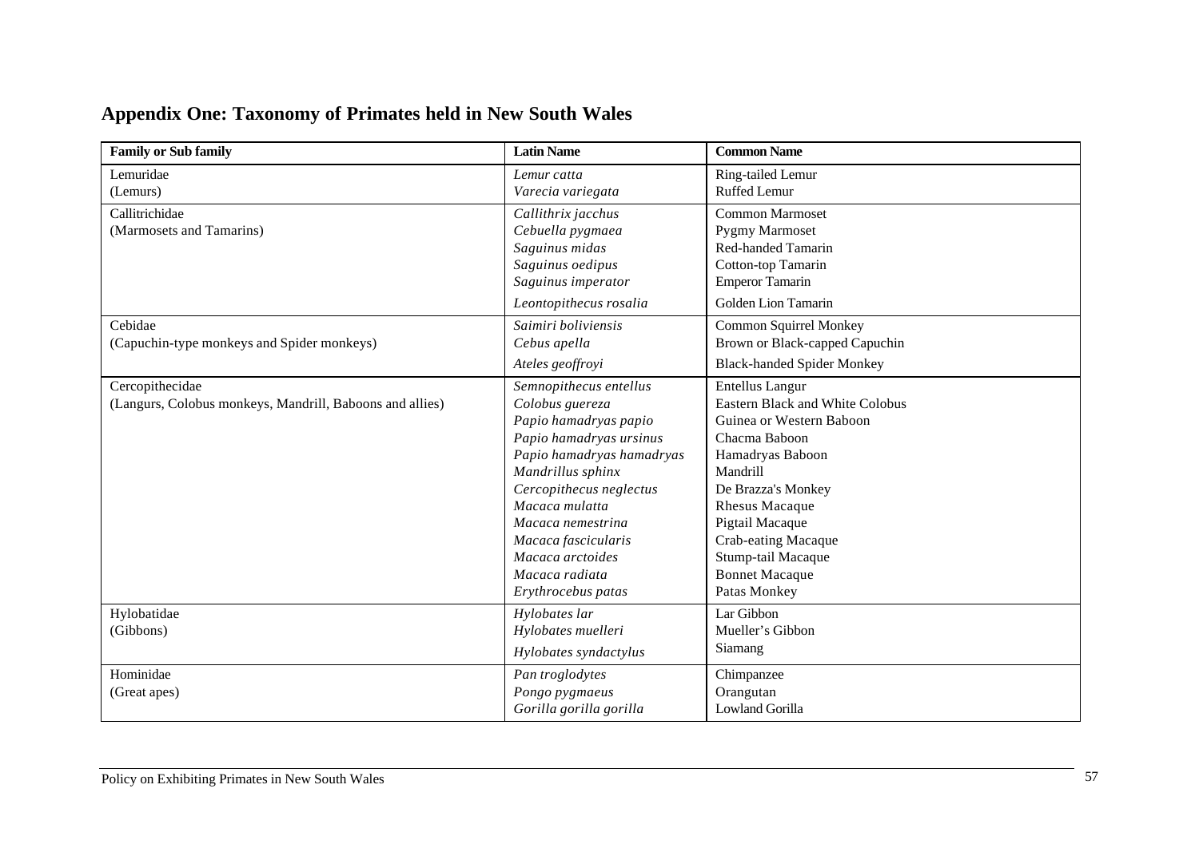## Appendix One: Taxonomy of Primates held in New South Wales

| Family or Sub family | Latin Name | Common Name |
|---|---|---|
| Lemuridae<br>(Lemurs) | *Lemur catta*<br>*Varecia variegata* | Ring-tailed Lemur<br>Ruffed Lemur |
| Callitrichidae<br>(Marmosets and Tamarins) | *Callithrix jacchus*<br>*Cebuella pygmaea*<br>*Saguinus midas*<br>*Saguinus oedipus*<br>*Saguinus imperator*<br>*Leontopithecus rosalia* | Common Marmoset<br>Pygmy Marmoset<br>Red-handed Tamarin<br>Cotton-top Tamarin<br>Emperor Tamarin<br>Golden Lion Tamarin |
| Cebidae<br>(Capuchin-type monkeys and Spider monkeys) | *Saimiri boliviensis*<br>*Cebus apella*<br>*Ateles geoffroyi* | Common Squirrel Monkey<br>Brown or Black-capped Capuchin<br>Black-handed Spider Monkey |
| Cercopithecidae<br>(Langurs, Colobus monkeys, Mandrill, Baboons and allies) | *Semnopithecus entellus*<br>*Colobus guereza*<br>*Papio hamadryas papio*<br>*Papio hamadryas ursinus*<br>*Papio hamadryas hamadryas*<br>*Mandrillus sphinx*<br>*Cercopithecus neglectus*<br>*Macaca mulatta*<br>*Macaca nemestrina*<br>*Macaca fascicularis*<br>*Macaca arctoides*<br>*Macaca radiata*<br>*Erythrocebus patas* | Entellus Langur<br>Eastern Black and White Colobus<br>Guinea or Western Baboon<br>Chacma Baboon<br>Hamadryas Baboon<br>Mandrill<br>De Brazza's Monkey<br>Rhesus Macaque<br>Pigtail Macaque<br>Crab-eating Macaque<br>Stump-tail Macaque<br>Bonnet Macaque<br>Patas Monkey |
| Hylobatidae<br>(Gibbons) | *Hylobates lar*<br>*Hylobates muelleri*<br>*Hylobates syndactylus* | Lar Gibbon<br>Mueller's Gibbon<br>Siamang |
| Hominidae<br>(Great apes) | *Pan troglodytes*<br>*Pongo pygmaeus*<br>*Gorilla gorilla gorilla* | Chimpanzee<br>Orangutan<br>Lowland Gorilla |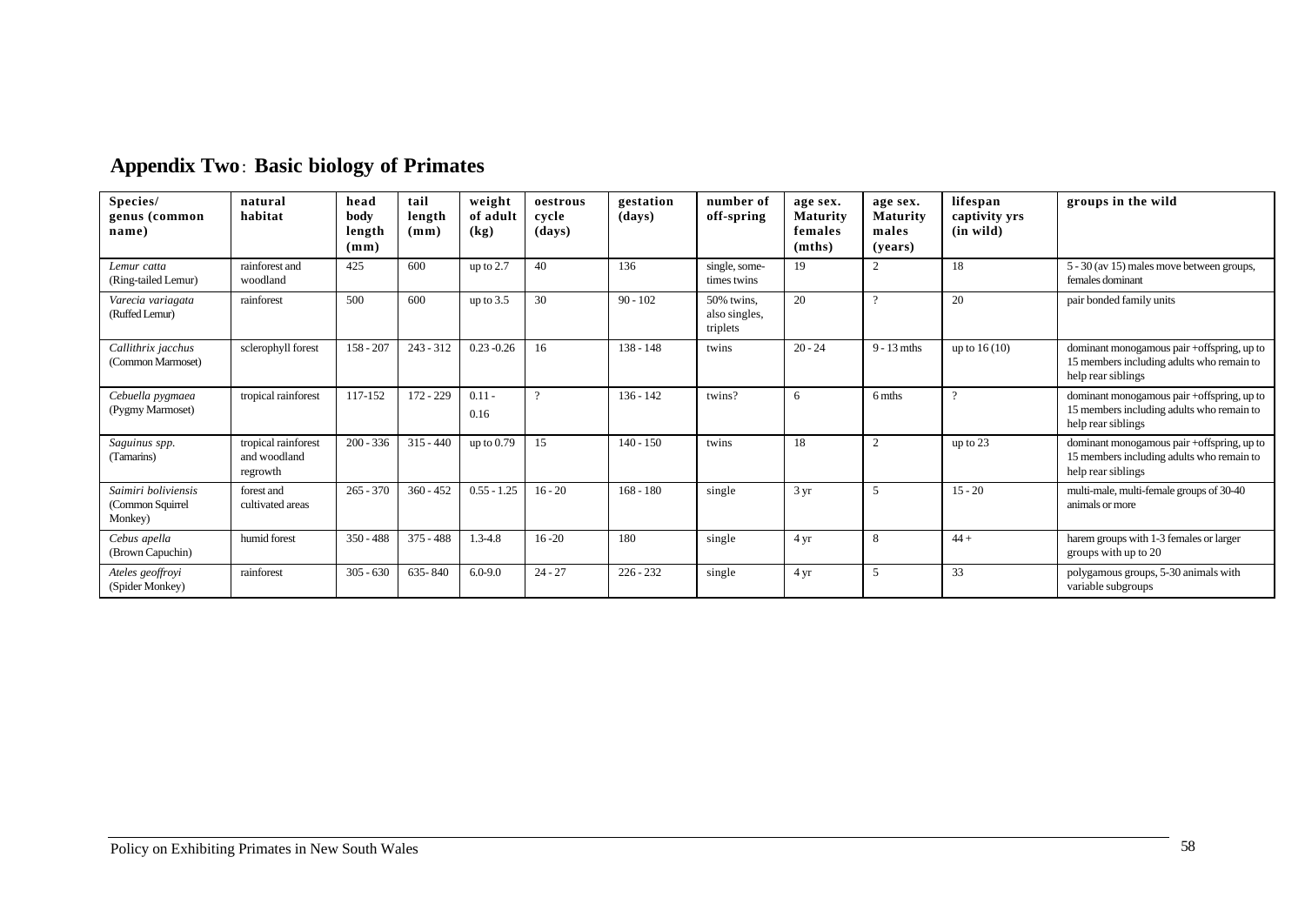## Appendix Two: Basic biology of Primates

| Species/ genus (common name) | natural habitat | head body length (mm) | tail length (mm) | weight of adult (kg) | oestrous cycle (days) | gestation (days) | number of off-spring | age sex. Maturity females (mths) | age sex. Maturity males (years) | lifespan captivity yrs (in wild) | groups in the wild |
|---|---|---|---|---|---|---|---|---|---|---|---|
| *Lemur catta* (Ring-tailed Lemur) | rainforest and woodland | 425 | 600 | up to 2.7 | 40 | 136 | single, some-times twins | 19 | 2 | 18 | 5 - 30 (av 15) males move between groups, females dominant |
| *Varecia variagata* (Ruffed Lemur) | rainforest | 500 | 600 | up to 3.5 | 30 | 90 - 102 | 50% twins, also singles, triplets | 20 | ? | 20 | pair bonded family units |
| *Callithrix jacchus* (Common Marmoset) | sclerophyll forest | 158 - 207 | 243 - 312 | 0.23 -0.26 | 16 | 138 - 148 | twins | 20 - 24 | 9 - 13 mths | up to 16 (10) | dominant monogamous pair +offspring, up to 15 members including adults who remain to help rear siblings |
| *Cebuella pygmaea* (Pygmy Marmoset) | tropical rainforest | 117-152 | 172 - 229 | 0.11 - 0.16 | ? | 136 - 142 | twins? | 6 | 6 mths | ? | dominant monogamous pair +offspring, up to 15 members including adults who remain to help rear siblings |
| *Saguinus spp.* (Tamarins) | tropical rainforest and woodland regrowth | 200 - 336 | 315 - 440 | up to 0.79 | 15 | 140 - 150 | twins | 18 | 2 | up to 23 | dominant monogamous pair +offspring, up to 15 members including adults who remain to help rear siblings |
| *Saimiri boliviensis* (Common Squirrel Monkey) | forest and cultivated areas | 265 - 370 | 360 - 452 | 0.55 - 1.25 | 16 - 20 | 168 - 180 | single | 3 yr | 5 | 15 - 20 | multi-male, multi-female groups of 30-40 animals or more |
| *Cebus apella* (Brown Capuchin) | humid forest | 350 - 488 | 375 - 488 | 1.3-4.8 | 16 -20 | 180 | single | 4 yr | 8 | 44 + | harem groups with 1-3 females or larger groups with up to 20 |
| *Ateles geoffroyi* (Spider Monkey) | rainforest | 305 - 630 | 635- 840 | 6.0-9.0 | 24 - 27 | 226 - 232 | single | 4 yr | 5 | 33 | polygamous groups, 5-30 animals with variable subgroups |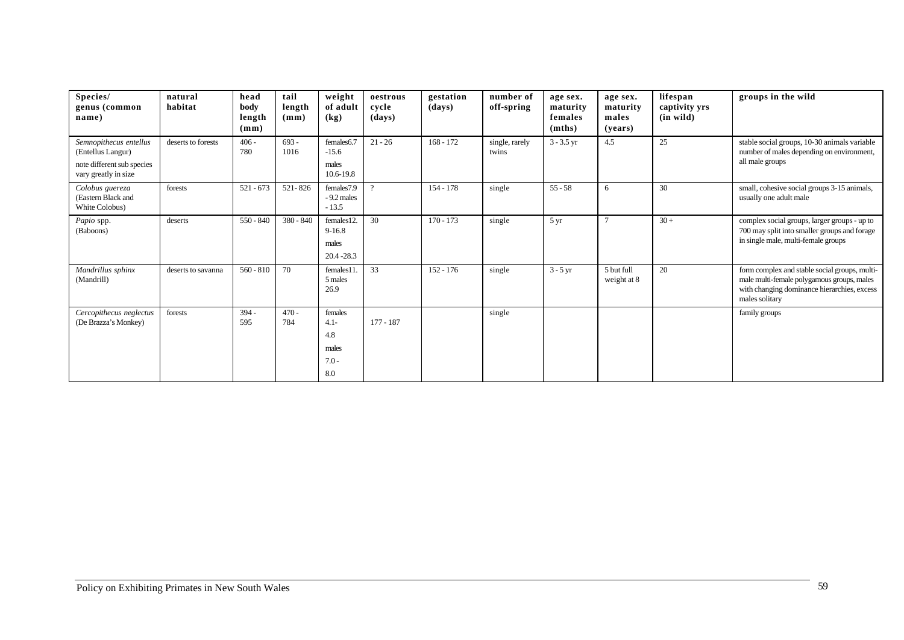| Species/ genus (common name) | natural habitat | head body length (mm) | tail length (mm) | weight of adult (kg) | oestrous cycle (days) | gestation (days) | number of off-spring | age sex. maturity females (mths) | age sex. maturity males (years) | lifespan captivity yrs (in wild) | groups in the wild |
|---|---|---|---|---|---|---|---|---|---|---|---|
| *Semnopithecus entellus* (Entellus Langur) note different sub species vary greatly in size | deserts to forests | 406 - 780 | 693 - 1016 | females6.7 -15.6 males 10.6-19.8 | 21 - 26 | 168 - 172 | single, rarely twins | 3 - 3.5 yr | 4.5 | 25 | stable social groups, 10-30 animals variable number of males depending on environment, all male groups |
| *Colobus guereza* (Eastern Black and White Colobus) | forests | 521 - 673 | 521- 826 | females7.9 - 9.2 males - 13.5 | ? | 154 - 178 | single | 55 - 58 | 6 | 30 | small, cohesive social groups 3-15 animals, usually one adult male |
| *Papio* spp. (Baboons) | deserts | 550 - 840 | 380 - 840 | females12. 9-16.8 males 20.4 -28.3 | 30 | 170 - 173 | single | 5 yr | 7 | 30 + | complex social groups, larger groups - up to 700 may split into smaller groups and forage in single male, multi-female groups |
| *Mandrillus sphinx* (Mandrill) | deserts to savanna | 560 - 810 | 70 | females11. 5 males 26.9 | 33 | 152 - 176 | single | 3 - 5 yr | 5 but full weight at 8 | 20 | form complex and stable social groups, multi-male multi-female polygamous groups, males with changing dominance hierarchies, excess males solitary |
| *Cercopithecus neglectus* (De Brazza's Monkey) | forests | 394 - 595 | 470 - 784 | females 4.1- 4.8 males 7.0 - 8.0 | 177 - 187 | | single | | | | family groups |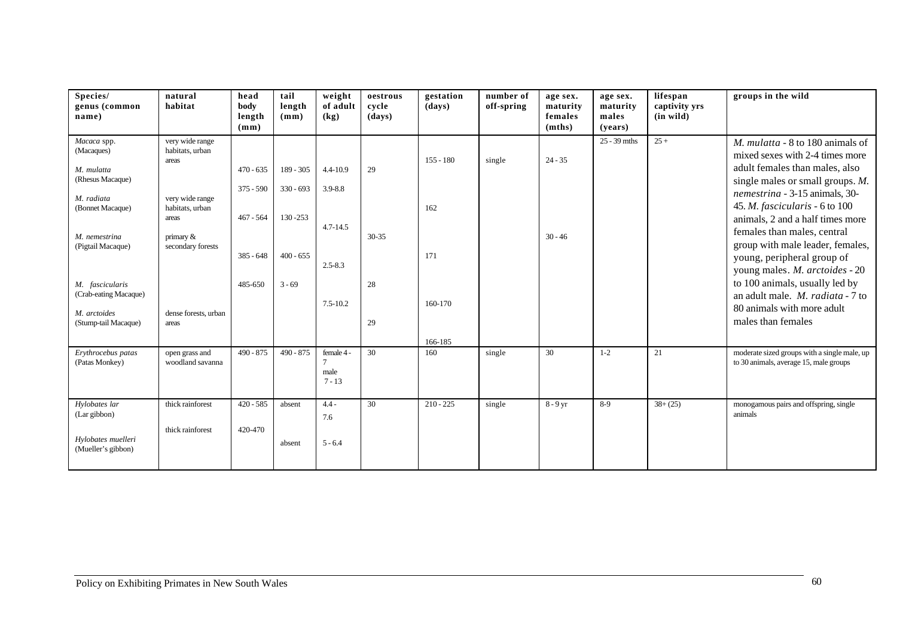| Species/ genus (common name) | natural habitat | head body length (mm) | tail length (mm) | weight of adult (kg) | oestrous cycle (days) | gestation (days) | number of off-spring | age sex. maturity females (mths) | age sex. maturity males (years) | lifespan captivity yrs (in wild) | groups in the wild |
|---|---|---|---|---|---|---|---|---|---|---|---|
| *Macaca* spp. (Macaques)<br><br>*M. mulatta* (Rhesus Macaque)<br><br>*M. radiata* (Bonnet Macaque)<br><br>*M. nemestrina* (Pigtail Macaque)<br><br>*M. fascicularis* (Crab-eating Macaque)<br><br>*M. arctoides* (Stump-tail Macaque) | very wide range habitats, urban areas<br><br>very wide range habitats, urban areas<br><br>primary & secondary forests<br><br>dense forests, urban areas | 470 - 635<br>375 - 590<br>467 - 564<br>385 - 648<br>485-650 | 189 - 305<br>330 - 693<br>130 -253<br>400 - 655<br>3 - 69 | 4.4-10.9<br>3.9-8.8<br>4.7-14.5<br>2.5-8.3<br>7.5-10.2 | 29<br>30-35<br>28<br>29 | 155 - 180<br>162<br>171<br>160-170<br>166-185 | single | 24 - 35<br>30 - 46 | 25 - 39 mths | 25 + | *M. mulatta* - 8 to 180 animals of mixed sexes with 2-4 times more adult females than males, also single males or small groups. *M. nemestrina* - 3-15 animals, 30-45. *M. fascicularis* - 6 to 100 animals, 2 and a half times more females than males, central group with male leader, females, young, peripheral group of young males. *M. arctoides* - 20 to 100 animals, usually led by an adult male. *M. radiata* - 7 to 80 animals with more adult males than females |
| *Erythrocebus patas* (Patas Monkey) | open grass and woodland savanna | 490 - 875 | 490 - 875 | female 4 - 7<br>male 7 - 13 | 30 | 160 | single | 30 | 1-2 | 21 | moderate sized groups with a single male, up to 30 animals, average 15, male groups |
| *Hylobates lar* (Lar gibbon)<br><br>*Hylobates muelleri* (Mueller's gibbon) | thick rainforest<br><br>thick rainforest | 420 - 585<br>420-470 | absent<br>absent | 4.4 - 7.6<br>5 - 6.4 | 30 | 210 - 225 | single | 8 - 9 yr | 8-9 | 38+ (25) | monogamous pairs and offspring, single animals |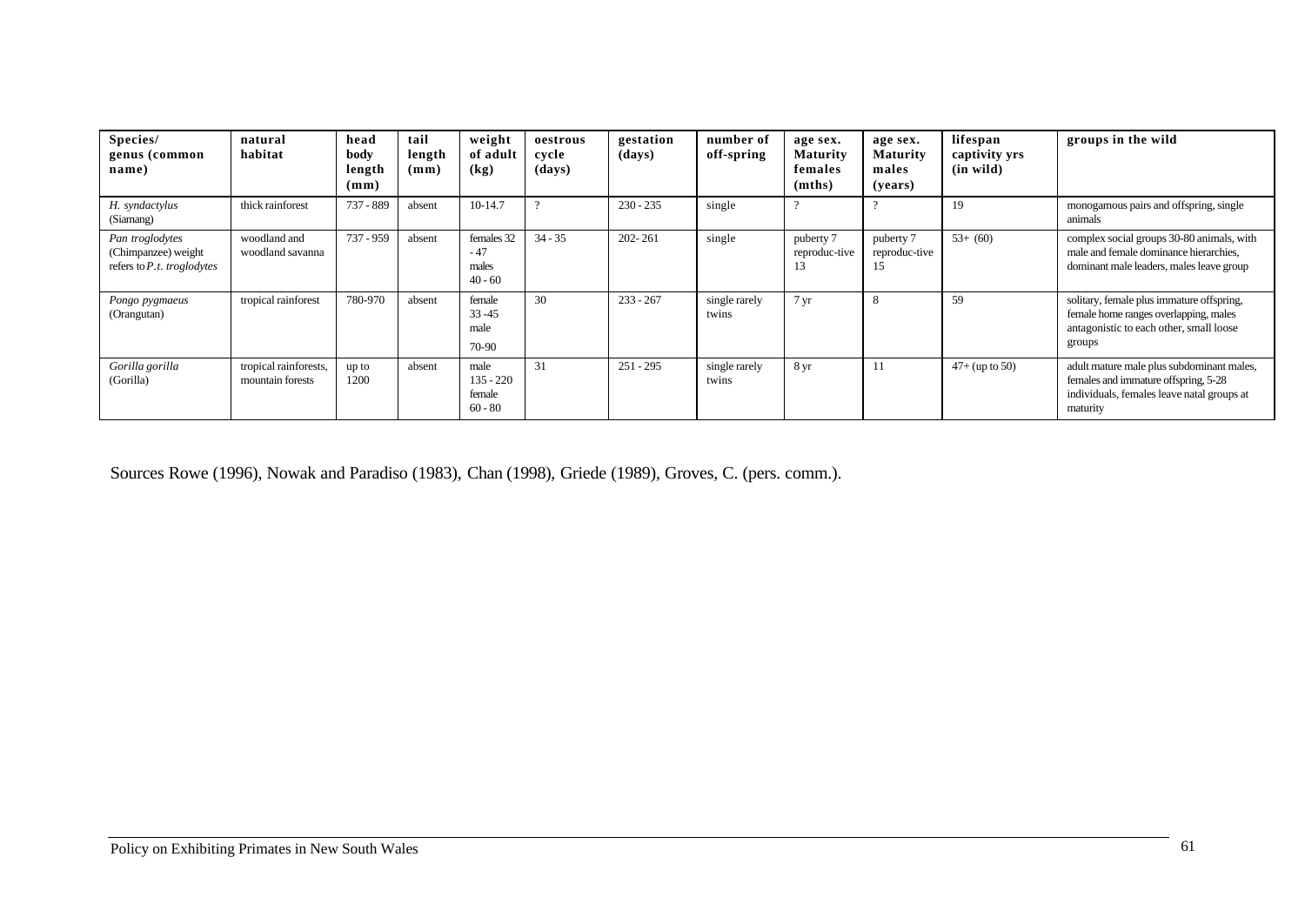| Species/ genus (common name) | natural habitat | head body length (mm) | tail length (mm) | weight of adult (kg) | oestrous cycle (days) | gestation (days) | number of off-spring | age sex. Maturity females (mths) | age sex. Maturity males (years) | lifespan captivity yrs (in wild) | groups in the wild |
|---|---|---|---|---|---|---|---|---|---|---|---|
| *H. syndactylus* (Siamang) | thick rainforest | 737 - 889 | absent | 10-14.7 | ? | 230 - 235 | single | ? | ? | 19 | monogamous pairs and offspring, single animals |
| *Pan troglodytes* (Chimpanzee) weight refers to *P.t. troglodytes* | woodland and woodland savanna | 737 - 959 | absent | females 32 - 47 males 40 - 60 | 34 - 35 | 202- 261 | single | puberty 7 reproduc-tive 13 | puberty 7 reproduc-tive 15 | 53+ (60) | complex social groups 30-80 animals, with male and female dominance hierarchies, dominant male leaders, males leave group |
| *Pongo pygmaeus* (Orangutan) | tropical rainforest | 780-970 | absent | female 33 -45 male 70-90 | 30 | 233 - 267 | single rarely twins | 7 yr | 8 | 59 | solitary, female plus immature offspring, female home ranges overlapping, males antagonistic to each other, small loose groups |
| *Gorilla gorilla* (Gorilla) | tropical rainforests, mountain forests | up to 1200 | absent | male 135 - 220 female 60 - 80 | 31 | 251 - 295 | single rarely twins | 8 yr | 11 | 47+ (up to 50) | adult mature male plus subdominant males, females and immature offspring, 5-28 individuals, females leave natal groups at maturity |

Sources Rowe (1996), Nowak and Paradiso (1983), Chan (1998), Griede (1989), Groves, C. (pers. comm.).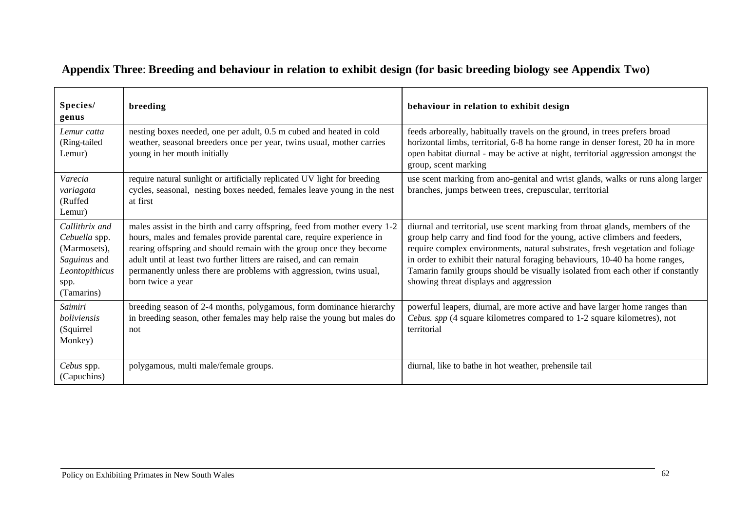## Appendix Three: Breeding and behaviour in relation to exhibit design (for basic breeding biology see Appendix Two)

| **Species/ genus** | **breeding** | **behaviour in relation to exhibit design** |
|---|---|---|
| *Lemur catta* (Ring-tailed Lemur) | nesting boxes needed, one per adult, 0.5 m cubed and heated in cold weather, seasonal breeders once per year, twins usual, mother carries young in her mouth initially | feeds arboreally, habitually travels on the ground, in trees prefers broad horizontal limbs, territorial, 6-8 ha home range in denser forest, 20 ha in more open habitat diurnal - may be active at night, territorial aggression amongst the group, scent marking |
| *Varecia variagata* (Ruffed Lemur) | require natural sunlight or artificially replicated UV light for breeding cycles, seasonal, nesting boxes needed, females leave young in the nest at first | use scent marking from ano-genital and wrist glands, walks or runs along larger branches, jumps between trees, crepuscular, territorial |
| *Callithrix and Cebuella* spp. (Marmosets), *Saguinus* and *Leontopithicus* spp. (Tamarins) | males assist in the birth and carry offspring, feed from mother every 1-2 hours, males and females provide parental care, require experience in rearing offspring and should remain with the group once they become adult until at least two further litters are raised, and can remain permanently unless there are problems with aggression, twins usual, born twice a year | diurnal and territorial, use scent marking from throat glands, members of the group help carry and find food for the young, active climbers and feeders, require complex environments, natural substrates, fresh vegetation and foliage in order to exhibit their natural foraging behaviours, 10-40 ha home ranges, Tamarin family groups should be visually isolated from each other if constantly showing threat displays and aggression |
| *Saimiri boliviensis* (Squirrel Monkey) | breeding season of 2-4 months, polygamous, form dominance hierarchy in breeding season, other females may help raise the young but males do not | powerful leapers, diurnal, are more active and have larger home ranges than *Cebus. spp* (4 square kilometres compared to 1-2 square kilometres), not territorial |
| *Cebus* spp. (Capuchins) | polygamous, multi male/female groups. | diurnal, like to bathe in hot weather, prehensile tail |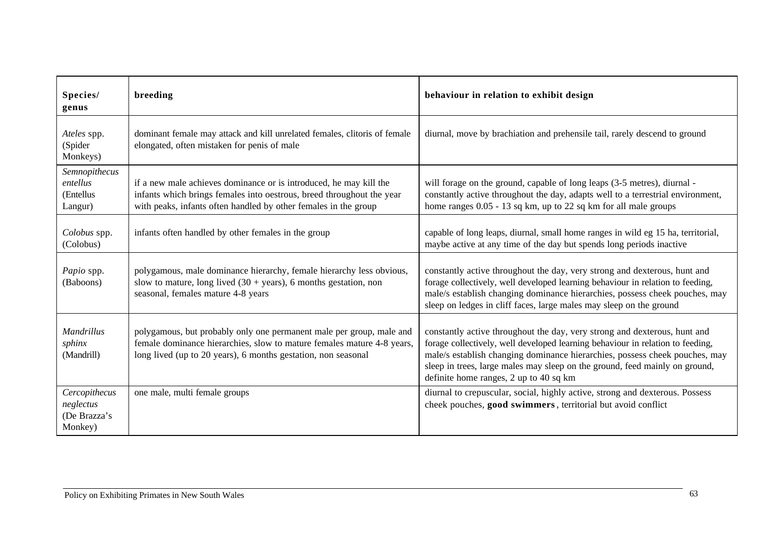| **Species/ genus** | **breeding** | **behaviour in relation to exhibit design** |
|---|---|---|
| *Ateles* spp. (Spider Monkeys) | dominant female may attack and kill unrelated females, clitoris of female elongated, often mistaken for penis of male | diurnal, move by brachiation and prehensile tail, rarely descend to ground |
| *Semnopithecus entellus* (Entellus Langur) | if a new male achieves dominance or is introduced, he may kill the infants which brings females into oestrous, breed throughout the year with peaks, infants often handled by other females in the group | will forage on the ground, capable of long leaps (3-5 metres), diurnal - constantly active throughout the day, adapts well to a terrestrial environment, home ranges 0.05 - 13 sq km, up to 22 sq km for all male groups |
| *Colobus* spp. (Colobus) | infants often handled by other females in the group | capable of long leaps, diurnal, small home ranges in wild eg 15 ha, territorial, maybe active at any time of the day but spends long periods inactive |
| *Papio* spp. (Baboons) | polygamous, male dominance hierarchy, female hierarchy less obvious, slow to mature, long lived (30 + years), 6 months gestation, non seasonal, females mature 4-8 years | constantly active throughout the day, very strong and dexterous, hunt and forage collectively, well developed learning behaviour in relation to feeding, male/s establish changing dominance hierarchies, possess cheek pouches, may sleep on ledges in cliff faces, large males may sleep on the ground |
| *Mandrillus sphinx* (Mandrill) | polygamous, but probably only one permanent male per group, male and female dominance hierarchies, slow to mature females mature 4-8 years, long lived (up to 20 years), 6 months gestation, non seasonal | constantly active throughout the day, very strong and dexterous, hunt and forage collectively, well developed learning behaviour in relation to feeding, male/s establish changing dominance hierarchies, possess cheek pouches, may sleep in trees, large males may sleep on the ground, feed mainly on ground, definite home ranges, 2 up to 40 sq km |
| *Cercopithecus neglectus* (De Brazza's Monkey) | one male, multi female groups | diurnal to crepuscular, social, highly active, strong and dexterous. Possess cheek pouches, **good swimmers**, territorial but avoid conflict |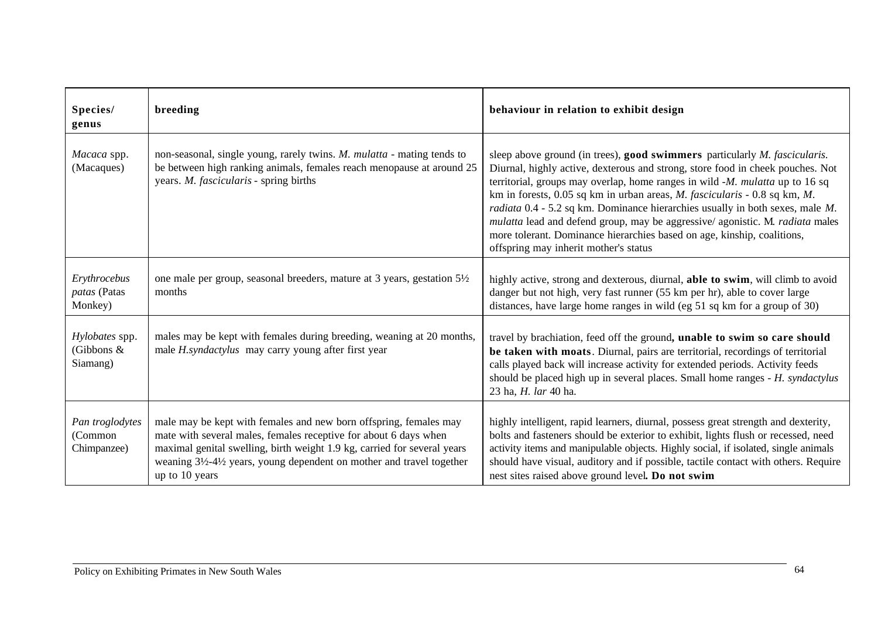| **Species/ genus** | **breeding** | **behaviour in relation to exhibit design** |
|---|---|---|
| *Macaca* spp. (Macaques) | non-seasonal, single young, rarely twins. *M. mulatta* - mating tends to be between high ranking animals, females reach menopause at around 25 years. *M. fascicularis* - spring births | sleep above ground (in trees), **good swimmers** particularly *M. fascicularis.* Diurnal, highly active, dexterous and strong, store food in cheek pouches. Not territorial, groups may overlap, home ranges in wild -*M. mulatta* up to 16 sq km in forests, 0.05 sq km in urban areas, *M. fascicularis* - 0.8 sq km, *M. radiata* 0.4 - 5.2 sq km. Dominance hierarchies usually in both sexes, male *M. mulatta* lead and defend group, may be aggressive/ agonistic. M*. radiata* males more tolerant. Dominance hierarchies based on age, kinship, coalitions, offspring may inherit mother's status |
| *Erythrocebus patas* (Patas Monkey) | one male per group, seasonal breeders, mature at 3 years, gestation 5½ months | highly active, strong and dexterous, diurnal, **able to swim**, will climb to avoid danger but not high, very fast runner (55 km per hr), able to cover large distances, have large home ranges in wild (eg 51 sq km for a group of 30) |
| *Hylobates* spp. (Gibbons & Siamang) | males may be kept with females during breeding, weaning at 20 months, male *H.syndactylus* may carry young after first year | travel by brachiation, feed off the ground**, unable to swim so care should be taken with moats**. Diurnal, pairs are territorial, recordings of territorial calls played back will increase activity for extended periods. Activity feeds should be placed high up in several places. Small home ranges - *H. syndactylus* 23 ha, *H. lar* 40 ha. |
| *Pan troglodytes* (Common Chimpanzee) | male may be kept with females and new born offspring, females may mate with several males, females receptive for about 6 days when maximal genital swelling, birth weight 1.9 kg, carried for several years weaning 3½-4½ years, young dependent on mother and travel together up to 10 years | highly intelligent, rapid learners, diurnal, possess great strength and dexterity, bolts and fasteners should be exterior to exhibit, lights flush or recessed, need activity items and manipulable objects. Highly social, if isolated, single animals should have visual, auditory and if possible, tactile contact with others. Require nest sites raised above ground level**. Do not swim** |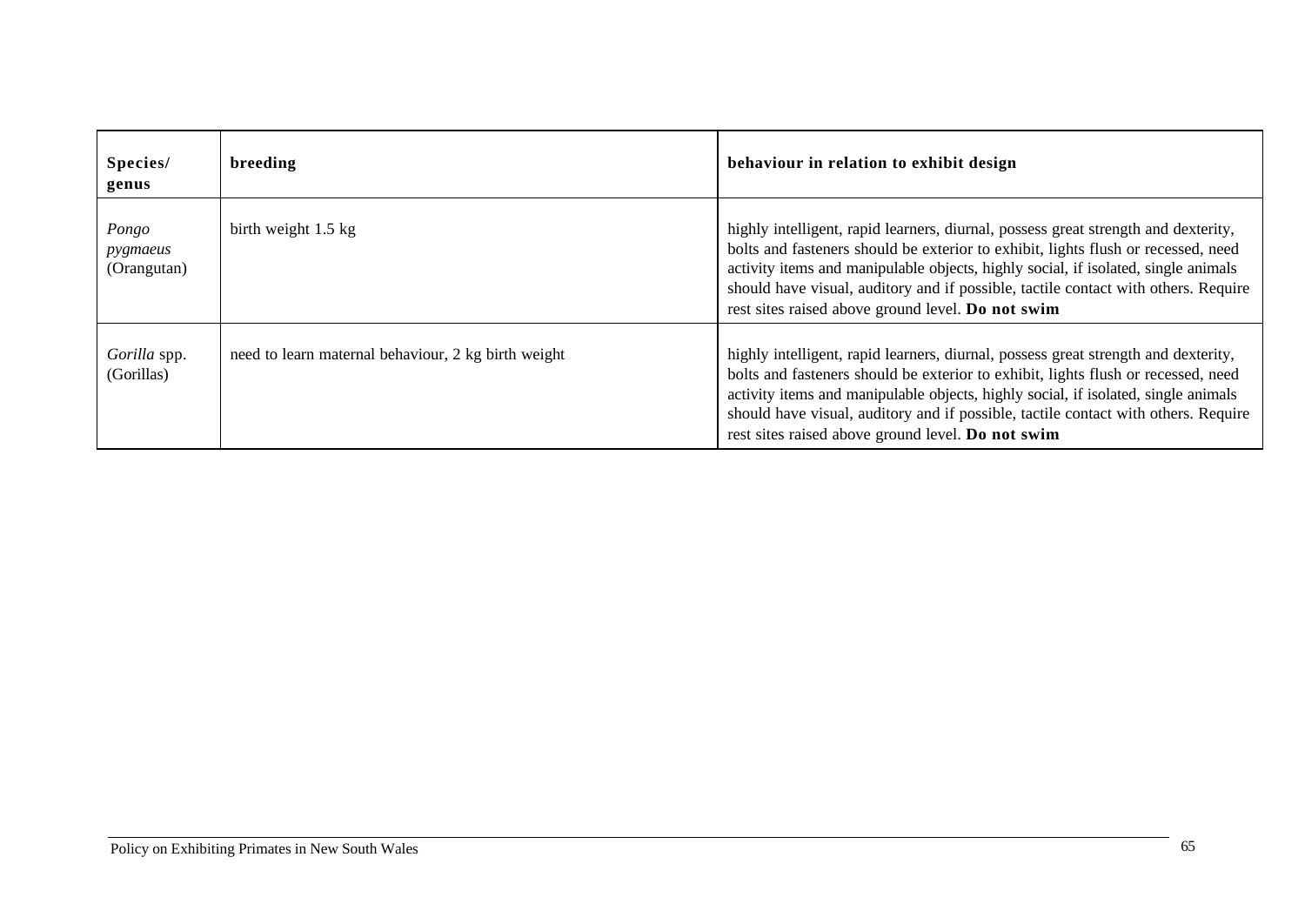| **Species/ genus** | **breeding** | **behaviour in relation to exhibit design** |
|---|---|---|
| *Pongo pygmaeus* (Orangutan) | birth weight 1.5 kg | highly intelligent, rapid learners, diurnal, possess great strength and dexterity, bolts and fasteners should be exterior to exhibit, lights flush or recessed, need activity items and manipulable objects, highly social, if isolated, single animals should have visual, auditory and if possible, tactile contact with others. Require rest sites raised above ground level. **Do not swim** |
| *Gorilla* spp. (Gorillas) | need to learn maternal behaviour, 2 kg birth weight | highly intelligent, rapid learners, diurnal, possess great strength and dexterity, bolts and fasteners should be exterior to exhibit, lights flush or recessed, need activity items and manipulable objects, highly social, if isolated, single animals should have visual, auditory and if possible, tactile contact with others. Require rest sites raised above ground level. **Do not swim** |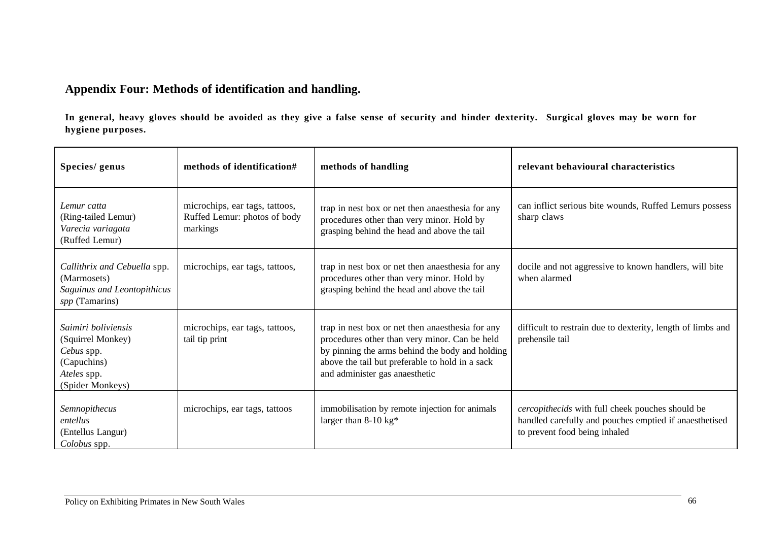## Appendix Four: Methods of identification and handling.

**In general, heavy gloves should be avoided as they give a false sense of security and hinder dexterity. Surgical gloves may be worn for hygiene purposes.**

| Species/ genus | methods of identification# | methods of handling | relevant behavioural characteristics |
|---|---|---|---|
| *Lemur catta* (Ring-tailed Lemur) *Varecia variagata* (Ruffed Lemur) | microchips, ear tags, tattoos, Ruffed Lemur: photos of body markings | trap in nest box or net then anaesthesia for any procedures other than very minor. Hold by grasping behind the head and above the tail | can inflict serious bite wounds, Ruffed Lemurs possess sharp claws |
| *Callithrix and Cebuella* spp. (Marmosets) *Saguinus and Leontopithicus spp* (Tamarins) | microchips, ear tags, tattoos, | trap in nest box or net then anaesthesia for any procedures other than very minor. Hold by grasping behind the head and above the tail | docile and not aggressive to known handlers, will bite when alarmed |
| *Saimiri boliviensis* (Squirrel Monkey) *Cebus* spp. (Capuchins) *Ateles* spp. (Spider Monkeys) | microchips, ear tags, tattoos, tail tip print | trap in nest box or net then anaesthesia for any procedures other than very minor. Can be held by pinning the arms behind the body and holding above the tail but preferable to hold in a sack and administer gas anaesthetic | difficult to restrain due to dexterity, length of limbs and prehensile tail |
| *Semnopithecus entellus* (Entellus Langur) *Colobus* spp. | microchips, ear tags, tattoos | immobilisation by remote injection for animals larger than 8-10 kg* | *cercopithecids* with full cheek pouches should be handled carefully and pouches emptied if anaesthetised to prevent food being inhaled |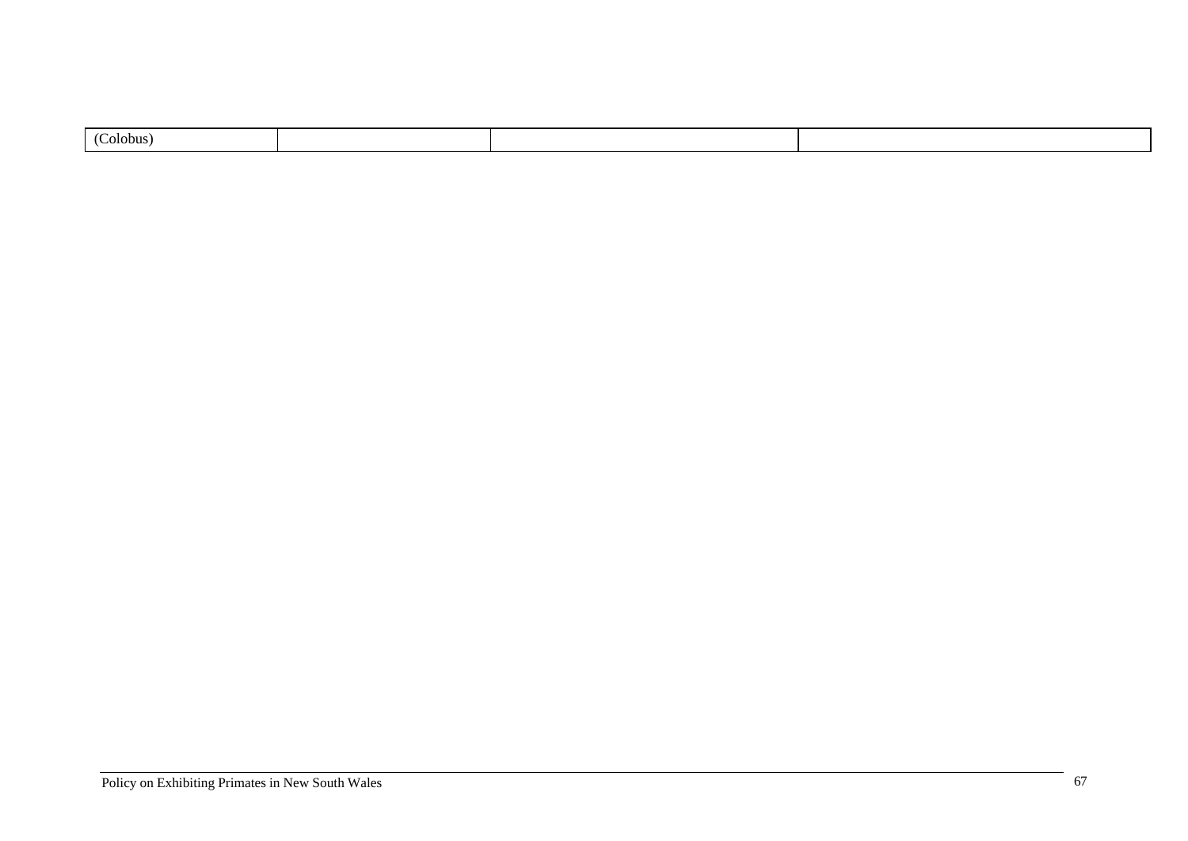| (Colobus) | | | |
|---|---|---|---|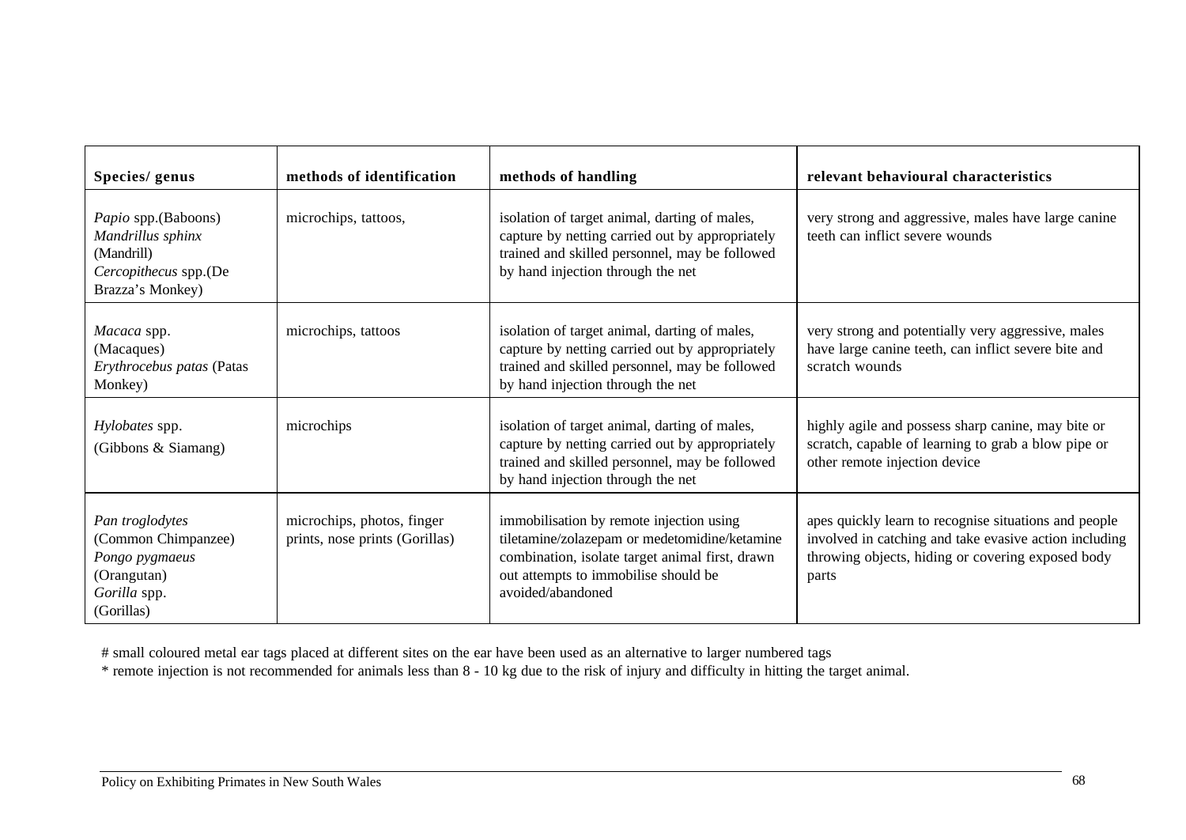| Species/ genus | methods of identification | methods of handling | relevant behavioural characteristics |
|---|---|---|---|
| *Papio* spp.(Baboons) *Mandrillus sphinx* (Mandrill) *Cercopithecus* spp.(De Brazza's Monkey) | microchips, tattoos, | isolation of target animal, darting of males, capture by netting carried out by appropriately trained and skilled personnel, may be followed by hand injection through the net | very strong and aggressive, males have large canine teeth can inflict severe wounds |
| *Macaca* spp. (Macaques) *Erythrocebus patas* (Patas Monkey) | microchips, tattoos | isolation of target animal, darting of males, capture by netting carried out by appropriately trained and skilled personnel, may be followed by hand injection through the net | very strong and potentially very aggressive, males have large canine teeth, can inflict severe bite and scratch wounds |
| *Hylobates* spp. (Gibbons & Siamang) | microchips | isolation of target animal, darting of males, capture by netting carried out by appropriately trained and skilled personnel, may be followed by hand injection through the net | highly agile and possess sharp canine, may bite or scratch, capable of learning to grab a blow pipe or other remote injection device |
| *Pan troglodytes* (Common Chimpanzee) *Pongo pygmaeus* (Orangutan) *Gorilla* spp. (Gorillas) | microchips, photos, finger prints, nose prints (Gorillas) | immobilisation by remote injection using tiletamine/zolazepam or medetomidine/ketamine combination, isolate target animal first, drawn out attempts to immobilise should be avoided/abandoned | apes quickly learn to recognise situations and people involved in catching and take evasive action including throwing objects, hiding or covering exposed body parts |

# small coloured metal ear tags placed at different sites on the ear have been used as an alternative to larger numbered tags

* remote injection is not recommended for animals less than 8 - 10 kg due to the risk of injury and difficulty in hitting the target animal.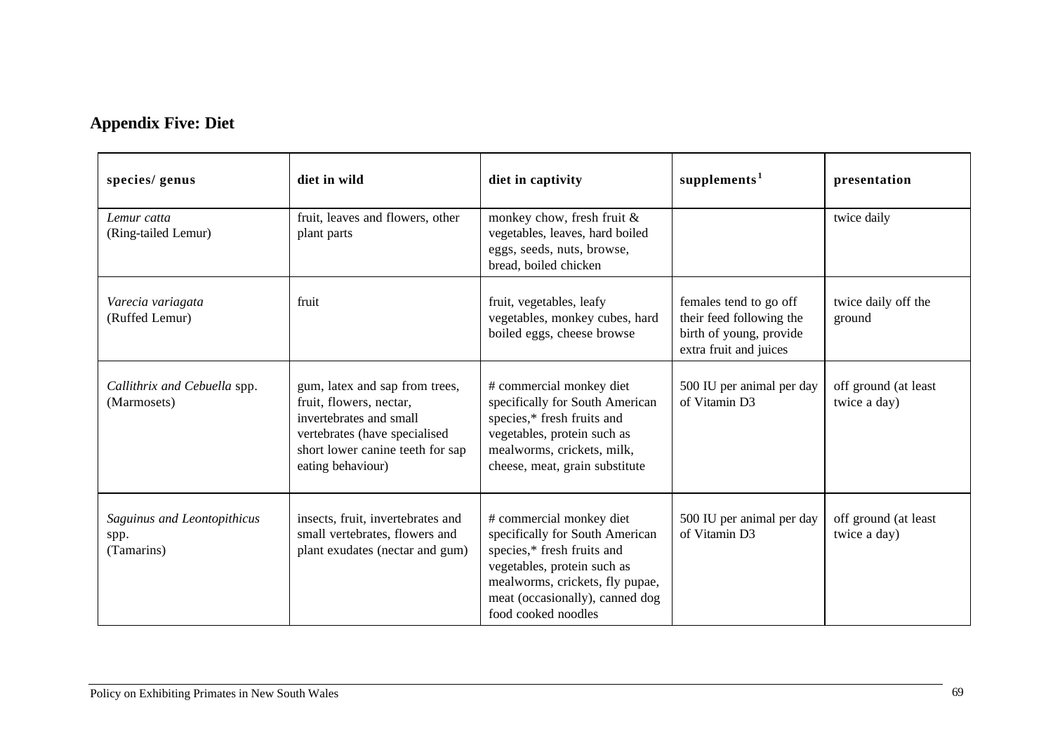## Appendix Five: Diet

| species/ genus | diet in wild | diet in captivity | supplements[1] | presentation |
|---|---|---|---|---|
| *Lemur catta* (Ring-tailed Lemur) | fruit, leaves and flowers, other plant parts | monkey chow, fresh fruit & vegetables, leaves, hard boiled eggs, seeds, nuts, browse, bread, boiled chicken | | twice daily |
| *Varecia variagata* (Ruffed Lemur) | fruit | fruit, vegetables, leafy vegetables, monkey cubes, hard boiled eggs, cheese browse | females tend to go off their feed following the birth of young, provide extra fruit and juices | twice daily off the ground |
| *Callithrix and Cebuella* spp. (Marmosets) | gum, latex and sap from trees, fruit, flowers, nectar, invertebrates and small vertebrates (have specialised short lower canine teeth for sap eating behaviour) | # commercial monkey diet specifically for South American species,* fresh fruits and vegetables, protein such as mealworms, crickets, milk, cheese, meat, grain substitute | 500 IU per animal per day of Vitamin D3 | off ground (at least twice a day) |
| *Saguinus and Leontopithicus* spp. (Tamarins) | insects, fruit, invertebrates and small vertebrates, flowers and plant exudates (nectar and gum) | # commercial monkey diet specifically for South American species,* fresh fruits and vegetables, protein such as mealworms, crickets, fly pupae, meat (occasionally), canned dog food cooked noodles | 500 IU per animal per day of Vitamin D3 | off ground (at least twice a day) |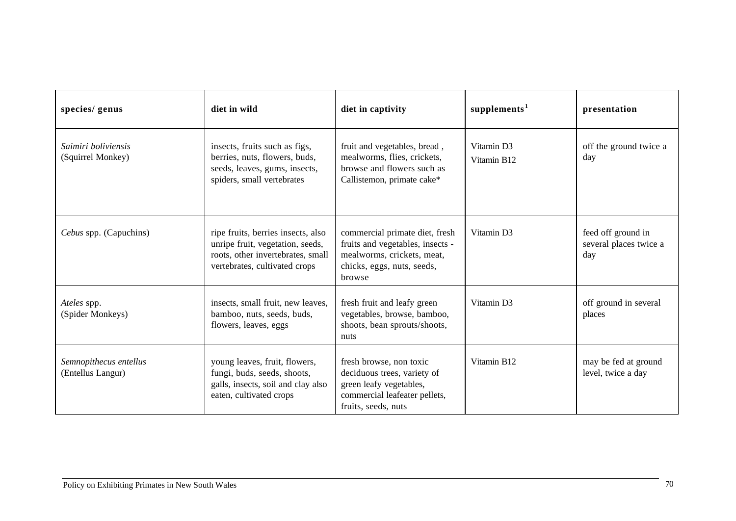| species/ genus | diet in wild | diet in captivity | supplements[1] | presentation |
|---|---|---|---|---|
| *Saimiri boliviensis* (Squirrel Monkey) | insects, fruits such as figs, berries, nuts, flowers, buds, seeds, leaves, gums, insects, spiders, small vertebrates | fruit and vegetables, bread , mealworms, flies, crickets, browse and flowers such as Callistemon, primate cake* | Vitamin D3 Vitamin B12 | off the ground twice a day |
| *Cebus* spp. (Capuchins) | ripe fruits, berries insects, also unripe fruit, vegetation, seeds, roots, other invertebrates, small vertebrates, cultivated crops | commercial primate diet, fresh fruits and vegetables, insects - mealworms, crickets, meat, chicks, eggs, nuts, seeds, browse | Vitamin D3 | feed off ground in several places twice a day |
| *Ateles* spp. (Spider Monkeys) | insects, small fruit, new leaves, bamboo, nuts, seeds, buds, flowers, leaves, eggs | fresh fruit and leafy green vegetables, browse, bamboo, shoots, bean sprouts/shoots, nuts | Vitamin D3 | off ground in several places |
| *Semnopithecus entellus* (Entellus Langur) | young leaves, fruit, flowers, fungi, buds, seeds, shoots, galls, insects, soil and clay also eaten, cultivated crops | fresh browse, non toxic deciduous trees, variety of green leafy vegetables, commercial leafeater pellets, fruits, seeds, nuts | Vitamin B12 | may be fed at ground level, twice a day |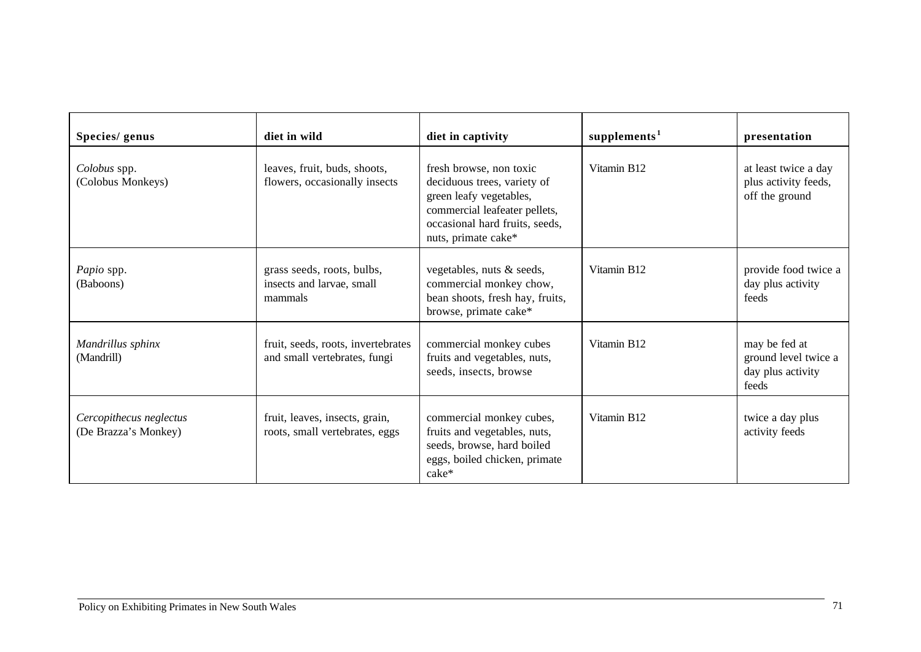| Species/ genus | diet in wild | diet in captivity | supplements[1] | presentation |
|---|---|---|---|---|
| *Colobus* spp. (Colobus Monkeys) | leaves, fruit, buds, shoots, flowers, occasionally insects | fresh browse, non toxic deciduous trees, variety of green leafy vegetables, commercial leafeater pellets, occasional hard fruits, seeds, nuts, primate cake* | Vitamin B12 | at least twice a day plus activity feeds, off the ground |
| *Papio* spp. (Baboons) | grass seeds, roots, bulbs, insects and larvae, small mammals | vegetables, nuts & seeds, commercial monkey chow, bean shoots, fresh hay, fruits, browse, primate cake* | Vitamin B12 | provide food twice a day plus activity feeds |
| *Mandrillus sphinx* (Mandrill) | fruit, seeds, roots, invertebrates and small vertebrates, fungi | commercial monkey cubes fruits and vegetables, nuts, seeds, insects, browse | Vitamin B12 | may be fed at ground level twice a day plus activity feeds |
| *Cercopithecus neglectus* (De Brazza's Monkey) | fruit, leaves, insects, grain, roots, small vertebrates, eggs | commercial monkey cubes, fruits and vegetables, nuts, seeds, browse, hard boiled eggs, boiled chicken, primate cake* | Vitamin B12 | twice a day plus activity feeds |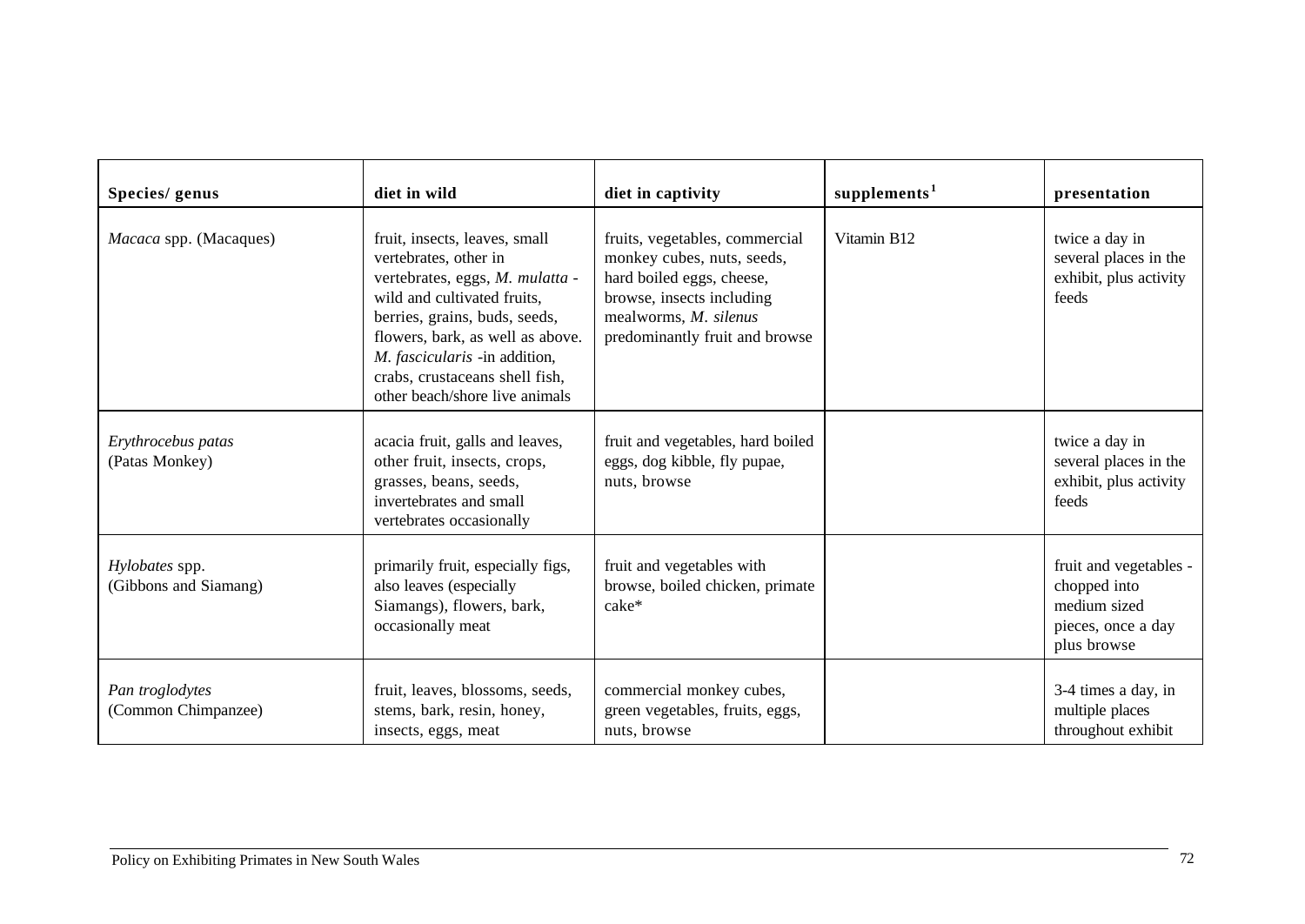| Species/ genus | diet in wild | diet in captivity | supplements[1] | presentation |
|---|---|---|---|---|
| *Macaca* spp. (Macaques) | fruit, insects, leaves, small vertebrates, other in vertebrates, eggs, *M. mulatta* - wild and cultivated fruits, berries, grains, buds, seeds, flowers, bark, as well as above. *M. fascicularis* -in addition, crabs, crustaceans shell fish, other beach/shore live animals | fruits, vegetables, commercial monkey cubes, nuts, seeds, hard boiled eggs, cheese, browse, insects including mealworms, *M. silenus* predominantly fruit and browse | Vitamin B12 | twice a day in several places in the exhibit, plus activity feeds |
| *Erythrocebus patas* (Patas Monkey) | acacia fruit, galls and leaves, other fruit, insects, crops, grasses, beans, seeds, invertebrates and small vertebrates occasionally | fruit and vegetables, hard boiled eggs, dog kibble, fly pupae, nuts, browse | | twice a day in several places in the exhibit, plus activity feeds |
| *Hylobates* spp. (Gibbons and Siamang) | primarily fruit, especially figs, also leaves (especially Siamangs), flowers, bark, occasionally meat | fruit and vegetables with browse, boiled chicken, primate cake* | | fruit and vegetables - chopped into medium sized pieces, once a day plus browse |
| *Pan troglodytes* (Common Chimpanzee) | fruit, leaves, blossoms, seeds, stems, bark, resin, honey, insects, eggs, meat | commercial monkey cubes, green vegetables, fruits, eggs, nuts, browse | | 3-4 times a day, in multiple places throughout exhibit |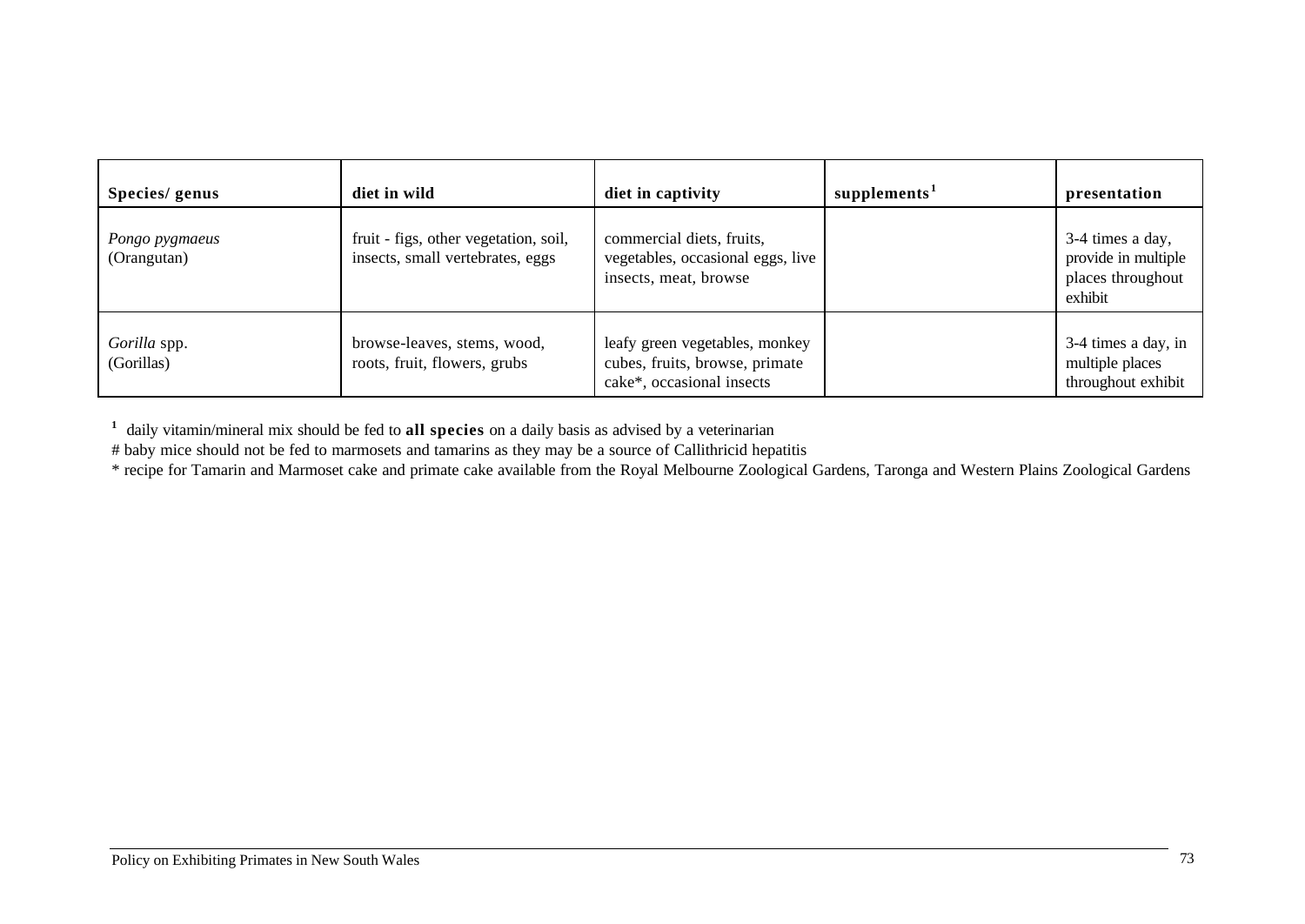| Species/ genus | diet in wild | diet in captivity | supplements[1] | presentation |
|---|---|---|---|---|
| *Pongo pygmaeus* (Orangutan) | fruit - figs, other vegetation, soil, insects, small vertebrates, eggs | commercial diets, fruits, vegetables, occasional eggs, live insects, meat, browse | | 3-4 times a day, provide in multiple places throughout exhibit |
| *Gorilla* spp. (Gorillas) | browse-leaves, stems, wood, roots, fruit, flowers, grubs | leafy green vegetables, monkey cubes, fruits, browse, primate cake*, occasional insects | | 3-4 times a day, in multiple places throughout exhibit |

[1] daily vitamin/mineral mix should be fed to **all species** on a daily basis as advised by a veterinarian

# baby mice should not be fed to marmosets and tamarins as they may be a source of Callithricid hepatitis

* recipe for Tamarin and Marmoset cake and primate cake available from the Royal Melbourne Zoological Gardens, Taronga and Western Plains Zoological Gardens